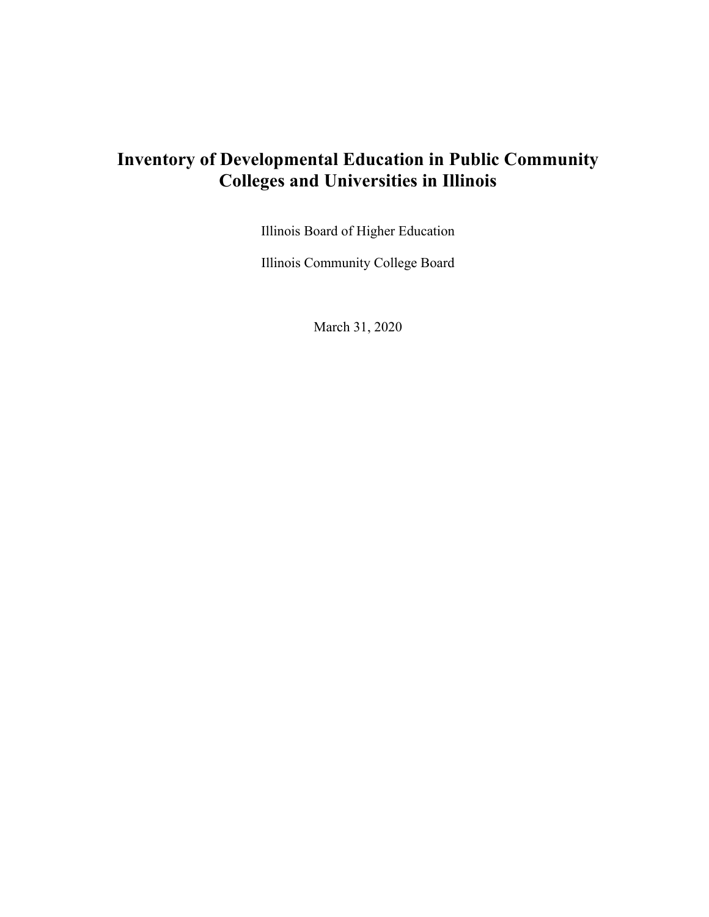# Inventory of Developmental Education in Public Community Colleges and Universities in Illinois

Illinois Board of Higher Education

Illinois Community College Board

March 31, 2020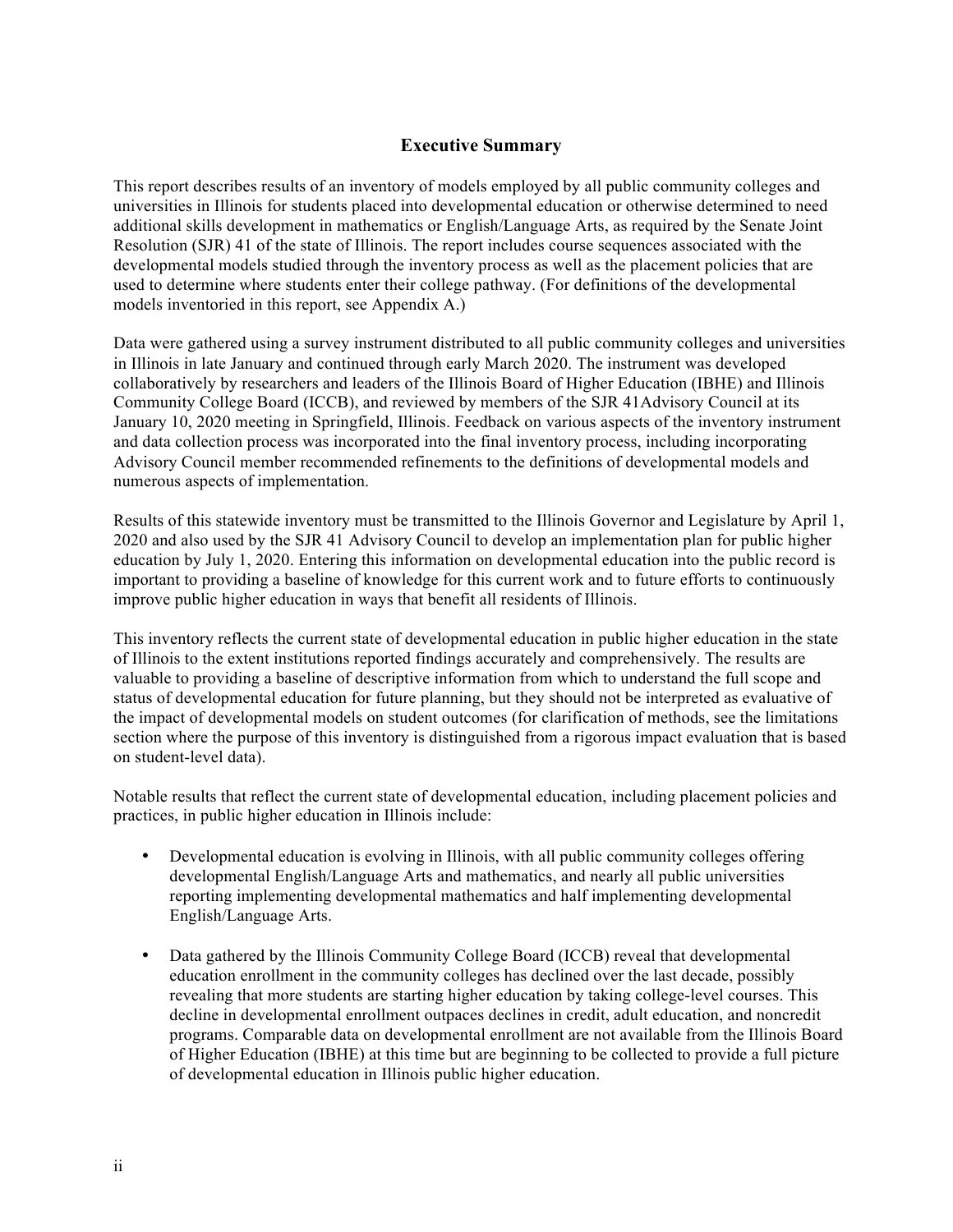## Executive Summary

This report describes results of an inventory of models employed by all public community colleges and universities in Illinois for students placed into developmental education or otherwise determined to need additional skills development in mathematics or English/Language Arts, as required by the Senate Joint Resolution (SJR) 41 of the state of Illinois. The report includes course sequences associated with the developmental models studied through the inventory process as well as the placement policies that are used to determine where students enter their college pathway. (For definitions of the developmental models inventoried in this report, see Appendix A.)

Data were gathered using a survey instrument distributed to all public community colleges and universities in Illinois in late January and continued through early March 2020. The instrument was developed collaboratively by researchers and leaders of the Illinois Board of Higher Education (IBHE) and Illinois Community College Board (ICCB), and reviewed by members of the SJR 41Advisory Council at its January 10, 2020 meeting in Springfield, Illinois. Feedback on various aspects of the inventory instrument and data collection process was incorporated into the final inventory process, including incorporating Advisory Council member recommended refinements to the definitions of developmental models and numerous aspects of implementation.

Results of this statewide inventory must be transmitted to the Illinois Governor and Legislature by April 1, 2020 and also used by the SJR 41 Advisory Council to develop an implementation plan for public higher education by July 1, 2020. Entering this information on developmental education into the public record is important to providing a baseline of knowledge for this current work and to future efforts to continuously improve public higher education in ways that benefit all residents of Illinois.

This inventory reflects the current state of developmental education in public higher education in the state of Illinois to the extent institutions reported findings accurately and comprehensively. The results are valuable to providing a baseline of descriptive information from which to understand the full scope and status of developmental education for future planning, but they should not be interpreted as evaluative of the impact of developmental models on student outcomes (for clarification of methods, see the limitations section where the purpose of this inventory is distinguished from a rigorous impact evaluation that is based on student-level data).

Notable results that reflect the current state of developmental education, including placement policies and practices, in public higher education in Illinois include:

- Developmental education is evolving in Illinois, with all public community colleges offering developmental English/Language Arts and mathematics, and nearly all public universities reporting implementing developmental mathematics and half implementing developmental English/Language Arts.

- Data gathered by the Illinois Community College Board (ICCB) reveal that developmental education enrollment in the community colleges has declined over the last decade, possibly revealing that more students are starting higher education by taking college-level courses. This decline in developmental enrollment outpaces declines in credit, adult education, and noncredit programs. Comparable data on developmental enrollment are not available from the Illinois Board of Higher Education (IBHE) at this time but are beginning to be collected to provide a full picture of developmental education in Illinois public higher education.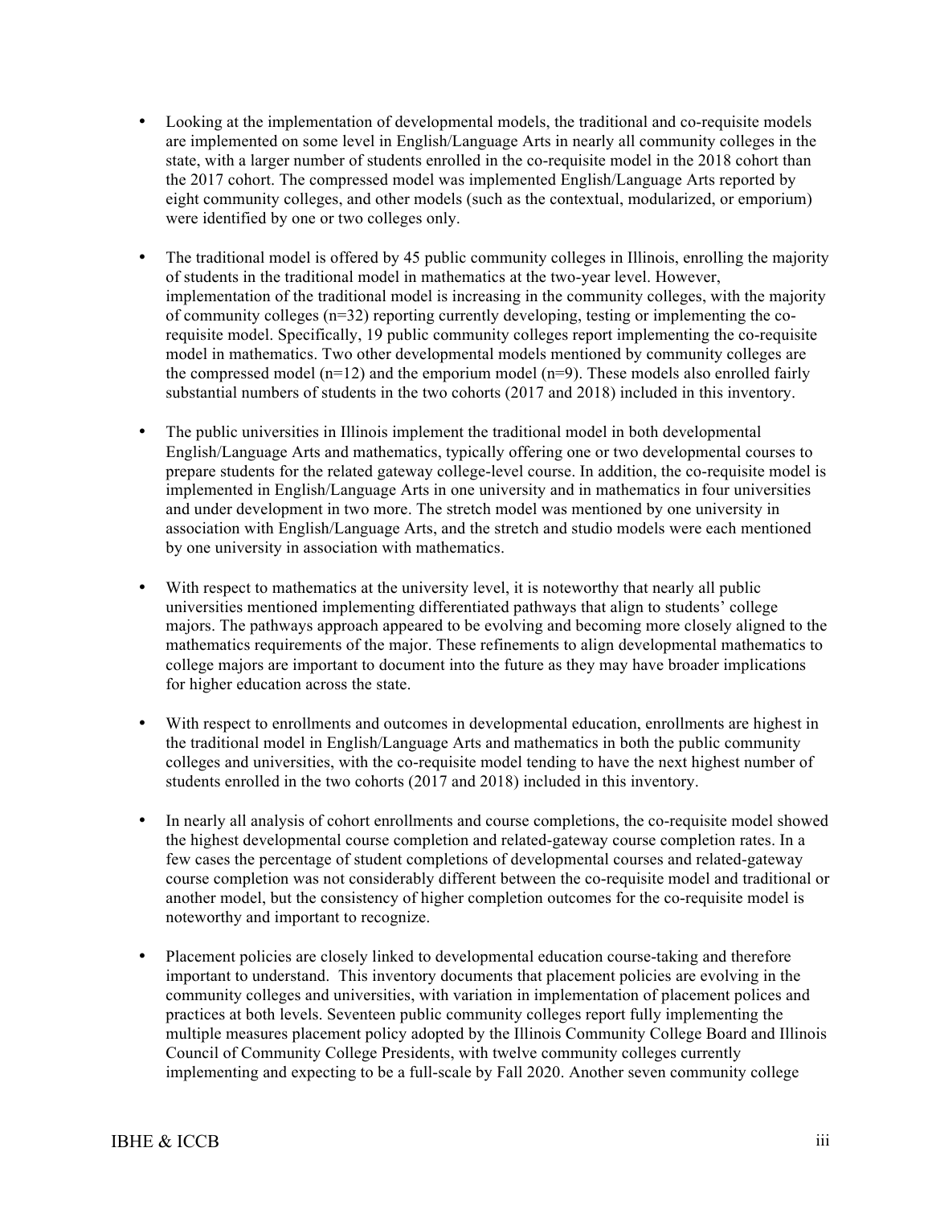- Looking at the implementation of developmental models, the traditional and co-requisite models are implemented on some level in English/Language Arts in nearly all community colleges in the state, with a larger number of students enrolled in the co-requisite model in the 2018 cohort than the 2017 cohort. The compressed model was implemented English/Language Arts reported by eight community colleges, and other models (such as the contextual, modularized, or emporium) were identified by one or two colleges only.

- The traditional model is offered by 45 public community colleges in Illinois, enrolling the majority of students in the traditional model in mathematics at the two-year level. However, implementation of the traditional model is increasing in the community colleges, with the majority of community colleges (n=32) reporting currently developing, testing or implementing the co-requisite model. Specifically, 19 public community colleges report implementing the co-requisite model in mathematics. Two other developmental models mentioned by community colleges are the compressed model (n=12) and the emporium model (n=9). These models also enrolled fairly substantial numbers of students in the two cohorts (2017 and 2018) included in this inventory.

- The public universities in Illinois implement the traditional model in both developmental English/Language Arts and mathematics, typically offering one or two developmental courses to prepare students for the related gateway college-level course. In addition, the co-requisite model is implemented in English/Language Arts in one university and in mathematics in four universities and under development in two more. The stretch model was mentioned by one university in association with English/Language Arts, and the stretch and studio models were each mentioned by one university in association with mathematics.

- With respect to mathematics at the university level, it is noteworthy that nearly all public universities mentioned implementing differentiated pathways that align to students' college majors. The pathways approach appeared to be evolving and becoming more closely aligned to the mathematics requirements of the major. These refinements to align developmental mathematics to college majors are important to document into the future as they may have broader implications for higher education across the state.

- With respect to enrollments and outcomes in developmental education, enrollments are highest in the traditional model in English/Language Arts and mathematics in both the public community colleges and universities, with the co-requisite model tending to have the next highest number of students enrolled in the two cohorts (2017 and 2018) included in this inventory.

- In nearly all analysis of cohort enrollments and course completions, the co-requisite model showed the highest developmental course completion and related-gateway course completion rates. In a few cases the percentage of student completions of developmental courses and related-gateway course completion was not considerably different between the co-requisite model and traditional or another model, but the consistency of higher completion outcomes for the co-requisite model is noteworthy and important to recognize.

- Placement policies are closely linked to developmental education course-taking and therefore important to understand. This inventory documents that placement policies are evolving in the community colleges and universities, with variation in implementation of placement polices and practices at both levels. Seventeen public community colleges report fully implementing the multiple measures placement policy adopted by the Illinois Community College Board and Illinois Council of Community College Presidents, with twelve community colleges currently implementing and expecting to be a full-scale by Fall 2020. Another seven community college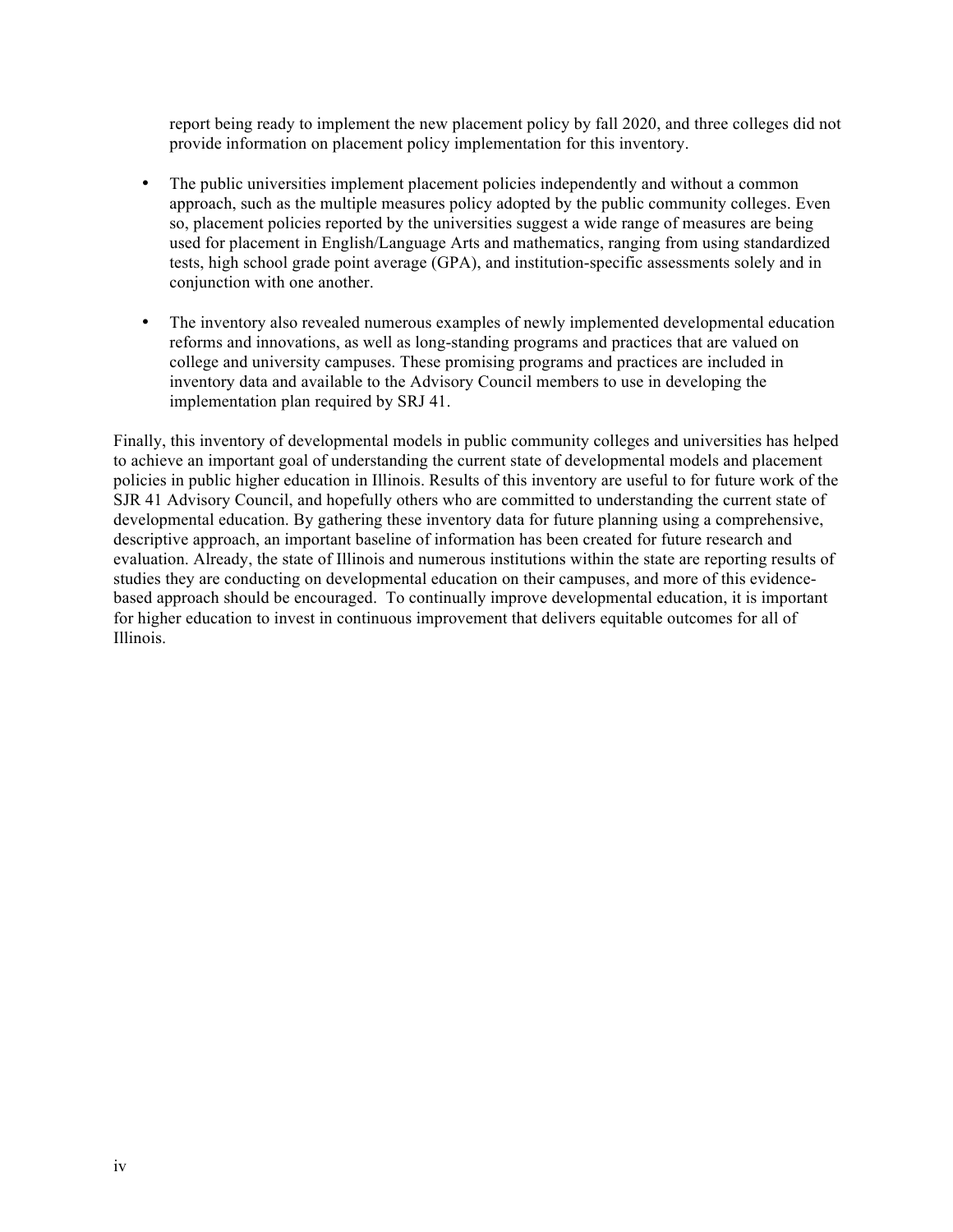report being ready to implement the new placement policy by fall 2020, and three colleges did not provide information on placement policy implementation for this inventory.

- The public universities implement placement policies independently and without a common approach, such as the multiple measures policy adopted by the public community colleges. Even so, placement policies reported by the universities suggest a wide range of measures are being used for placement in English/Language Arts and mathematics, ranging from using standardized tests, high school grade point average (GPA), and institution-specific assessments solely and in conjunction with one another.

- The inventory also revealed numerous examples of newly implemented developmental education reforms and innovations, as well as long-standing programs and practices that are valued on college and university campuses. These promising programs and practices are included in inventory data and available to the Advisory Council members to use in developing the implementation plan required by SRJ 41.

Finally, this inventory of developmental models in public community colleges and universities has helped to achieve an important goal of understanding the current state of developmental models and placement policies in public higher education in Illinois. Results of this inventory are useful to for future work of the SJR 41 Advisory Council, and hopefully others who are committed to understanding the current state of developmental education. By gathering these inventory data for future planning using a comprehensive, descriptive approach, an important baseline of information has been created for future research and evaluation. Already, the state of Illinois and numerous institutions within the state are reporting results of studies they are conducting on developmental education on their campuses, and more of this evidence-based approach should be encouraged. To continually improve developmental education, it is important for higher education to invest in continuous improvement that delivers equitable outcomes for all of Illinois.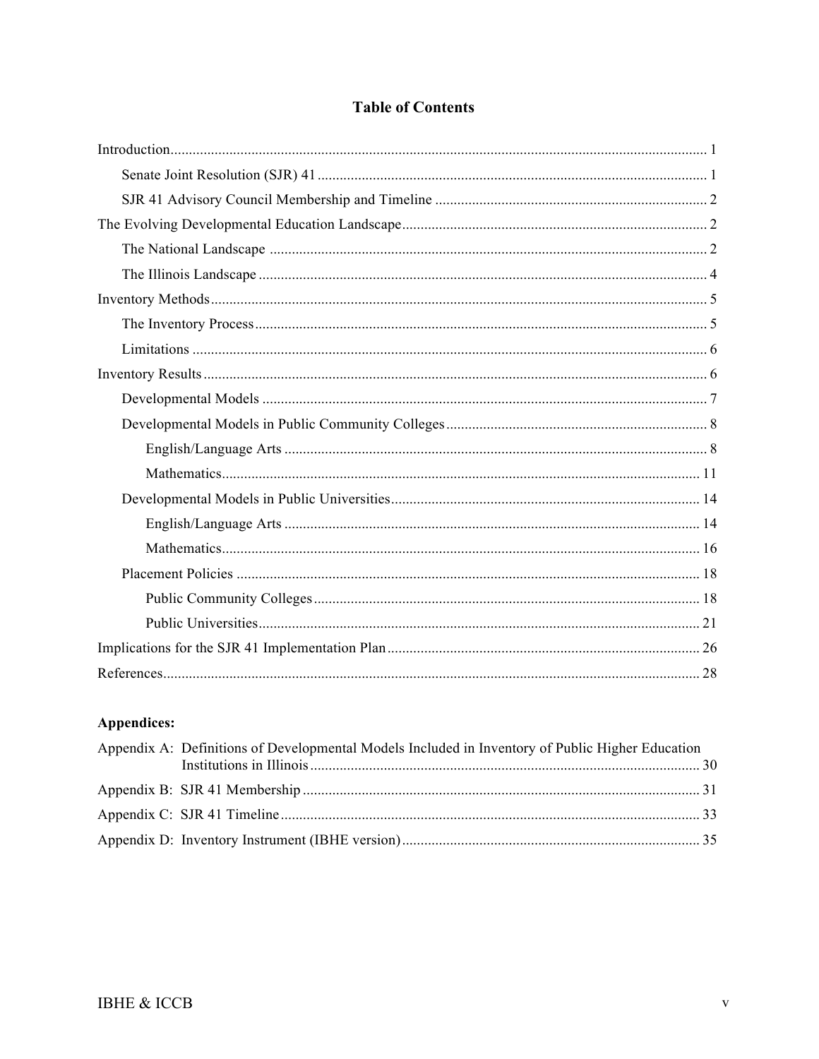# Table of Contents

| | |
|---|---|
| Introduction | 1 |
| Senate Joint Resolution (SJR) 41 | 1 |
| SJR 41 Advisory Council Membership and Timeline | 2 |
| The Evolving Developmental Education Landscape | 2 |
| The National Landscape | 2 |
| The Illinois Landscape | 4 |
| Inventory Methods | 5 |
| The Inventory Process | 5 |
| Limitations | 6 |
| Inventory Results | 6 |
| Developmental Models | 7 |
| Developmental Models in Public Community Colleges | 8 |
| English/Language Arts | 8 |
| Mathematics | 11 |
| Developmental Models in Public Universities | 14 |
| English/Language Arts | 14 |
| Mathematics | 16 |
| Placement Policies | 18 |
| Public Community Colleges | 18 |
| Public Universities | 21 |
| Implications for the SJR 41 Implementation Plan | 26 |
| References | 28 |

**Appendices:**

| | |
|---|---|
| Appendix A: Definitions of Developmental Models Included in Inventory of Public Higher Education Institutions in Illinois | 30 |
| Appendix B: SJR 41 Membership | 31 |
| Appendix C: SJR 41 Timeline | 33 |
| Appendix D: Inventory Instrument (IBHE version) | 35 |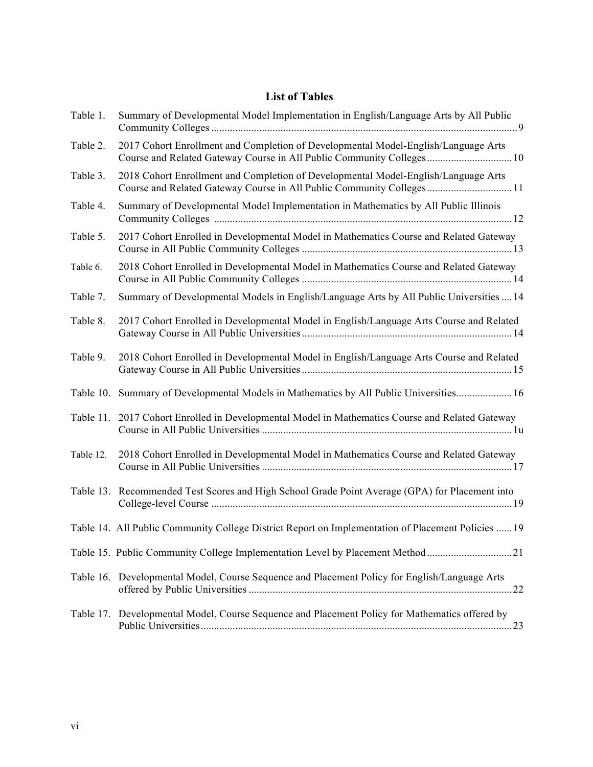## List of Tables

Table 1. Summary of Developmental Model Implementation in English/Language Arts by All Public Community Colleges .......... 9

Table 2. 2017 Cohort Enrollment and Completion of Developmental Model-English/Language Arts Course and Related Gateway Course in All Public Community Colleges .......... 10

Table 3. 2018 Cohort Enrollment and Completion of Developmental Model-English/Language Arts Course and Related Gateway Course in All Public Community Colleges .......... 11

Table 4. Summary of Developmental Model Implementation in Mathematics by All Public Illinois Community Colleges .......... 12

Table 5. 2017 Cohort Enrolled in Developmental Model in Mathematics Course and Related Gateway Course in All Public Community Colleges .......... 13

Table 6. 2018 Cohort Enrolled in Developmental Model in Mathematics Course and Related Gateway Course in All Public Community Colleges .......... 14

Table 7. Summary of Developmental Models in English/Language Arts by All Public Universities .... 14

Table 8. 2017 Cohort Enrolled in Developmental Model in English/Language Arts Course and Related Gateway Course in All Public Universities .......... 14

Table 9. 2018 Cohort Enrolled in Developmental Model in English/Language Arts Course and Related Gateway Course in All Public Universities .......... 15

Table 10. Summary of Developmental Models in Mathematics by All Public Universities .......... 16

Table 11. 2017 Cohort Enrolled in Developmental Model in Mathematics Course and Related Gateway Course in All Public Universities .......... 1u

Table 12. 2018 Cohort Enrolled in Developmental Model in Mathematics Course and Related Gateway Course in All Public Universities .......... 17

Table 13. Recommended Test Scores and High School Grade Point Average (GPA) for Placement into College-level Course .......... 19

Table 14. All Public Community College District Report on Implementation of Placement Policies ...... 19

Table 15. Public Community College Implementation Level by Placement Method .......... 21

Table 16. Developmental Model, Course Sequence and Placement Policy for English/Language Arts offered by Public Universities .......... 22

Table 17. Developmental Model, Course Sequence and Placement Policy for Mathematics offered by Public Universities .......... 23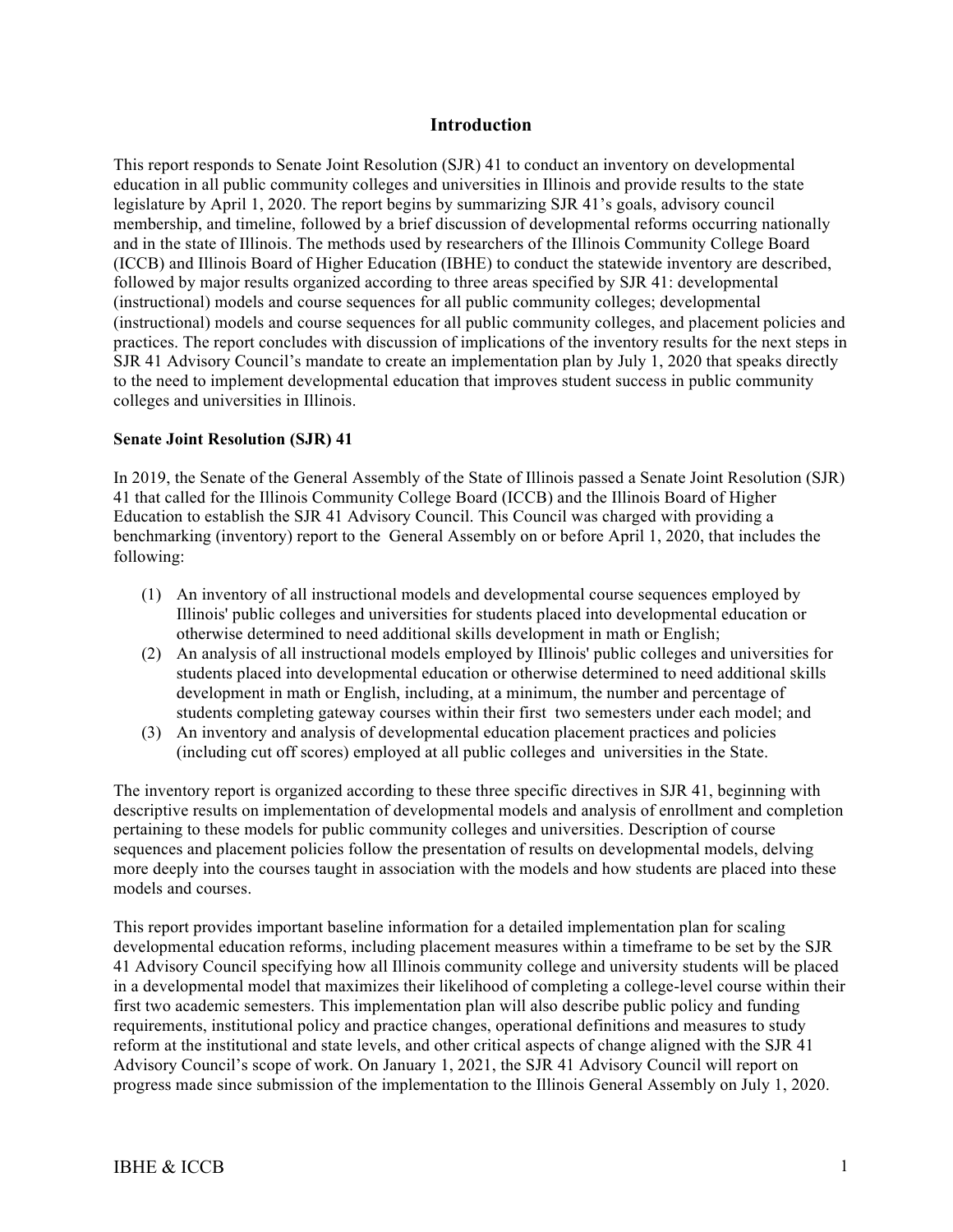# Introduction

This report responds to Senate Joint Resolution (SJR) 41 to conduct an inventory on developmental education in all public community colleges and universities in Illinois and provide results to the state legislature by April 1, 2020. The report begins by summarizing SJR 41's goals, advisory council membership, and timeline, followed by a brief discussion of developmental reforms occurring nationally and in the state of Illinois. The methods used by researchers of the Illinois Community College Board (ICCB) and Illinois Board of Higher Education (IBHE) to conduct the statewide inventory are described, followed by major results organized according to three areas specified by SJR 41: developmental (instructional) models and course sequences for all public community colleges; developmental (instructional) models and course sequences for all public community colleges, and placement policies and practices. The report concludes with discussion of implications of the inventory results for the next steps in SJR 41 Advisory Council's mandate to create an implementation plan by July 1, 2020 that speaks directly to the need to implement developmental education that improves student success in public community colleges and universities in Illinois.

### Senate Joint Resolution (SJR) 41

In 2019, the Senate of the General Assembly of the State of Illinois passed a Senate Joint Resolution (SJR) 41 that called for the Illinois Community College Board (ICCB) and the Illinois Board of Higher Education to establish the SJR 41 Advisory Council. This Council was charged with providing a benchmarking (inventory) report to the General Assembly on or before April 1, 2020, that includes the following:

(1) An inventory of all instructional models and developmental course sequences employed by Illinois' public colleges and universities for students placed into developmental education or otherwise determined to need additional skills development in math or English;
(2) An analysis of all instructional models employed by Illinois' public colleges and universities for students placed into developmental education or otherwise determined to need additional skills development in math or English, including, at a minimum, the number and percentage of students completing gateway courses within their first two semesters under each model; and
(3) An inventory and analysis of developmental education placement practices and policies (including cut off scores) employed at all public colleges and universities in the State.

The inventory report is organized according to these three specific directives in SJR 41, beginning with descriptive results on implementation of developmental models and analysis of enrollment and completion pertaining to these models for public community colleges and universities. Description of course sequences and placement policies follow the presentation of results on developmental models, delving more deeply into the courses taught in association with the models and how students are placed into these models and courses.

This report provides important baseline information for a detailed implementation plan for scaling developmental education reforms, including placement measures within a timeframe to be set by the SJR 41 Advisory Council specifying how all Illinois community college and university students will be placed in a developmental model that maximizes their likelihood of completing a college-level course within their first two academic semesters. This implementation plan will also describe public policy and funding requirements, institutional policy and practice changes, operational definitions and measures to study reform at the institutional and state levels, and other critical aspects of change aligned with the SJR 41 Advisory Council's scope of work. On January 1, 2021, the SJR 41 Advisory Council will report on progress made since submission of the implementation to the Illinois General Assembly on July 1, 2020.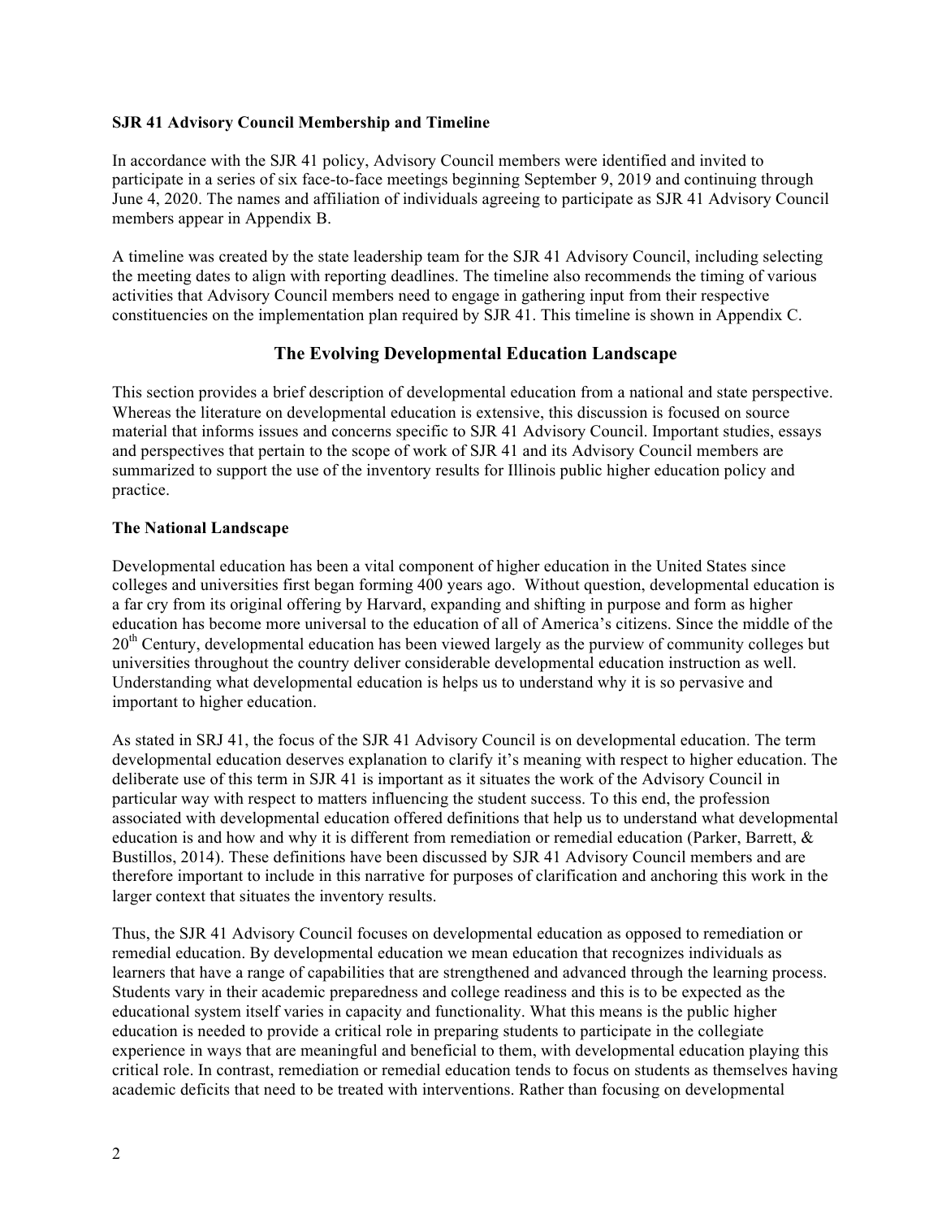**SJR 41 Advisory Council Membership and Timeline**

In accordance with the SJR 41 policy, Advisory Council members were identified and invited to participate in a series of six face-to-face meetings beginning September 9, 2019 and continuing through June 4, 2020. The names and affiliation of individuals agreeing to participate as SJR 41 Advisory Council members appear in Appendix B.

A timeline was created by the state leadership team for the SJR 41 Advisory Council, including selecting the meeting dates to align with reporting deadlines. The timeline also recommends the timing of various activities that Advisory Council members need to engage in gathering input from their respective constituencies on the implementation plan required by SJR 41. This timeline is shown in Appendix C.

## The Evolving Developmental Education Landscape

This section provides a brief description of developmental education from a national and state perspective. Whereas the literature on developmental education is extensive, this discussion is focused on source material that informs issues and concerns specific to SJR 41 Advisory Council. Important studies, essays and perspectives that pertain to the scope of work of SJR 41 and its Advisory Council members are summarized to support the use of the inventory results for Illinois public higher education policy and practice.

**The National Landscape**

Developmental education has been a vital component of higher education in the United States since colleges and universities first began forming 400 years ago. Without question, developmental education is a far cry from its original offering by Harvard, expanding and shifting in purpose and form as higher education has become more universal to the education of all of America's citizens. Since the middle of the 20th Century, developmental education has been viewed largely as the purview of community colleges but universities throughout the country deliver considerable developmental education instruction as well. Understanding what developmental education is helps us to understand why it is so pervasive and important to higher education.

As stated in SRJ 41, the focus of the SJR 41 Advisory Council is on developmental education. The term developmental education deserves explanation to clarify it's meaning with respect to higher education. The deliberate use of this term in SJR 41 is important as it situates the work of the Advisory Council in particular way with respect to matters influencing the student success. To this end, the profession associated with developmental education offered definitions that help us to understand what developmental education is and how and why it is different from remediation or remedial education (Parker, Barrett, & Bustillos, 2014). These definitions have been discussed by SJR 41 Advisory Council members and are therefore important to include in this narrative for purposes of clarification and anchoring this work in the larger context that situates the inventory results.

Thus, the SJR 41 Advisory Council focuses on developmental education as opposed to remediation or remedial education. By developmental education we mean education that recognizes individuals as learners that have a range of capabilities that are strengthened and advanced through the learning process. Students vary in their academic preparedness and college readiness and this is to be expected as the educational system itself varies in capacity and functionality. What this means is the public higher education is needed to provide a critical role in preparing students to participate in the collegiate experience in ways that are meaningful and beneficial to them, with developmental education playing this critical role. In contrast, remediation or remedial education tends to focus on students as themselves having academic deficits that need to be treated with interventions. Rather than focusing on developmental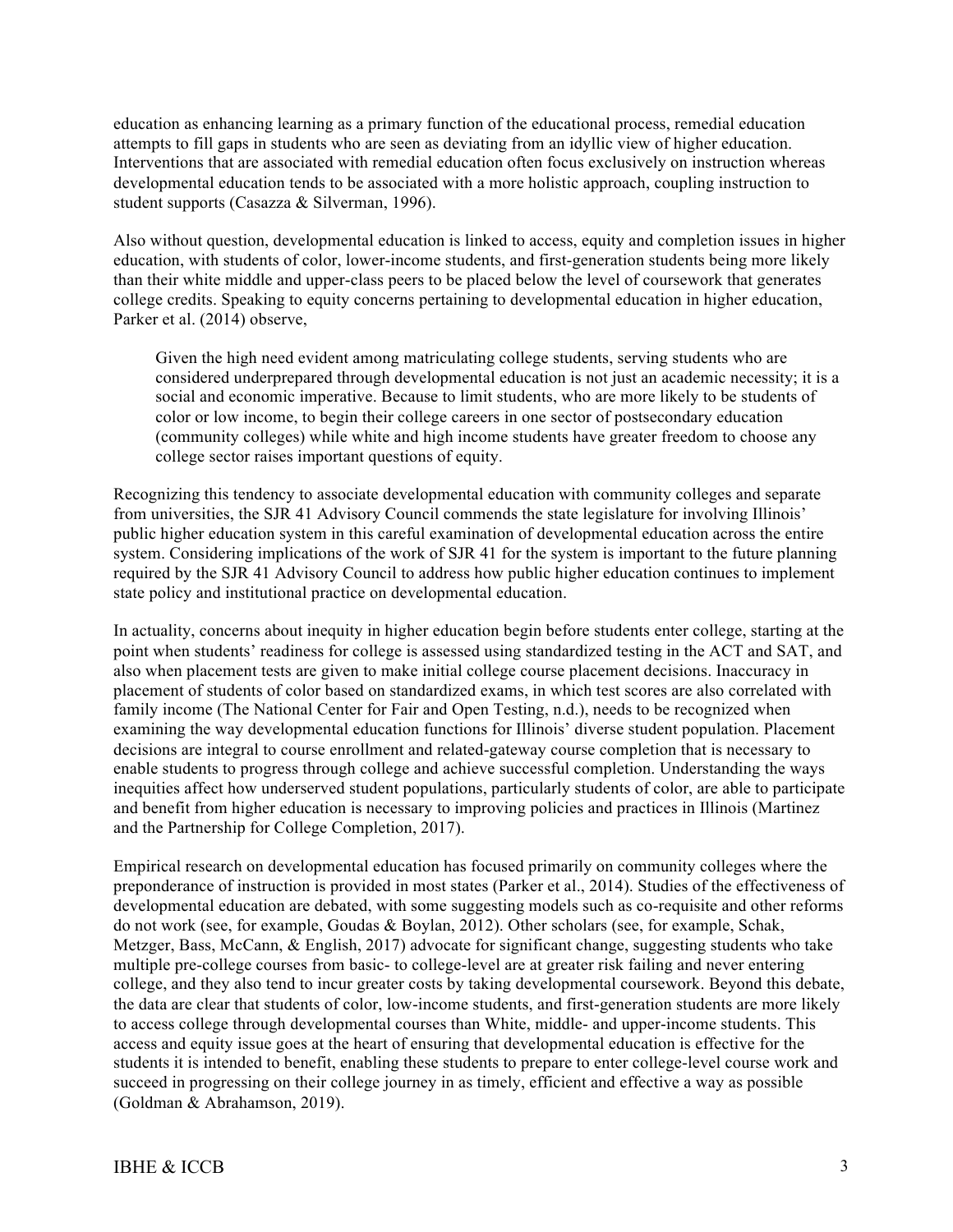education as enhancing learning as a primary function of the educational process, remedial education attempts to fill gaps in students who are seen as deviating from an idyllic view of higher education. Interventions that are associated with remedial education often focus exclusively on instruction whereas developmental education tends to be associated with a more holistic approach, coupling instruction to student supports (Casazza & Silverman, 1996).

Also without question, developmental education is linked to access, equity and completion issues in higher education, with students of color, lower-income students, and first-generation students being more likely than their white middle and upper-class peers to be placed below the level of coursework that generates college credits. Speaking to equity concerns pertaining to developmental education in higher education, Parker et al. (2014) observe,

> Given the high need evident among matriculating college students, serving students who are considered underprepared through developmental education is not just an academic necessity; it is a social and economic imperative. Because to limit students, who are more likely to be students of color or low income, to begin their college careers in one sector of postsecondary education (community colleges) while white and high income students have greater freedom to choose any college sector raises important questions of equity.

Recognizing this tendency to associate developmental education with community colleges and separate from universities, the SJR 41 Advisory Council commends the state legislature for involving Illinois' public higher education system in this careful examination of developmental education across the entire system. Considering implications of the work of SJR 41 for the system is important to the future planning required by the SJR 41 Advisory Council to address how public higher education continues to implement state policy and institutional practice on developmental education.

In actuality, concerns about inequity in higher education begin before students enter college, starting at the point when students' readiness for college is assessed using standardized testing in the ACT and SAT, and also when placement tests are given to make initial college course placement decisions. Inaccuracy in placement of students of color based on standardized exams, in which test scores are also correlated with family income (The National Center for Fair and Open Testing, n.d.), needs to be recognized when examining the way developmental education functions for Illinois' diverse student population. Placement decisions are integral to course enrollment and related-gateway course completion that is necessary to enable students to progress through college and achieve successful completion. Understanding the ways inequities affect how underserved student populations, particularly students of color, are able to participate and benefit from higher education is necessary to improving policies and practices in Illinois (Martinez and the Partnership for College Completion, 2017).

Empirical research on developmental education has focused primarily on community colleges where the preponderance of instruction is provided in most states (Parker et al., 2014). Studies of the effectiveness of developmental education are debated, with some suggesting models such as co-requisite and other reforms do not work (see, for example, Goudas & Boylan, 2012). Other scholars (see, for example, Schak, Metzger, Bass, McCann, & English, 2017) advocate for significant change, suggesting students who take multiple pre-college courses from basic- to college-level are at greater risk failing and never entering college, and they also tend to incur greater costs by taking developmental coursework. Beyond this debate, the data are clear that students of color, low-income students, and first-generation students are more likely to access college through developmental courses than White, middle- and upper-income students. This access and equity issue goes at the heart of ensuring that developmental education is effective for the students it is intended to benefit, enabling these students to prepare to enter college-level course work and succeed in progressing on their college journey in as timely, efficient and effective a way as possible (Goldman & Abrahamson, 2019).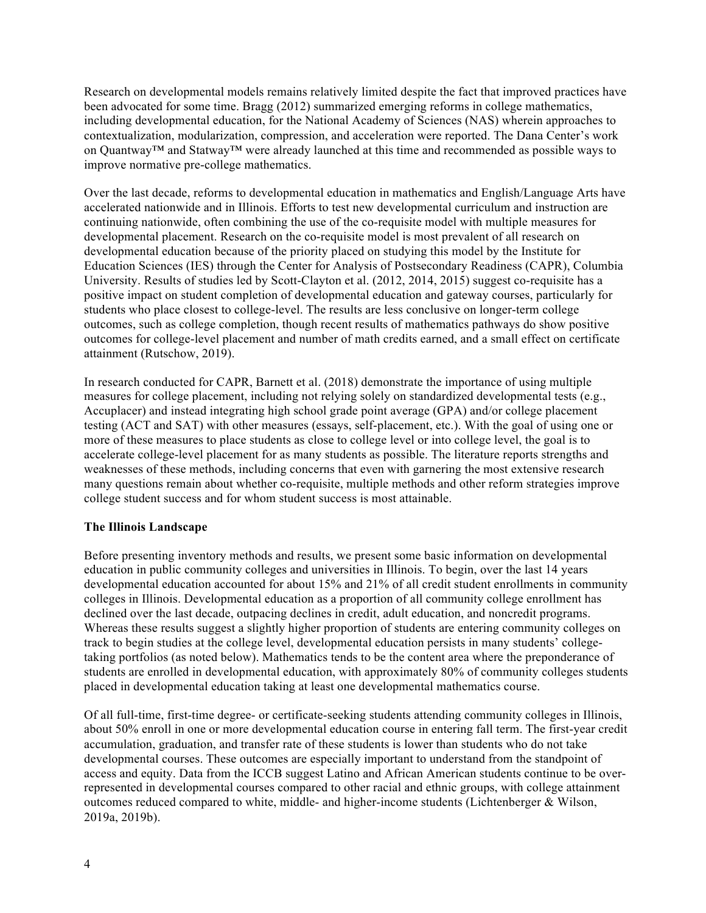Research on developmental models remains relatively limited despite the fact that improved practices have been advocated for some time. Bragg (2012) summarized emerging reforms in college mathematics, including developmental education, for the National Academy of Sciences (NAS) wherein approaches to contextualization, modularization, compression, and acceleration were reported. The Dana Center's work on Quantway™ and Statway™ were already launched at this time and recommended as possible ways to improve normative pre-college mathematics.

Over the last decade, reforms to developmental education in mathematics and English/Language Arts have accelerated nationwide and in Illinois. Efforts to test new developmental curriculum and instruction are continuing nationwide, often combining the use of the co-requisite model with multiple measures for developmental placement. Research on the co-requisite model is most prevalent of all research on developmental education because of the priority placed on studying this model by the Institute for Education Sciences (IES) through the Center for Analysis of Postsecondary Readiness (CAPR), Columbia University. Results of studies led by Scott-Clayton et al. (2012, 2014, 2015) suggest co-requisite has a positive impact on student completion of developmental education and gateway courses, particularly for students who place closest to college-level. The results are less conclusive on longer-term college outcomes, such as college completion, though recent results of mathematics pathways do show positive outcomes for college-level placement and number of math credits earned, and a small effect on certificate attainment (Rutschow, 2019).

In research conducted for CAPR, Barnett et al. (2018) demonstrate the importance of using multiple measures for college placement, including not relying solely on standardized developmental tests (e.g., Accuplacer) and instead integrating high school grade point average (GPA) and/or college placement testing (ACT and SAT) with other measures (essays, self-placement, etc.). With the goal of using one or more of these measures to place students as close to college level or into college level, the goal is to accelerate college-level placement for as many students as possible. The literature reports strengths and weaknesses of these methods, including concerns that even with garnering the most extensive research many questions remain about whether co-requisite, multiple methods and other reform strategies improve college student success and for whom student success is most attainable.

**The Illinois Landscape**

Before presenting inventory methods and results, we present some basic information on developmental education in public community colleges and universities in Illinois. To begin, over the last 14 years developmental education accounted for about 15% and 21% of all credit student enrollments in community colleges in Illinois. Developmental education as a proportion of all community college enrollment has declined over the last decade, outpacing declines in credit, adult education, and noncredit programs. Whereas these results suggest a slightly higher proportion of students are entering community colleges on track to begin studies at the college level, developmental education persists in many students' college-taking portfolios (as noted below). Mathematics tends to be the content area where the preponderance of students are enrolled in developmental education, with approximately 80% of community colleges students placed in developmental education taking at least one developmental mathematics course.

Of all full-time, first-time degree- or certificate-seeking students attending community colleges in Illinois, about 50% enroll in one or more developmental education course in entering fall term. The first-year credit accumulation, graduation, and transfer rate of these students is lower than students who do not take developmental courses. These outcomes are especially important to understand from the standpoint of access and equity. Data from the ICCB suggest Latino and African American students continue to be over-represented in developmental courses compared to other racial and ethnic groups, with college attainment outcomes reduced compared to white, middle- and higher-income students (Lichtenberger & Wilson, 2019a, 2019b).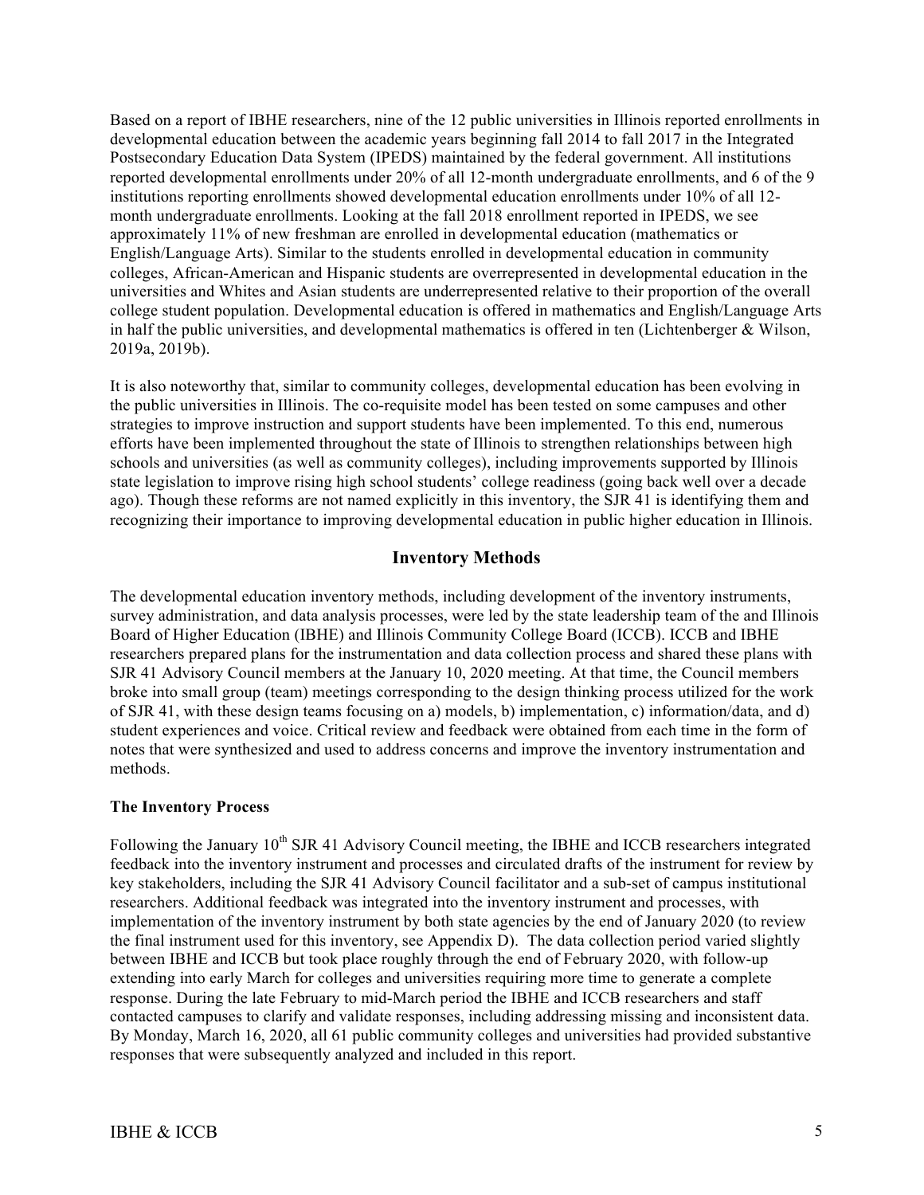Based on a report of IBHE researchers, nine of the 12 public universities in Illinois reported enrollments in developmental education between the academic years beginning fall 2014 to fall 2017 in the Integrated Postsecondary Education Data System (IPEDS) maintained by the federal government. All institutions reported developmental enrollments under 20% of all 12-month undergraduate enrollments, and 6 of the 9 institutions reporting enrollments showed developmental education enrollments under 10% of all 12-month undergraduate enrollments. Looking at the fall 2018 enrollment reported in IPEDS, we see approximately 11% of new freshman are enrolled in developmental education (mathematics or English/Language Arts). Similar to the students enrolled in developmental education in community colleges, African-American and Hispanic students are overrepresented in developmental education in the universities and Whites and Asian students are underrepresented relative to their proportion of the overall college student population. Developmental education is offered in mathematics and English/Language Arts in half the public universities, and developmental mathematics is offered in ten (Lichtenberger & Wilson, 2019a, 2019b).

It is also noteworthy that, similar to community colleges, developmental education has been evolving in the public universities in Illinois. The co-requisite model has been tested on some campuses and other strategies to improve instruction and support students have been implemented. To this end, numerous efforts have been implemented throughout the state of Illinois to strengthen relationships between high schools and universities (as well as community colleges), including improvements supported by Illinois state legislation to improve rising high school students' college readiness (going back well over a decade ago). Though these reforms are not named explicitly in this inventory, the SJR 41 is identifying them and recognizing their importance to improving developmental education in public higher education in Illinois.

## Inventory Methods

The developmental education inventory methods, including development of the inventory instruments, survey administration, and data analysis processes, were led by the state leadership team of the and Illinois Board of Higher Education (IBHE) and Illinois Community College Board (ICCB). ICCB and IBHE researchers prepared plans for the instrumentation and data collection process and shared these plans with SJR 41 Advisory Council members at the January 10, 2020 meeting. At that time, the Council members broke into small group (team) meetings corresponding to the design thinking process utilized for the work of SJR 41, with these design teams focusing on a) models, b) implementation, c) information/data, and d) student experiences and voice. Critical review and feedback were obtained from each time in the form of notes that were synthesized and used to address concerns and improve the inventory instrumentation and methods.

### The Inventory Process

Following the January 10th SJR 41 Advisory Council meeting, the IBHE and ICCB researchers integrated feedback into the inventory instrument and processes and circulated drafts of the instrument for review by key stakeholders, including the SJR 41 Advisory Council facilitator and a sub-set of campus institutional researchers. Additional feedback was integrated into the inventory instrument and processes, with implementation of the inventory instrument by both state agencies by the end of January 2020 (to review the final instrument used for this inventory, see Appendix D). The data collection period varied slightly between IBHE and ICCB but took place roughly through the end of February 2020, with follow-up extending into early March for colleges and universities requiring more time to generate a complete response. During the late February to mid-March period the IBHE and ICCB researchers and staff contacted campuses to clarify and validate responses, including addressing missing and inconsistent data. By Monday, March 16, 2020, all 61 public community colleges and universities had provided substantive responses that were subsequently analyzed and included in this report.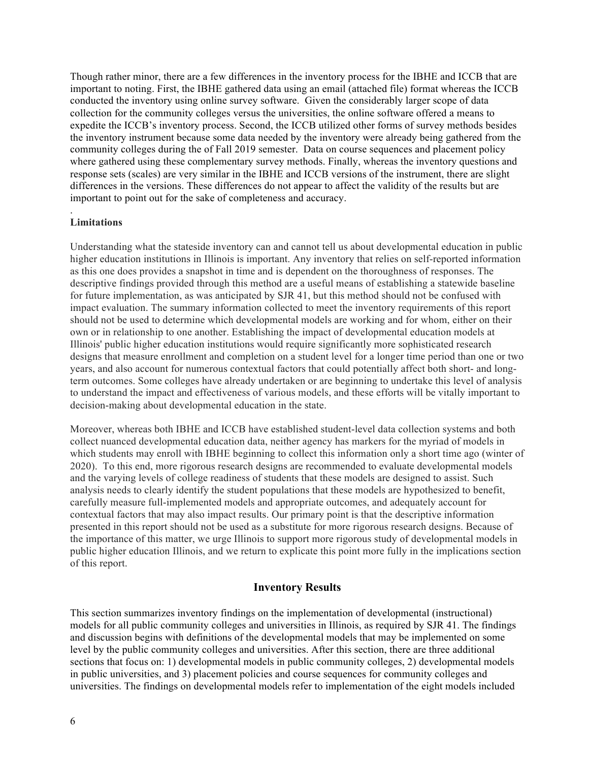Though rather minor, there are a few differences in the inventory process for the IBHE and ICCB that are important to noting. First, the IBHE gathered data using an email (attached file) format whereas the ICCB conducted the inventory using online survey software. Given the considerably larger scope of data collection for the community colleges versus the universities, the online software offered a means to expedite the ICCB's inventory process. Second, the ICCB utilized other forms of survey methods besides the inventory instrument because some data needed by the inventory were already being gathered from the community colleges during the of Fall 2019 semester. Data on course sequences and placement policy where gathered using these complementary survey methods. Finally, whereas the inventory questions and response sets (scales) are very similar in the IBHE and ICCB versions of the instrument, there are slight differences in the versions. These differences do not appear to affect the validity of the results but are important to point out for the sake of completeness and accuracy.

.

**Limitations**

Understanding what the stateside inventory can and cannot tell us about developmental education in public higher education institutions in Illinois is important. Any inventory that relies on self-reported information as this one does provides a snapshot in time and is dependent on the thoroughness of responses. The descriptive findings provided through this method are a useful means of establishing a statewide baseline for future implementation, as was anticipated by SJR 41, but this method should not be confused with impact evaluation. The summary information collected to meet the inventory requirements of this report should not be used to determine which developmental models are working and for whom, either on their own or in relationship to one another. Establishing the impact of developmental education models at Illinois' public higher education institutions would require significantly more sophisticated research designs that measure enrollment and completion on a student level for a longer time period than one or two years, and also account for numerous contextual factors that could potentially affect both short- and long-term outcomes. Some colleges have already undertaken or are beginning to undertake this level of analysis to understand the impact and effectiveness of various models, and these efforts will be vitally important to decision-making about developmental education in the state.

Moreover, whereas both IBHE and ICCB have established student-level data collection systems and both collect nuanced developmental education data, neither agency has markers for the myriad of models in which students may enroll with IBHE beginning to collect this information only a short time ago (winter of 2020). To this end, more rigorous research designs are recommended to evaluate developmental models and the varying levels of college readiness of students that these models are designed to assist. Such analysis needs to clearly identify the student populations that these models are hypothesized to benefit, carefully measure full-implemented models and appropriate outcomes, and adequately account for contextual factors that may also impact results. Our primary point is that the descriptive information presented in this report should not be used as a substitute for more rigorous research designs. Because of the importance of this matter, we urge Illinois to support more rigorous study of developmental models in public higher education Illinois, and we return to explicate this point more fully in the implications section of this report.

## Inventory Results

This section summarizes inventory findings on the implementation of developmental (instructional) models for all public community colleges and universities in Illinois, as required by SJR 41. The findings and discussion begins with definitions of the developmental models that may be implemented on some level by the public community colleges and universities. After this section, there are three additional sections that focus on: 1) developmental models in public community colleges, 2) developmental models in public universities, and 3) placement policies and course sequences for community colleges and universities. The findings on developmental models refer to implementation of the eight models included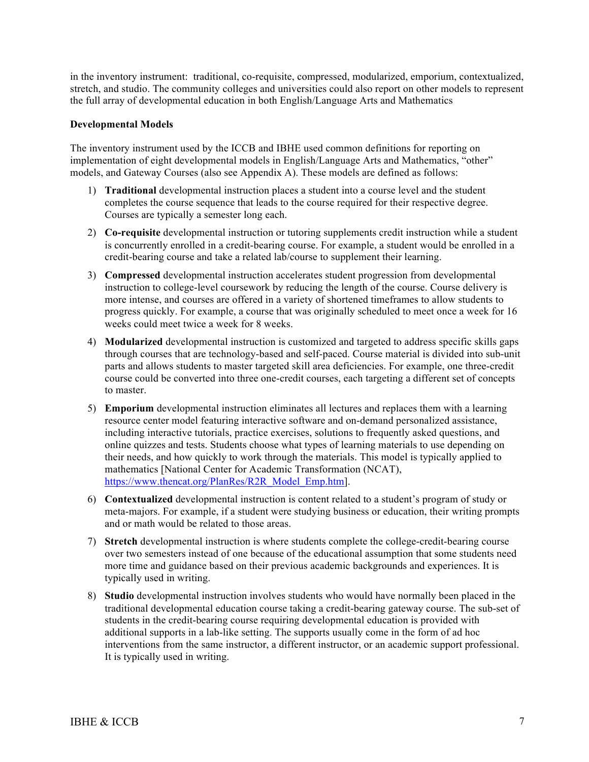in the inventory instrument: traditional, co-requisite, compressed, modularized, emporium, contextualized, stretch, and studio. The community colleges and universities could also report on other models to represent the full array of developmental education in both English/Language Arts and Mathematics

**Developmental Models**

The inventory instrument used by the ICCB and IBHE used common definitions for reporting on implementation of eight developmental models in English/Language Arts and Mathematics, "other" models, and Gateway Courses (also see Appendix A). These models are defined as follows:

1) **Traditional** developmental instruction places a student into a course level and the student completes the course sequence that leads to the course required for their respective degree. Courses are typically a semester long each.

2) **Co-requisite** developmental instruction or tutoring supplements credit instruction while a student is concurrently enrolled in a credit-bearing course. For example, a student would be enrolled in a credit-bearing course and take a related lab/course to supplement their learning.

3) **Compressed** developmental instruction accelerates student progression from developmental instruction to college-level coursework by reducing the length of the course. Course delivery is more intense, and courses are offered in a variety of shortened timeframes to allow students to progress quickly. For example, a course that was originally scheduled to meet once a week for 16 weeks could meet twice a week for 8 weeks.

4) **Modularized** developmental instruction is customized and targeted to address specific skills gaps through courses that are technology-based and self-paced. Course material is divided into sub-unit parts and allows students to master targeted skill area deficiencies. For example, one three-credit course could be converted into three one-credit courses, each targeting a different set of concepts to master.

5) **Emporium** developmental instruction eliminates all lectures and replaces them with a learning resource center model featuring interactive software and on-demand personalized assistance, including interactive tutorials, practice exercises, solutions to frequently asked questions, and online quizzes and tests. Students choose what types of learning materials to use depending on their needs, and how quickly to work through the materials. This model is typically applied to mathematics [National Center for Academic Transformation (NCAT), https://www.thencat.org/PlanRes/R2R_Model_Emp.htm].

6) **Contextualized** developmental instruction is content related to a student's program of study or meta-majors. For example, if a student were studying business or education, their writing prompts and or math would be related to those areas.

7) **Stretch** developmental instruction is where students complete the college-credit-bearing course over two semesters instead of one because of the educational assumption that some students need more time and guidance based on their previous academic backgrounds and experiences. It is typically used in writing.

8) **Studio** developmental instruction involves students who would have normally been placed in the traditional developmental education course taking a credit-bearing gateway course. The sub-set of students in the credit-bearing course requiring developmental education is provided with additional supports in a lab-like setting. The supports usually come in the form of ad hoc interventions from the same instructor, a different instructor, or an academic support professional. It is typically used in writing.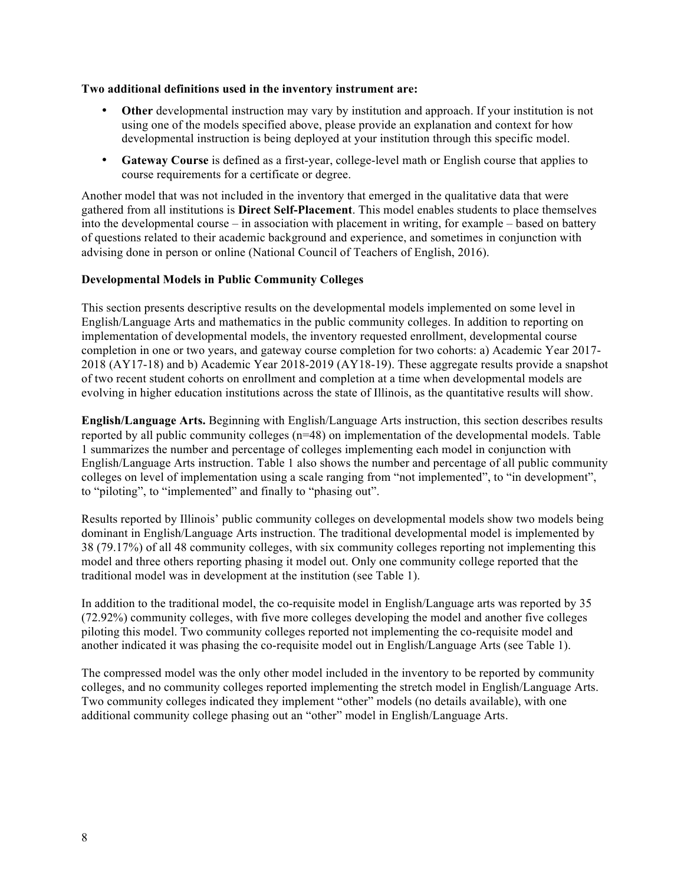**Two additional definitions used in the inventory instrument are:**

- **Other** developmental instruction may vary by institution and approach. If your institution is not using one of the models specified above, please provide an explanation and context for how developmental instruction is being deployed at your institution through this specific model.
- **Gateway Course** is defined as a first-year, college-level math or English course that applies to course requirements for a certificate or degree.

Another model that was not included in the inventory that emerged in the qualitative data that were gathered from all institutions is **Direct Self-Placement**. This model enables students to place themselves into the developmental course – in association with placement in writing, for example – based on battery of questions related to their academic background and experience, and sometimes in conjunction with advising done in person or online (National Council of Teachers of English, 2016).

**Developmental Models in Public Community Colleges**

This section presents descriptive results on the developmental models implemented on some level in English/Language Arts and mathematics in the public community colleges. In addition to reporting on implementation of developmental models, the inventory requested enrollment, developmental course completion in one or two years, and gateway course completion for two cohorts: a) Academic Year 2017-2018 (AY17-18) and b) Academic Year 2018-2019 (AY18-19). These aggregate results provide a snapshot of two recent student cohorts on enrollment and completion at a time when developmental models are evolving in higher education institutions across the state of Illinois, as the quantitative results will show.

**English/Language Arts.** Beginning with English/Language Arts instruction, this section describes results reported by all public community colleges (n=48) on implementation of the developmental models. Table 1 summarizes the number and percentage of colleges implementing each model in conjunction with English/Language Arts instruction. Table 1 also shows the number and percentage of all public community colleges on level of implementation using a scale ranging from "not implemented", to "in development", to "piloting", to "implemented" and finally to "phasing out".

Results reported by Illinois' public community colleges on developmental models show two models being dominant in English/Language Arts instruction. The traditional developmental model is implemented by 38 (79.17%) of all 48 community colleges, with six community colleges reporting not implementing this model and three others reporting phasing it model out. Only one community college reported that the traditional model was in development at the institution (see Table 1).

In addition to the traditional model, the co-requisite model in English/Language arts was reported by 35 (72.92%) community colleges, with five more colleges developing the model and another five colleges piloting this model. Two community colleges reported not implementing the co-requisite model and another indicated it was phasing the co-requisite model out in English/Language Arts (see Table 1).

The compressed model was the only other model included in the inventory to be reported by community colleges, and no community colleges reported implementing the stretch model in English/Language Arts. Two community colleges indicated they implement "other" models (no details available), with one additional community college phasing out an "other" model in English/Language Arts.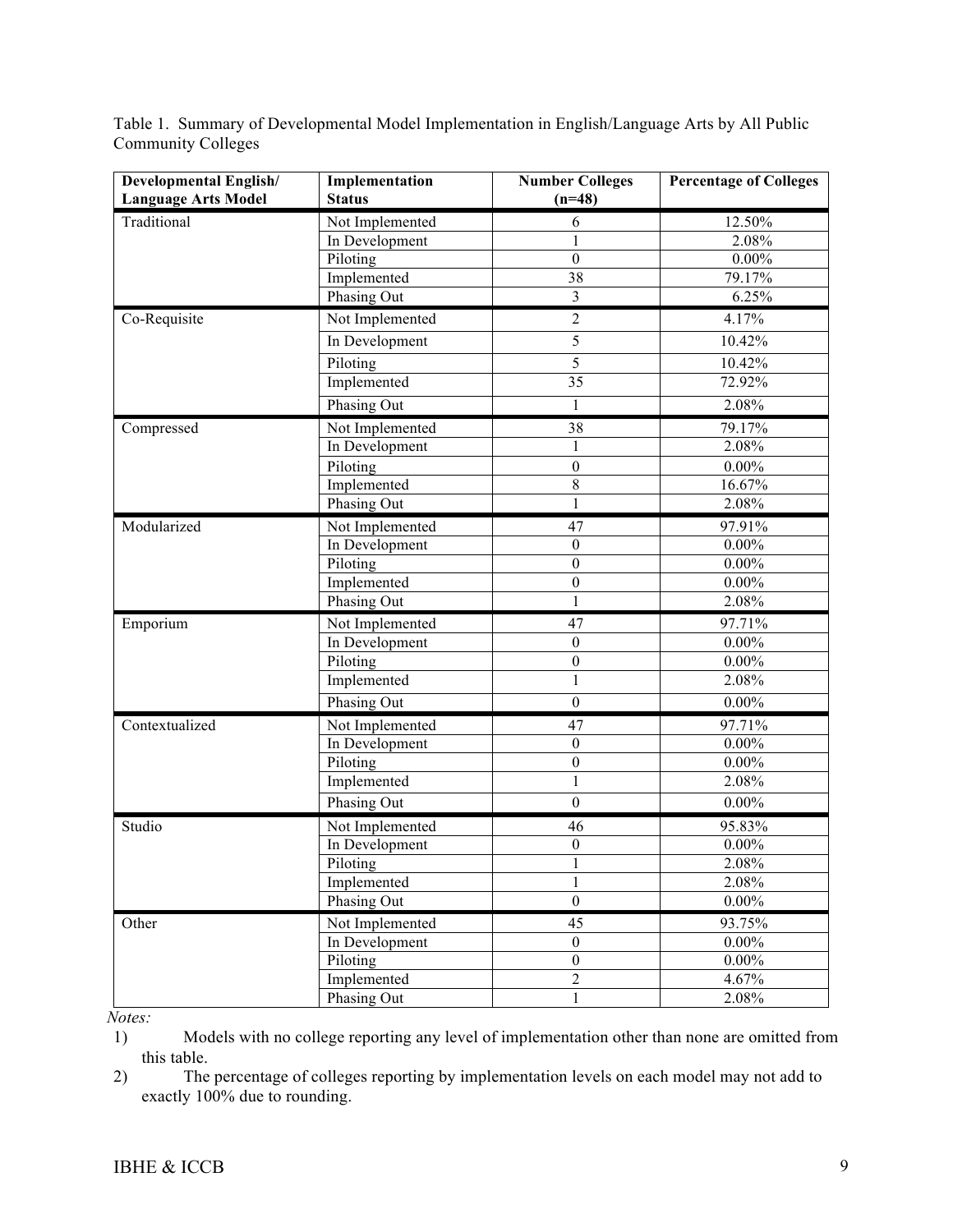Table 1. Summary of Developmental Model Implementation in English/Language Arts by All Public Community Colleges

| Developmental English/ Language Arts Model | Implementation Status | Number Colleges (n=48) | Percentage of Colleges |
|---|---|---|---|
| Traditional | Not Implemented | 6 | 12.50% |
| | In Development | 1 | 2.08% |
| | Piloting | 0 | 0.00% |
| | Implemented | 38 | 79.17% |
| | Phasing Out | 3 | 6.25% |
| Co-Requisite | Not Implemented | 2 | 4.17% |
| | In Development | 5 | 10.42% |
| | Piloting | 5 | 10.42% |
| | Implemented | 35 | 72.92% |
| | Phasing Out | 1 | 2.08% |
| Compressed | Not Implemented | 38 | 79.17% |
| | In Development | 1 | 2.08% |
| | Piloting | 0 | 0.00% |
| | Implemented | 8 | 16.67% |
| | Phasing Out | 1 | 2.08% |
| Modularized | Not Implemented | 47 | 97.91% |
| | In Development | 0 | 0.00% |
| | Piloting | 0 | 0.00% |
| | Implemented | 0 | 0.00% |
| | Phasing Out | 1 | 2.08% |
| Emporium | Not Implemented | 47 | 97.71% |
| | In Development | 0 | 0.00% |
| | Piloting | 0 | 0.00% |
| | Implemented | 1 | 2.08% |
| | Phasing Out | 0 | 0.00% |
| Contextualized | Not Implemented | 47 | 97.71% |
| | In Development | 0 | 0.00% |
| | Piloting | 0 | 0.00% |
| | Implemented | 1 | 2.08% |
| | Phasing Out | 0 | 0.00% |
| Studio | Not Implemented | 46 | 95.83% |
| | In Development | 0 | 0.00% |
| | Piloting | 1 | 2.08% |
| | Implemented | 1 | 2.08% |
| | Phasing Out | 0 | 0.00% |
| Other | Not Implemented | 45 | 93.75% |
| | In Development | 0 | 0.00% |
| | Piloting | 0 | 0.00% |
| | Implemented | 2 | 4.67% |
| | Phasing Out | 1 | 2.08% |

*Notes:*

1) Models with no college reporting any level of implementation other than none are omitted from this table.
2) The percentage of colleges reporting by implementation levels on each model may not add to exactly 100% due to rounding.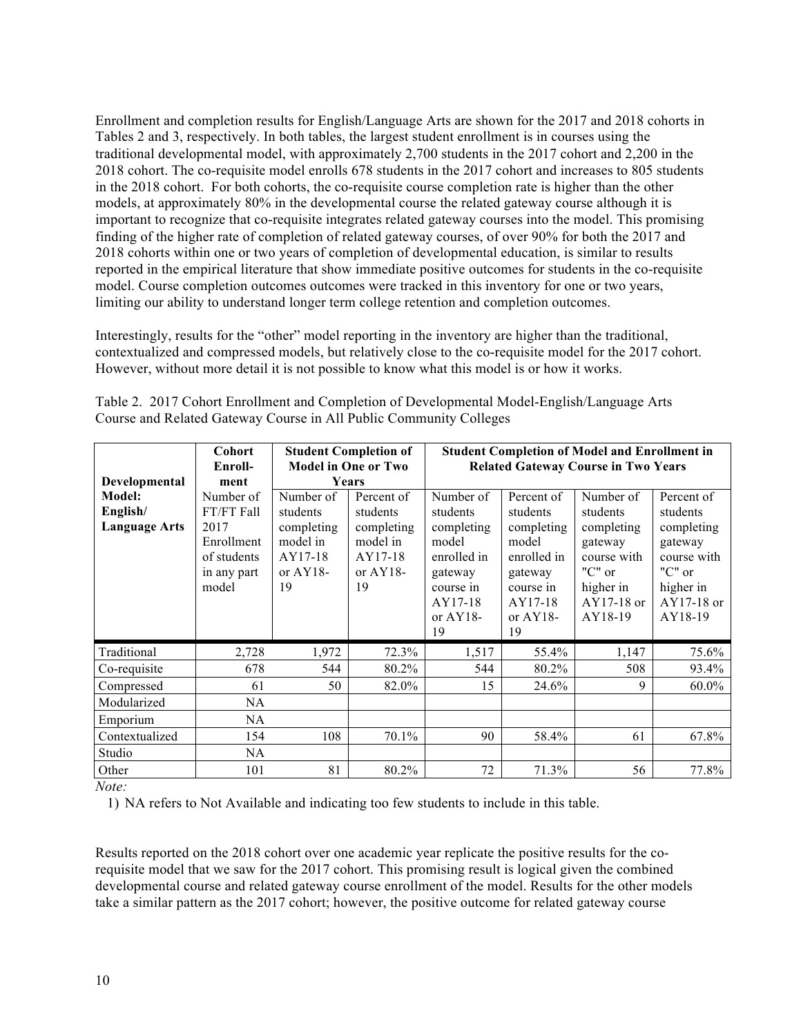Enrollment and completion results for English/Language Arts are shown for the 2017 and 2018 cohorts in Tables 2 and 3, respectively. In both tables, the largest student enrollment is in courses using the traditional developmental model, with approximately 2,700 students in the 2017 cohort and 2,200 in the 2018 cohort. The co-requisite model enrolls 678 students in the 2017 cohort and increases to 805 students in the 2018 cohort. For both cohorts, the co-requisite course completion rate is higher than the other models, at approximately 80% in the developmental course the related gateway course although it is important to recognize that co-requisite integrates related gateway courses into the model. This promising finding of the higher rate of completion of related gateway courses, of over 90% for both the 2017 and 2018 cohorts within one or two years of completion of developmental education, is similar to results reported in the empirical literature that show immediate positive outcomes for students in the co-requisite model. Course completion outcomes outcomes were tracked in this inventory for one or two years, limiting our ability to understand longer term college retention and completion outcomes.

Interestingly, results for the "other" model reporting in the inventory are higher than the traditional, contextualized and compressed models, but relatively close to the co-requisite model for the 2017 cohort. However, without more detail it is not possible to know what this model is or how it works.

Table 2. 2017 Cohort Enrollment and Completion of Developmental Model-English/Language Arts Course and Related Gateway Course in All Public Community Colleges

| Developmental Model: English/ Language Arts | Cohort Enroll-ment | Student Completion of Model in One or Two Years | | Student Completion of Model and Enrollment in Related Gateway Course in Two Years | | | |
|---|---|---|---|---|---|---|---|
| | Number of FT/FT Fall 2017 Enrollment of students in any part model | Number of students completing model in AY17-18 or AY18-19 | Percent of students completing model in AY17-18 or AY18-19 | Number of students completing model enrolled in gateway course in AY17-18 or AY18-19 | Percent of students completing model enrolled in gateway course in AY17-18 or AY18-19 | Number of students completing gateway course with "C" or higher in AY17-18 or AY18-19 | Percent of students completing gateway course with "C" or higher in AY17-18 or AY18-19 |
| Traditional | 2,728 | 1,972 | 72.3% | 1,517 | 55.4% | 1,147 | 75.6% |
| Co-requisite | 678 | 544 | 80.2% | 544 | 80.2% | 508 | 93.4% |
| Compressed | 61 | 50 | 82.0% | 15 | 24.6% | 9 | 60.0% |
| Modularized | NA | | | | | | |
| Emporium | NA | | | | | | |
| Contextualized | 154 | 108 | 70.1% | 90 | 58.4% | 61 | 67.8% |
| Studio | NA | | | | | | |
| Other | 101 | 81 | 80.2% | 72 | 71.3% | 56 | 77.8% |

*Note:*

1) NA refers to Not Available and indicating too few students to include in this table.

Results reported on the 2018 cohort over one academic year replicate the positive results for the co-requisite model that we saw for the 2017 cohort. This promising result is logical given the combined developmental course and related gateway course enrollment of the model. Results for the other models take a similar pattern as the 2017 cohort; however, the positive outcome for related gateway course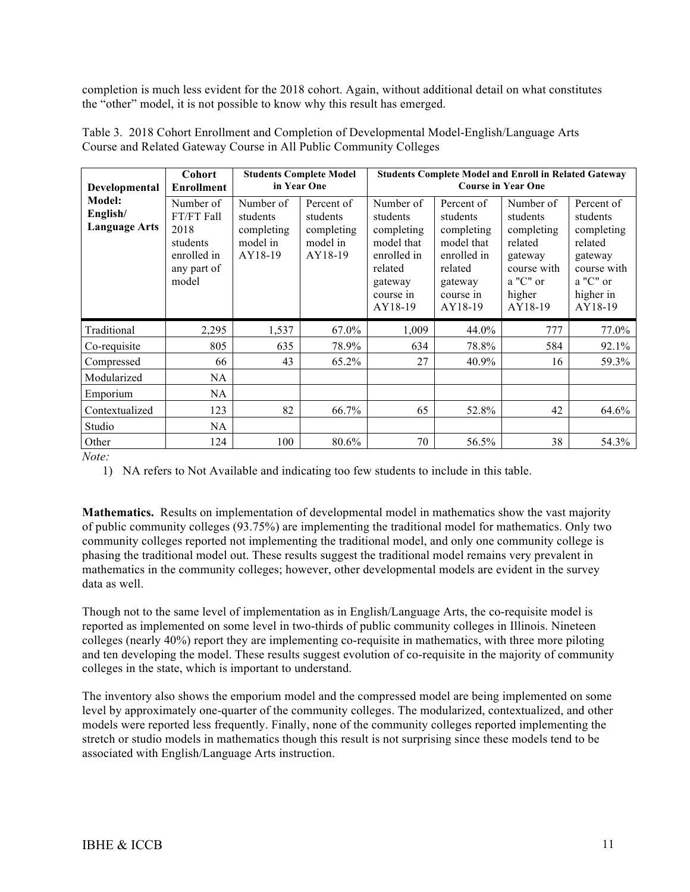completion is much less evident for the 2018 cohort. Again, without additional detail on what constitutes the "other" model, it is not possible to know why this result has emerged.

Table 3. 2018 Cohort Enrollment and Completion of Developmental Model-English/Language Arts Course and Related Gateway Course in All Public Community Colleges

| Developmental Model: English/ Language Arts | Cohort Enrollment | Students Complete Model in Year One | | Students Complete Model and Enroll in Related Gateway Course in Year One | | | |
|---|---|---|---|---|---|---|---|
| | Number of FT/FT Fall 2018 students enrolled in any part of model | Number of students completing model in AY18-19 | Percent of students completing model in AY18-19 | Number of students completing model that enrolled in related gateway course in AY18-19 | Percent of students completing model that enrolled in related gateway course in AY18-19 | Number of students completing related gateway course with a "C" or higher AY18-19 | Percent of students completing related gateway course with a "C" or higher in AY18-19 |
| Traditional | 2,295 | 1,537 | 67.0% | 1,009 | 44.0% | 777 | 77.0% |
| Co-requisite | 805 | 635 | 78.9% | 634 | 78.8% | 584 | 92.1% |
| Compressed | 66 | 43 | 65.2% | 27 | 40.9% | 16 | 59.3% |
| Modularized | NA | | | | | | |
| Emporium | NA | | | | | | |
| Contextualized | 123 | 82 | 66.7% | 65 | 52.8% | 42 | 64.6% |
| Studio | NA | | | | | | |
| Other | 124 | 100 | 80.6% | 70 | 56.5% | 38 | 54.3% |

*Note:*

1) NA refers to Not Available and indicating too few students to include in this table.

**Mathematics.** Results on implementation of developmental model in mathematics show the vast majority of public community colleges (93.75%) are implementing the traditional model for mathematics. Only two community colleges reported not implementing the traditional model, and only one community college is phasing the traditional model out. These results suggest the traditional model remains very prevalent in mathematics in the community colleges; however, other developmental models are evident in the survey data as well.

Though not to the same level of implementation as in English/Language Arts, the co-requisite model is reported as implemented on some level in two-thirds of public community colleges in Illinois. Nineteen colleges (nearly 40%) report they are implementing co-requisite in mathematics, with three more piloting and ten developing the model. These results suggest evolution of co-requisite in the majority of community colleges in the state, which is important to understand.

The inventory also shows the emporium model and the compressed model are being implemented on some level by approximately one-quarter of the community colleges. The modularized, contextualized, and other models were reported less frequently. Finally, none of the community colleges reported implementing the stretch or studio models in mathematics though this result is not surprising since these models tend to be associated with English/Language Arts instruction.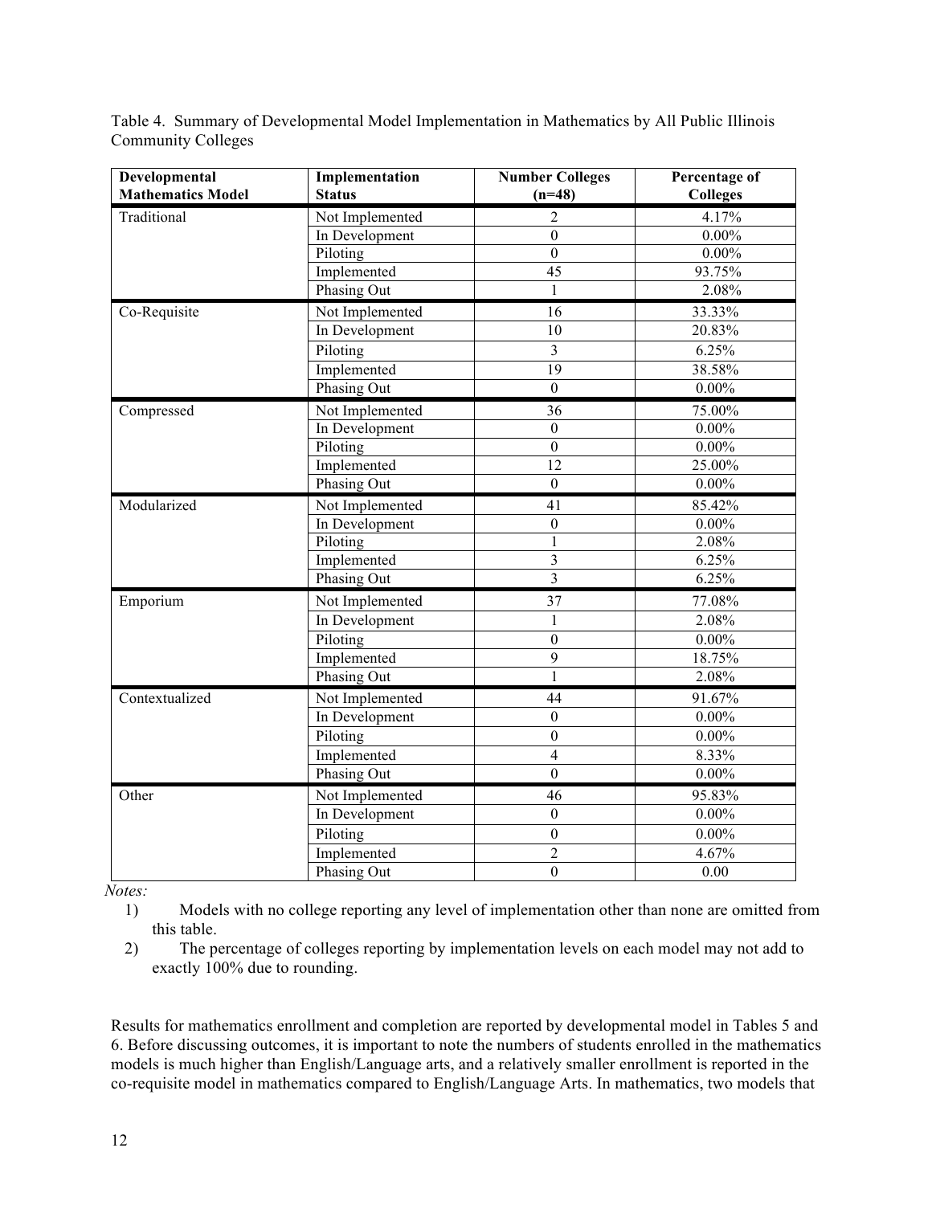Table 4. Summary of Developmental Model Implementation in Mathematics by All Public Illinois Community Colleges

| Developmental Mathematics Model | Implementation Status | Number Colleges (n=48) | Percentage of Colleges |
|---|---|---|---|
| Traditional | Not Implemented | 2 | 4.17% |
| | In Development | 0 | 0.00% |
| | Piloting | 0 | 0.00% |
| | Implemented | 45 | 93.75% |
| | Phasing Out | 1 | 2.08% |
| Co-Requisite | Not Implemented | 16 | 33.33% |
| | In Development | 10 | 20.83% |
| | Piloting | 3 | 6.25% |
| | Implemented | 19 | 38.58% |
| | Phasing Out | 0 | 0.00% |
| Compressed | Not Implemented | 36 | 75.00% |
| | In Development | 0 | 0.00% |
| | Piloting | 0 | 0.00% |
| | Implemented | 12 | 25.00% |
| | Phasing Out | 0 | 0.00% |
| Modularized | Not Implemented | 41 | 85.42% |
| | In Development | 0 | 0.00% |
| | Piloting | 1 | 2.08% |
| | Implemented | 3 | 6.25% |
| | Phasing Out | 3 | 6.25% |
| Emporium | Not Implemented | 37 | 77.08% |
| | In Development | 1 | 2.08% |
| | Piloting | 0 | 0.00% |
| | Implemented | 9 | 18.75% |
| | Phasing Out | 1 | 2.08% |
| Contextualized | Not Implemented | 44 | 91.67% |
| | In Development | 0 | 0.00% |
| | Piloting | 0 | 0.00% |
| | Implemented | 4 | 8.33% |
| | Phasing Out | 0 | 0.00% |
| Other | Not Implemented | 46 | 95.83% |
| | In Development | 0 | 0.00% |
| | Piloting | 0 | 0.00% |
| | Implemented | 2 | 4.67% |
| | Phasing Out | 0 | 0.00 |

*Notes:*

1) Models with no college reporting any level of implementation other than none are omitted from this table.
2) The percentage of colleges reporting by implementation levels on each model may not add to exactly 100% due to rounding.

Results for mathematics enrollment and completion are reported by developmental model in Tables 5 and 6. Before discussing outcomes, it is important to note the numbers of students enrolled in the mathematics models is much higher than English/Language arts, and a relatively smaller enrollment is reported in the co-requisite model in mathematics compared to English/Language Arts. In mathematics, two models that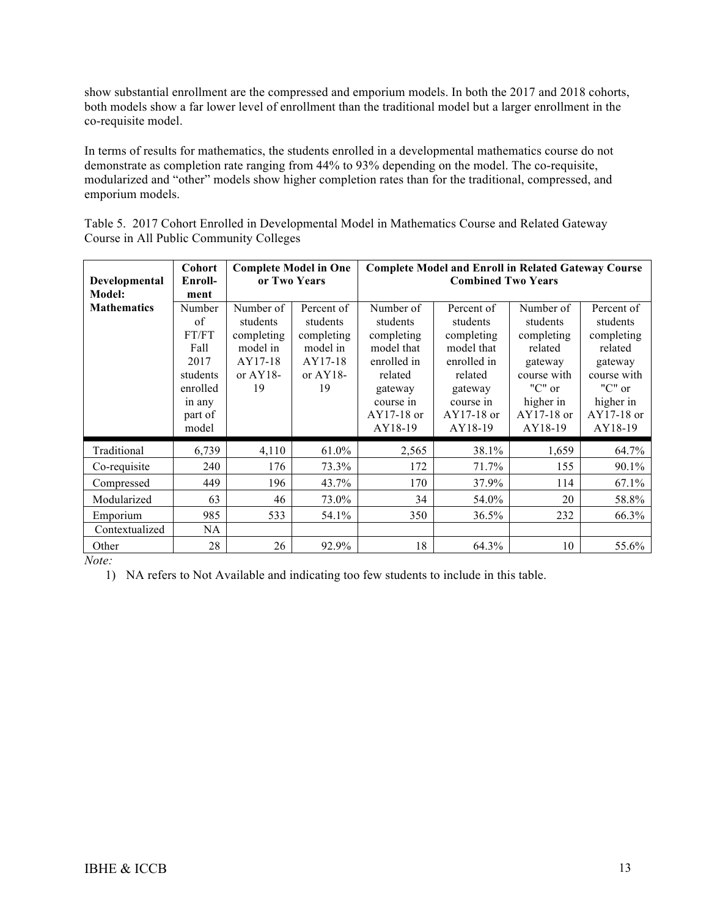show substantial enrollment are the compressed and emporium models. In both the 2017 and 2018 cohorts, both models show a far lower level of enrollment than the traditional model but a larger enrollment in the co-requisite model.

In terms of results for mathematics, the students enrolled in a developmental mathematics course do not demonstrate as completion rate ranging from 44% to 93% depending on the model. The co-requisite, modularized and "other" models show higher completion rates than for the traditional, compressed, and emporium models.

Table 5. 2017 Cohort Enrolled in Developmental Model in Mathematics Course and Related Gateway Course in All Public Community Colleges

| Developmental Model: | Cohort Enroll-ment | Complete Model in One or Two Years | | Complete Model and Enroll in Related Gateway Course Combined Two Years | | | |
|---|---|---|---|---|---|---|---|
| Mathematics | Number of FT/FT Fall 2017 students enrolled in any part of model | Number of students completing model in AY17-18 or AY18-19 | Percent of students completing model in AY17-18 or AY18-19 | Number of students completing model that enrolled in related gateway course in AY17-18 or AY18-19 | Percent of students completing model that enrolled in related gateway course in AY17-18 or AY18-19 | Number of students completing related gateway course with "C" or higher in AY17-18 or AY18-19 | Percent of students completing related gateway course with "C" or higher in AY17-18 or AY18-19 |
| Traditional | 6,739 | 4,110 | 61.0% | 2,565 | 38.1% | 1,659 | 64.7% |
| Co-requisite | 240 | 176 | 73.3% | 172 | 71.7% | 155 | 90.1% |
| Compressed | 449 | 196 | 43.7% | 170 | 37.9% | 114 | 67.1% |
| Modularized | 63 | 46 | 73.0% | 34 | 54.0% | 20 | 58.8% |
| Emporium | 985 | 533 | 54.1% | 350 | 36.5% | 232 | 66.3% |
| Contextualized | NA | | | | | | |
| Other | 28 | 26 | 92.9% | 18 | 64.3% | 10 | 55.6% |

*Note:*

1) NA refers to Not Available and indicating too few students to include in this table.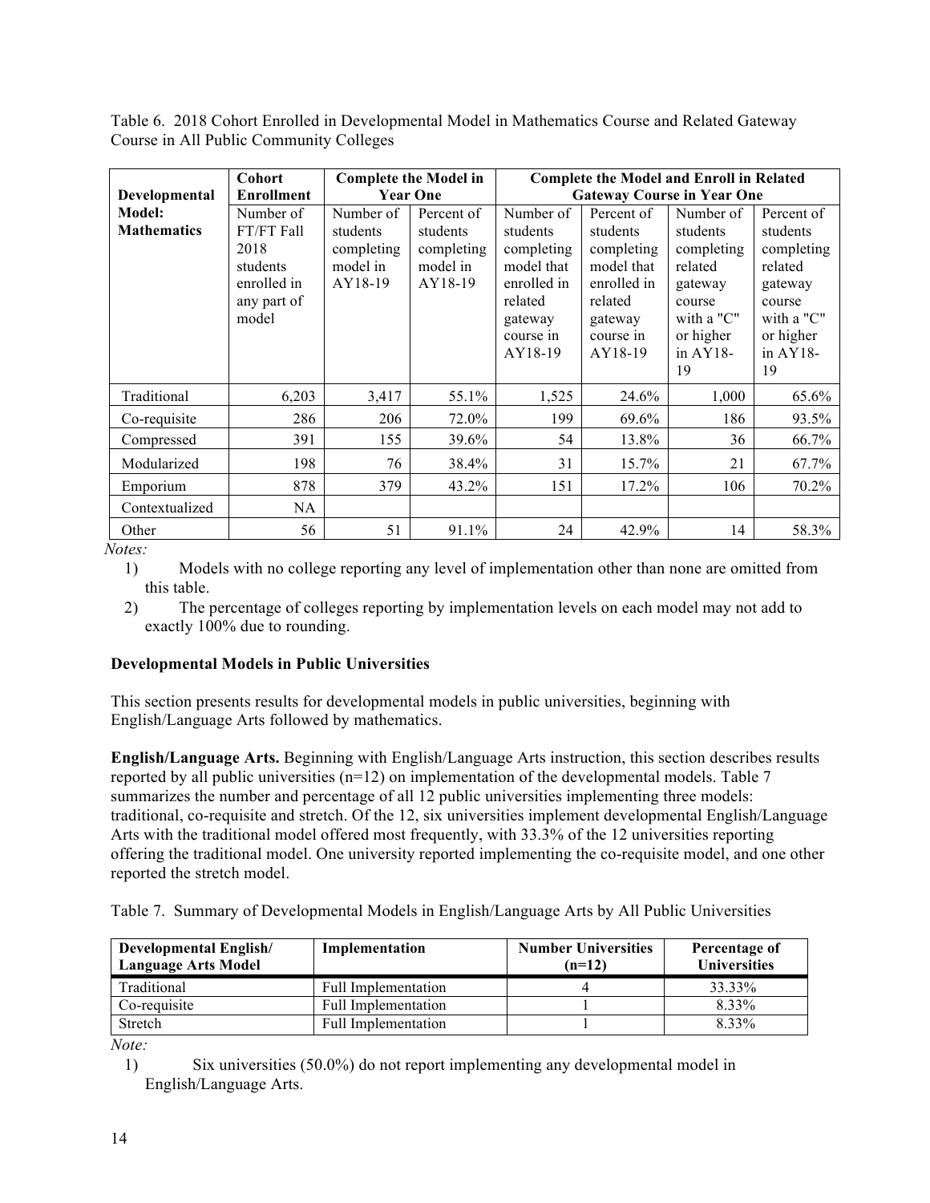Table 6. 2018 Cohort Enrolled in Developmental Model in Mathematics Course and Related Gateway Course in All Public Community Colleges

| Developmental Model: Mathematics | Cohort Enrollment | Complete the Model in Year One | | Complete the Model and Enroll in Related Gateway Course in Year One | | | |
|---|---|---|---|---|---|---|---|
| | Number of FT/FT Fall 2018 students enrolled in any part of model | Number of students completing model in AY18-19 | Percent of students completing model in AY18-19 | Number of students completing model that enrolled in related gateway course in AY18-19 | Percent of students completing model that enrolled in related gateway course in AY18-19 | Number of students completing related gateway course with a "C" or higher in AY18-19 | Percent of students completing related gateway course with a "C" or higher in AY18-19 |
| Traditional | 6,203 | 3,417 | 55.1% | 1,525 | 24.6% | 1,000 | 65.6% |
| Co-requisite | 286 | 206 | 72.0% | 199 | 69.6% | 186 | 93.5% |
| Compressed | 391 | 155 | 39.6% | 54 | 13.8% | 36 | 66.7% |
| Modularized | 198 | 76 | 38.4% | 31 | 15.7% | 21 | 67.7% |
| Emporium | 878 | 379 | 43.2% | 151 | 17.2% | 106 | 70.2% |
| Contextualized | NA | | | | | | |
| Other | 56 | 51 | 91.1% | 24 | 42.9% | 14 | 58.3% |

*Notes:*

1) Models with no college reporting any level of implementation other than none are omitted from this table.
2) The percentage of colleges reporting by implementation levels on each model may not add to exactly 100% due to rounding.

**Developmental Models in Public Universities**

This section presents results for developmental models in public universities, beginning with English/Language Arts followed by mathematics.

**English/Language Arts.** Beginning with English/Language Arts instruction, this section describes results reported by all public universities (n=12) on implementation of the developmental models. Table 7 summarizes the number and percentage of all 12 public universities implementing three models: traditional, co-requisite and stretch. Of the 12, six universities implement developmental English/Language Arts with the traditional model offered most frequently, with 33.3% of the 12 universities reporting offering the traditional model. One university reported implementing the co-requisite model, and one other reported the stretch model.

Table 7. Summary of Developmental Models in English/Language Arts by All Public Universities

| Developmental English/ Language Arts Model | Implementation | Number Universities (n=12) | Percentage of Universities |
|---|---|---|---|
| Traditional | Full Implementation | 4 | 33.33% |
| Co-requisite | Full Implementation | 1 | 8.33% |
| Stretch | Full Implementation | 1 | 8.33% |

*Note:*

1) Six universities (50.0%) do not report implementing any developmental model in English/Language Arts.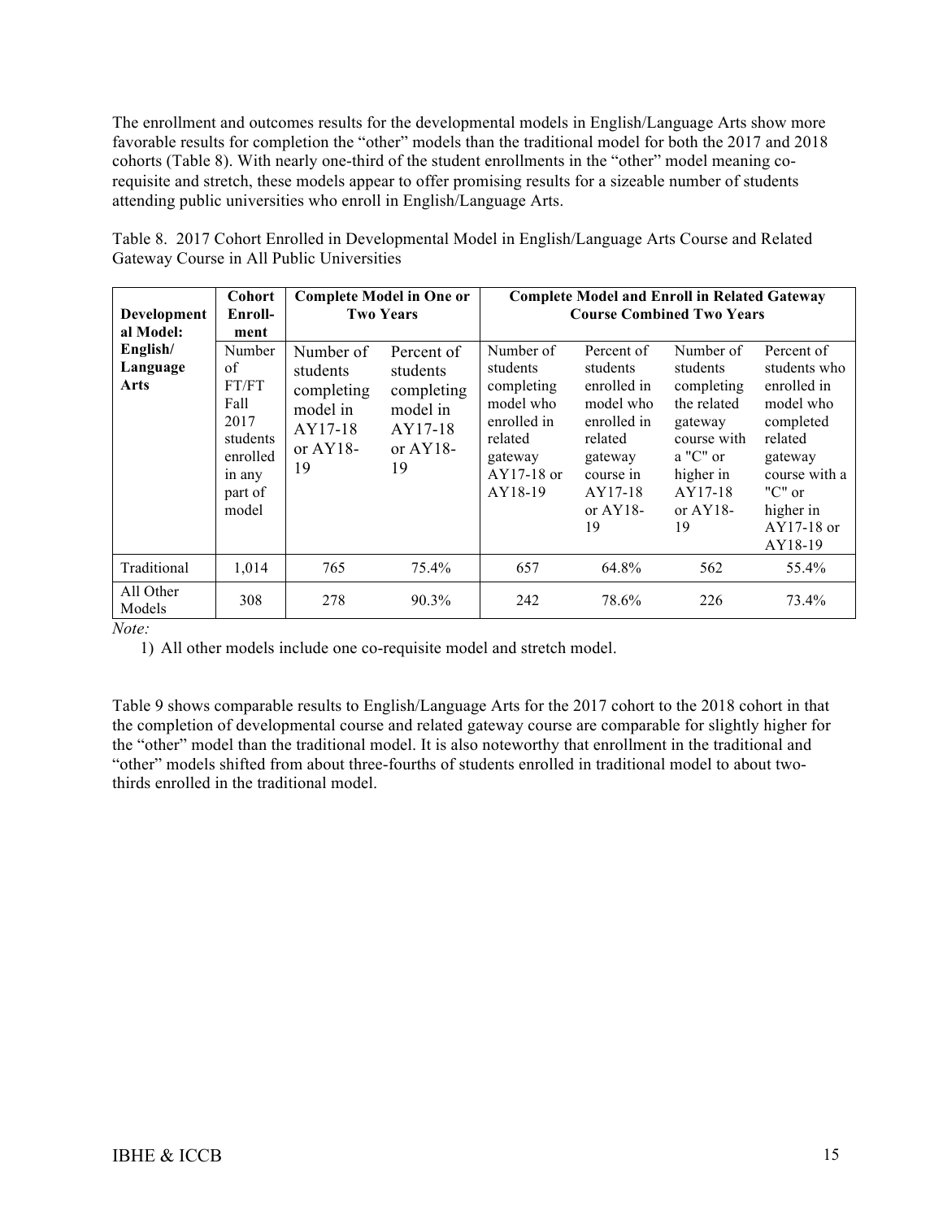The enrollment and outcomes results for the developmental models in English/Language Arts show more favorable results for completion the "other" models than the traditional model for both the 2017 and 2018 cohorts (Table 8). With nearly one-third of the student enrollments in the "other" model meaning co-requisite and stretch, these models appear to offer promising results for a sizeable number of students attending public universities who enroll in English/Language Arts.

Table 8. 2017 Cohort Enrolled in Developmental Model in English/Language Arts Course and Related Gateway Course in All Public Universities

| **Developmental Model:** | **Cohort Enroll-ment** | **Complete Model in One or Two Years** | | **Complete Model and Enroll in Related Gateway Course Combined Two Years** | | | |
|---|---|---|---|---|---|---|---|
| **English/ Language Arts** | Number of FT/FT Fall 2017 students enrolled in any part of model | Number of students completing model in AY17-18 or AY18-19 | Percent of students completing model in AY17-18 or AY18-19 | Number of students completing model who enrolled in related gateway AY17-18 or AY18-19 | Percent of students enrolled in model who enrolled in related gateway course in AY17-18 or AY18-19 | Number of students completing the related gateway course with a "C" or higher in AY17-18 or AY18-19 | Percent of students who enrolled in model who completed related gateway course with a "C" or higher in AY17-18 or AY18-19 |
| Traditional | 1,014 | 765 | 75.4% | 657 | 64.8% | 562 | 55.4% |
| All Other Models | 308 | 278 | 90.3% | 242 | 78.6% | 226 | 73.4% |

*Note:*

1) All other models include one co-requisite model and stretch model.

Table 9 shows comparable results to English/Language Arts for the 2017 cohort to the 2018 cohort in that the completion of developmental course and related gateway arts course are comparable for slightly higher for the "other" model than the traditional model. It is also noteworthy that enrollment in the traditional and "other" models shifted from about three-fourths of students enrolled in traditional model to about two-thirds enrolled in the traditional model.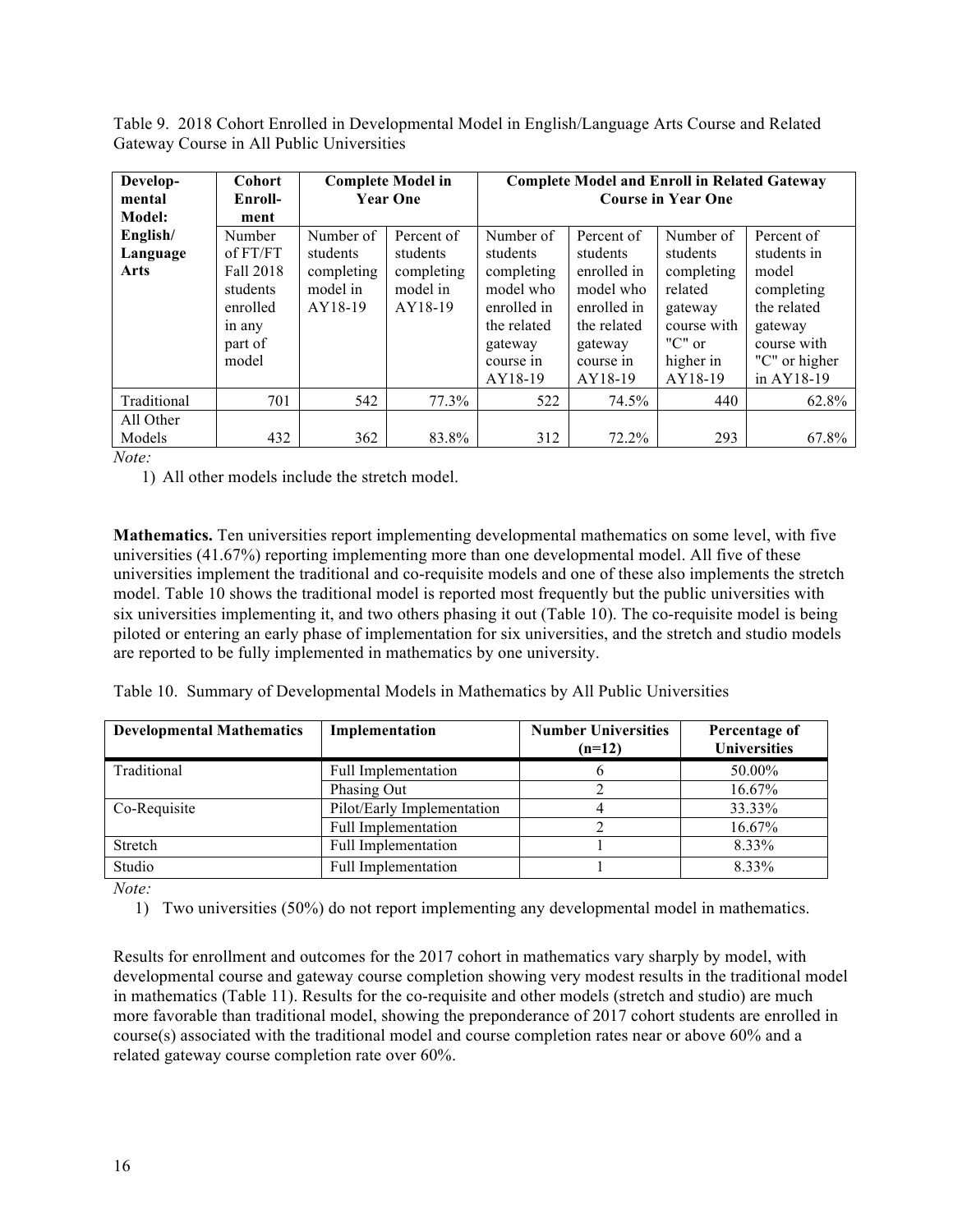Table 9. 2018 Cohort Enrolled in Developmental Model in English/Language Arts Course and Related Gateway Course in All Public Universities

| Develop-mental Model: | Cohort Enroll-ment | Complete Model in Year One | | Complete Model and Enroll in Related Gateway Course in Year One | | | |
|---|---|---|---|---|---|---|---|
| English/ Language Arts | Number of FT/FT Fall 2018 students enrolled in any part of model | Number of students completing model in AY18-19 | Percent of students completing model in AY18-19 | Number of students completing model who enrolled in the related gateway course in AY18-19 | Percent of students enrolled in model who enrolled in the related gateway course in AY18-19 | Number of students completing related gateway course with "C" or higher in AY18-19 | Percent of students in model completing the related gateway course with "C" or higher in AY18-19 |
| Traditional | 701 | 542 | 77.3% | 522 | 74.5% | 440 | 62.8% |
| All Other Models | 432 | 362 | 83.8% | 312 | 72.2% | 293 | 67.8% |

*Note:*

1) All other models include the stretch model.

**Mathematics.** Ten universities report implementing developmental mathematics on some level, with five universities (41.67%) reporting implementing more than one developmental model. All five of these universities implement the traditional and co-requisite models and one of these also implements the stretch model. Table 10 shows the traditional model is reported most frequently but the public universities with six universities implementing it, and two others phasing it out (Table 10). The co-requisite model is being piloted or entering an early phase of implementation for six universities, and the stretch and studio models are reported to be fully implemented in mathematics by one university.

Table 10. Summary of Developmental Models in Mathematics by All Public Universities

| Developmental Mathematics | Implementation | Number Universities (n=12) | Percentage of Universities |
|---|---|---|---|
| Traditional | Full Implementation | 6 | 50.00% |
| | Phasing Out | 2 | 16.67% |
| Co-Requisite | Pilot/Early Implementation | 4 | 33.33% |
| | Full Implementation | 2 | 16.67% |
| Stretch | Full Implementation | 1 | 8.33% |
| Studio | Full Implementation | 1 | 8.33% |

*Note:*

1) Two universities (50%) do not report implementing any developmental model in mathematics.

Results for enrollment and outcomes for the 2017 cohort in mathematics vary sharply by model, with developmental course and gateway course completion showing very modest results in the traditional model in mathematics (Table 11). Results for the co-requisite and other models (stretch and studio) are much more favorable than traditional model, showing the preponderance of 2017 cohort students are enrolled in course(s) associated with the traditional model and course completion rates near or above 60% and a related gateway course completion rate over 60%.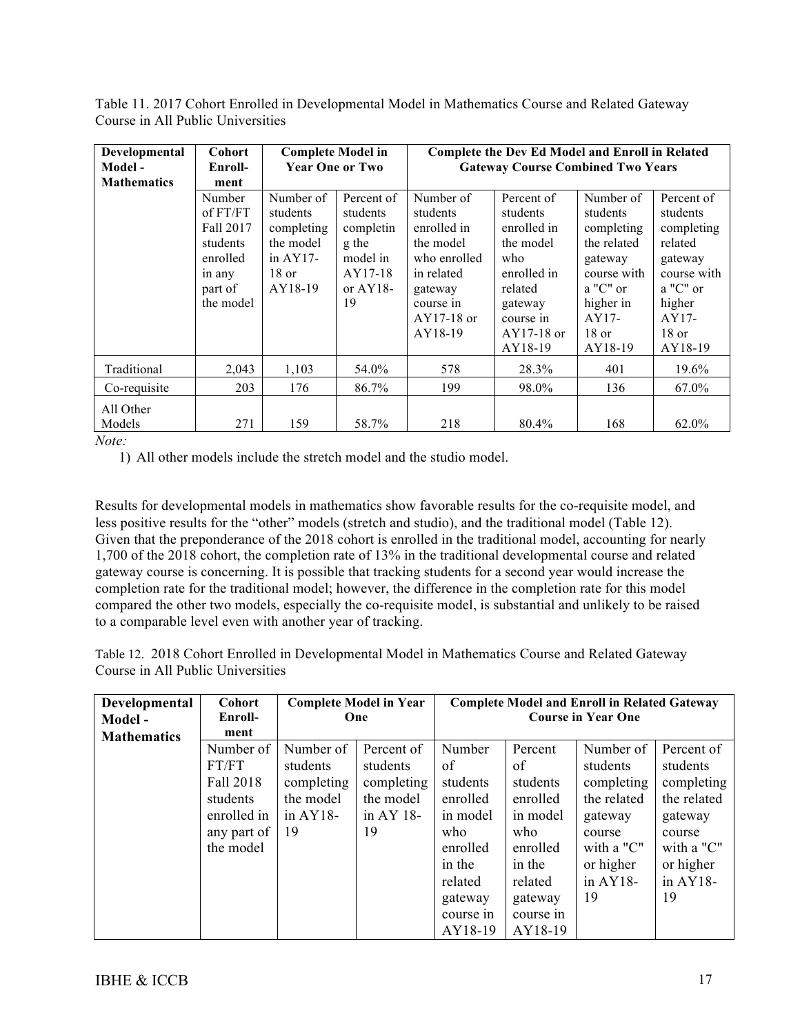Table 11. 2017 Cohort Enrolled in Developmental Model in Mathematics Course and Related Gateway Course in All Public Universities

| Developmental Model - Mathematics | Cohort Enroll-ment | Complete Model in Year One or Two | | Complete the Dev Ed Model and Enroll in Related Gateway Course Combined Two Years | | | |
|---|---|---|---|---|---|---|---|
| | Number of FT/FT Fall 2017 students enrolled in any part of the model | Number of students completing the model in AY17-18 or AY18-19 | Percent of students completing the model in AY17-18 or AY18-19 | Number of students enrolled in the model who enrolled in related gateway course in AY17-18 or AY18-19 | Percent of students enrolled in the model who enrolled in related gateway course in AY17-18 or AY18-19 | Number of students completing the related gateway course with a "C" or higher in AY17-18 or AY18-19 | Percent of students completing related gateway course with a "C" or higher AY17-18 or AY18-19 |
| Traditional | 2,043 | 1,103 | 54.0% | 578 | 28.3% | 401 | 19.6% |
| Co-requisite | 203 | 176 | 86.7% | 199 | 98.0% | 136 | 67.0% |
| All Other Models | 271 | 159 | 58.7% | 218 | 80.4% | 168 | 62.0% |

*Note:*

1) All other models include the stretch model and the studio model.

Results for developmental models in mathematics show favorable results for the co-requisite model, and less positive results for the "other" models (stretch and studio), and the traditional model (Table 12). Given that the preponderance of the 2018 cohort is enrolled in the traditional model, accounting for nearly 1,700 of the 2018 cohort, the completion rate of 13% in the traditional developmental course and related gateway course is concerning. It is possible that tracking students for a second year would increase the completion rate for the traditional model; however, the difference in the completion rate for this model compared the other two models, especially the co-requisite model, is substantial and unlikely to be raised to a comparable level even with another year of tracking.

Table 12. 2018 Cohort Enrolled in Developmental Model in Mathematics Course and Related Gateway Course in All Public Universities

| Developmental Model - Mathematics | Cohort Enroll-ment | Complete Model in Year One | | Complete Model and Enroll in Related Gateway Course in Year One | | | |
|---|---|---|---|---|---|---|---|
| | Number of FT/FT Fall 2018 students enrolled in any part of the model | Number of students completing the model in AY18-19 | Percent of students completing the model in AY 18-19 | Number of students enrolled in model who enrolled in the related gateway course in AY18-19 | Percent of students enrolled in model who enrolled in the related gateway course in AY18-19 | Number of students completing the related gateway course with a "C" or higher in AY18-19 | Percent of students completing the related gateway course with a "C" or higher in AY18-19 |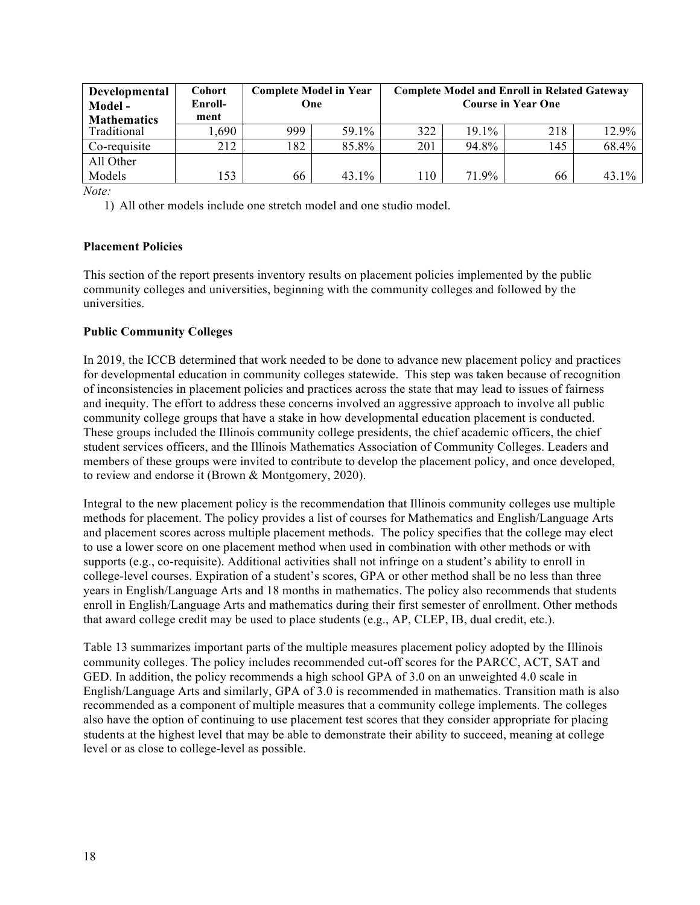| Developmental Model - Mathematics | Cohort Enroll-ment | Complete Model in Year One | | Complete Model and Enroll in Related Gateway Course in Year One | | | |
|---|---|---|---|---|---|---|---|
| Traditional | 1,690 | 999 | 59.1% | 322 | 19.1% | 218 | 12.9% |
| Co-requisite | 212 | 182 | 85.8% | 201 | 94.8% | 145 | 68.4% |
| All Other Models | 153 | 66 | 43.1% | 110 | 71.9% | 66 | 43.1% |

*Note:*

1) All other models include one stretch model and one studio model.

**Placement Policies**

This section of the report presents inventory results on placement policies implemented by the public community colleges and universities, beginning with the community colleges and followed by the universities.

**Public Community Colleges**

In 2019, the ICCB determined that work needed to be done to advance new placement policy and practices for developmental education in community colleges statewide. This step was taken because of recognition of inconsistencies in placement policies and practices across the state that may lead to issues of fairness and inequity. The effort to address these concerns involved an aggressive approach to involve all public community college groups that have a stake in how developmental education placement is conducted. These groups included the Illinois community college presidents, the chief academic officers, the chief student services officers, and the Illinois Mathematics Association of Community Colleges. Leaders and members of these groups were invited to contribute to develop the placement policy, and once developed, to review and endorse it (Brown & Montgomery, 2020).

Integral to the new placement policy is the recommendation that Illinois community colleges use multiple methods for placement. The policy provides a list of courses for Mathematics and English/Language Arts and placement scores across multiple placement methods. The policy specifies that the college may elect to use a lower score on one placement method when used in combination with other methods or with supports (e.g., co-requisite). Additional activities shall not infringe on a student's ability to enroll in college-level courses. Expiration of a student's scores, GPA or other method shall be no less than three years in English/Language Arts and 18 months in mathematics. The policy also recommends that students enroll in English/Language Arts and mathematics during their first semester of enrollment. Other methods that award college credit may be used to place students (e.g., AP, CLEP, IB, dual credit, etc.).

Table 13 summarizes important parts of the multiple measures placement policy adopted by the Illinois community colleges. The policy includes recommended cut-off scores for the PARCC, ACT, SAT and GED. In addition, the policy recommends a high school GPA of 3.0 on an unweighted 4.0 scale in English/Language Arts and similarly, GPA of 3.0 is recommended in mathematics. Transition math is also recommended as a component of multiple measures that a community college implements. The colleges also have the option of continuing to use placement test scores that they consider appropriate for placing students at the highest level that may be able to demonstrate their ability to succeed, meaning at college level or as close to college-level as possible.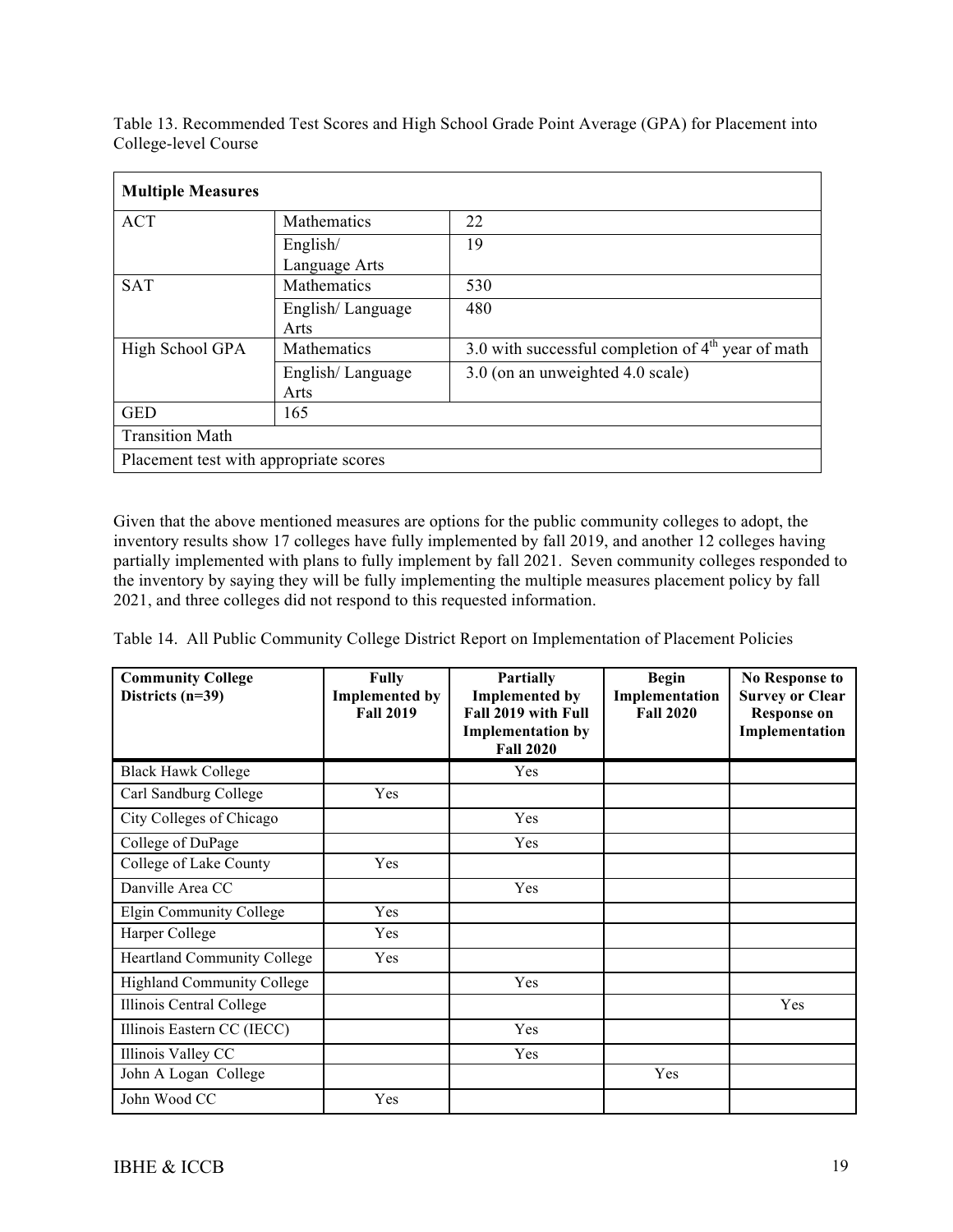Table 13. Recommended Test Scores and High School Grade Point Average (GPA) for Placement into College-level Course

| Multiple Measures | | |
|---|---|---|
| ACT | Mathematics | 22 |
| | English/ Language Arts | 19 |
| SAT | Mathematics | 530 |
| | English/ Language Arts | 480 |
| High School GPA | Mathematics | 3.0 with successful completion of 4th year of math |
| | English/ Language Arts | 3.0 (on an unweighted 4.0 scale) |
| GED | 165 | |
| Transition Math | | |
| Placement test with appropriate scores | | |

Given that the above mentioned measures are options for the public community colleges to adopt, the inventory results show 17 colleges have fully implemented by fall 2019, and another 12 colleges having partially implemented with plans to fully implement by fall 2021. Seven community colleges responded to the inventory by saying they will be fully implementing the multiple measures placement policy by fall 2021, and three colleges did not respond to this requested information.

Table 14. All Public Community College District Report on Implementation of Placement Policies

| Community College Districts (n=39) | Fully Implemented by Fall 2019 | Partially Implemented by Fall 2019 with Full Implementation by Fall 2020 | Begin Implementation Fall 2020 | No Response to Survey or Clear Response on Implementation |
|---|---|---|---|---|
| Black Hawk College | | Yes | | |
| Carl Sandburg College | Yes | | | |
| City Colleges of Chicago | | Yes | | |
| College of DuPage | | Yes | | |
| College of Lake County | Yes | | | |
| Danville Area CC | | Yes | | |
| Elgin Community College | Yes | | | |
| Harper College | Yes | | | |
| Heartland Community College | Yes | | | |
| Highland Community College | | Yes | | |
| Illinois Central College | | | | Yes |
| Illinois Eastern CC (IECC) | | Yes | | |
| Illinois Valley CC | | Yes | | |
| John A Logan College | | | Yes | |
| John Wood CC | Yes | | | |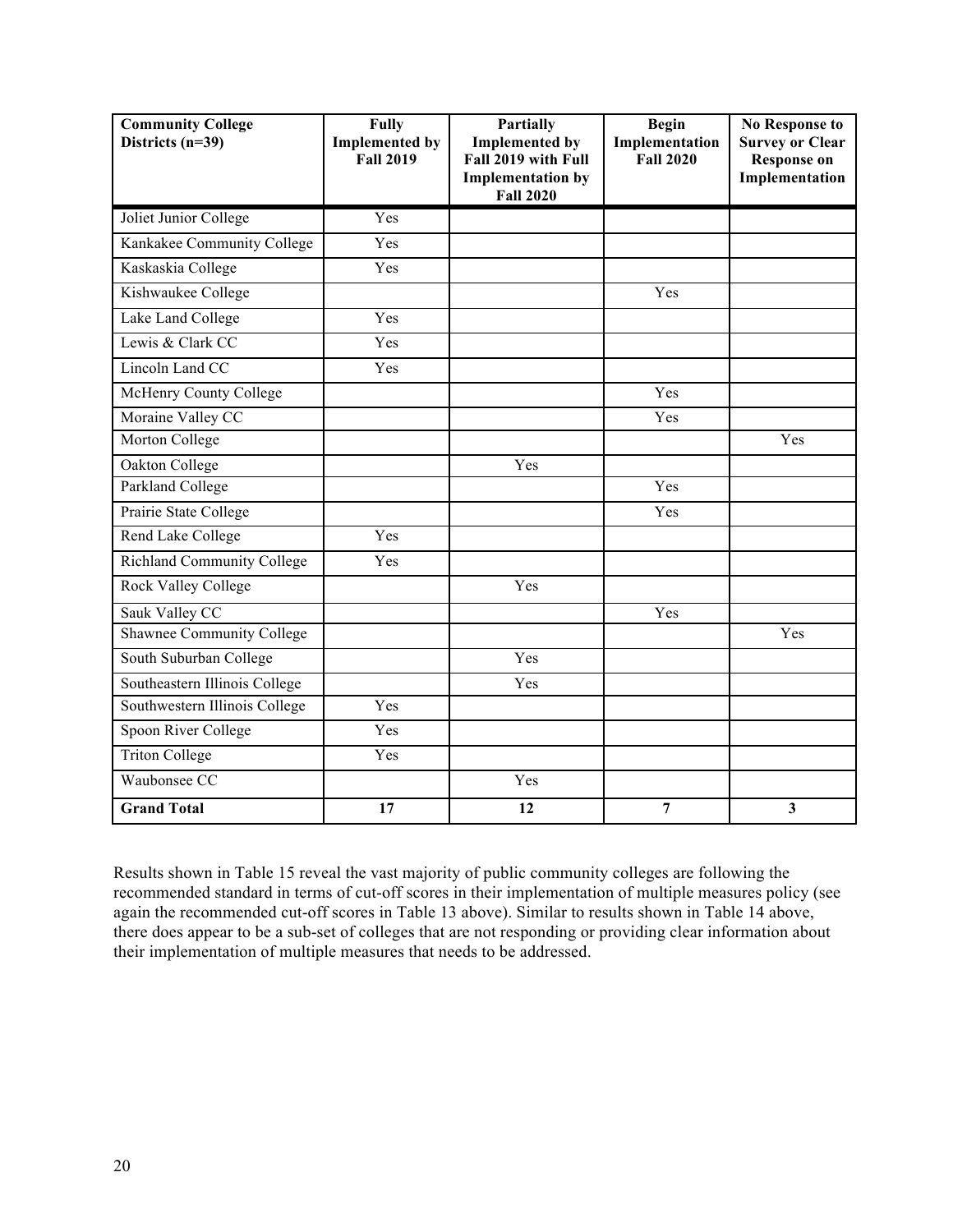| Community College Districts (n=39) | Fully Implemented by Fall 2019 | Partially Implemented by Fall 2019 with Full Implementation by Fall 2020 | Begin Implementation Fall 2020 | No Response to Survey or Clear Response on Implementation |
|---|---|---|---|---|
| Joliet Junior College | Yes | | | |
| Kankakee Community College | Yes | | | |
| Kaskaskia College | Yes | | | |
| Kishwaukee College | | | Yes | |
| Lake Land College | Yes | | | |
| Lewis & Clark CC | Yes | | | |
| Lincoln Land CC | Yes | | | |
| McHenry County College | | | Yes | |
| Moraine Valley CC | | | Yes | |
| Morton College | | | | Yes |
| Oakton College | | Yes | | |
| Parkland College | | | Yes | |
| Prairie State College | | | Yes | |
| Rend Lake College | Yes | | | |
| Richland Community College | Yes | | | |
| Rock Valley College | | Yes | | |
| Sauk Valley CC | | | Yes | |
| Shawnee Community College | | | | Yes |
| South Suburban College | | Yes | | |
| Southeastern Illinois College | | Yes | | |
| Southwestern Illinois College | Yes | | | |
| Spoon River College | Yes | | | |
| Triton College | Yes | | | |
| Waubonsee CC | | Yes | | |
| **Grand Total** | **17** | **12** | **7** | **3** |

Results shown in Table 15 reveal the vast majority of public community colleges are following the recommended standard in terms of cut-off scores in their implementation of multiple measures policy (see again the recommended cut-off scores in Table 13 above). Similar to results shown in Table 14 above, there does appear to be a sub-set of colleges that are not responding or providing clear information about their implementation of multiple measures that needs to be addressed.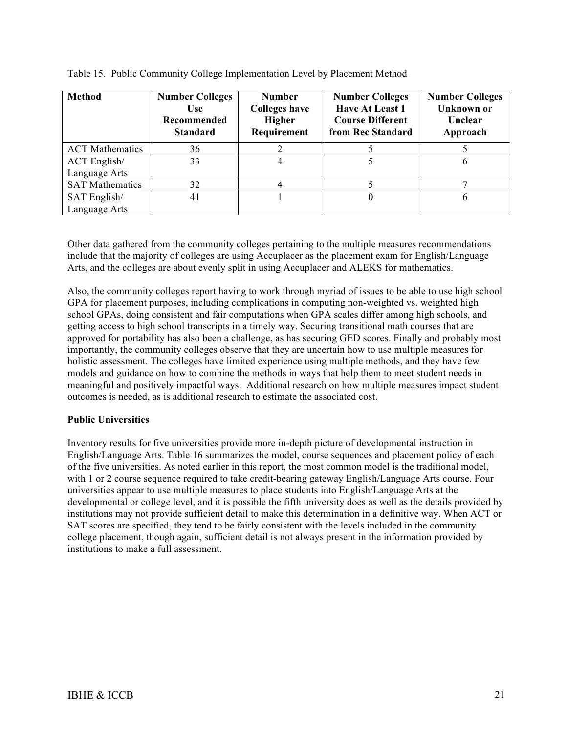Table 15. Public Community College Implementation Level by Placement Method

| Method | Number Colleges Use Recommended Standard | Number Colleges have Higher Requirement | Number Colleges Have At Least 1 Course Different from Rec Standard | Number Colleges Unknown or Unclear Approach |
|---|---|---|---|---|
| ACT Mathematics | 36 | 2 | 5 | 5 |
| ACT English/ Language Arts | 33 | 4 | 5 | 6 |
| SAT Mathematics | 32 | 4 | 5 | 7 |
| SAT English/ Language Arts | 41 | 1 | 0 | 6 |

Other data gathered from the community colleges pertaining to the multiple measures recommendations include that the majority of colleges are using Accuplacer as the placement exam for English/Language Arts, and the colleges are about evenly split in using Accuplacer and ALEKS for mathematics.

Also, the community colleges report having to work through myriad of issues to be able to use high school GPA for placement purposes, including complications in computing non-weighted vs. weighted high school GPAs, doing consistent and fair computations when GPA scales differ among high schools, and getting access to high school transcripts in a timely way. Securing transitional math courses that are approved for portability has also been a challenge, as has securing GED scores. Finally and probably most importantly, the community colleges observe that they are uncertain how to use multiple measures for holistic assessment. The colleges have limited experience using multiple methods, and they have few models and guidance on how to combine the methods in ways that help them to meet student needs in meaningful and positively impactful ways. Additional research on how multiple measures impact student outcomes is needed, as is additional research to estimate the associated cost.

**Public Universities**

Inventory results for five universities provide more in-depth picture of developmental instruction in English/Language Arts. Table 16 summarizes the model, course sequences and placement policy of each of the five universities. As noted earlier in this report, the most common model is the traditional model, with 1 or 2 course sequence required to take credit-bearing gateway English/Language Arts course. Four universities appear to use multiple measures to place students into English/Language Arts at the developmental or college level, and it is possible the fifth university does as well as the details provided by institutions may not provide sufficient detail to make this determination in a definitive way. When ACT or SAT scores are specified, they tend to be fairly consistent with the levels included in the community college placement, though again, sufficient detail is not always present in the information provided by institutions to make a full assessment.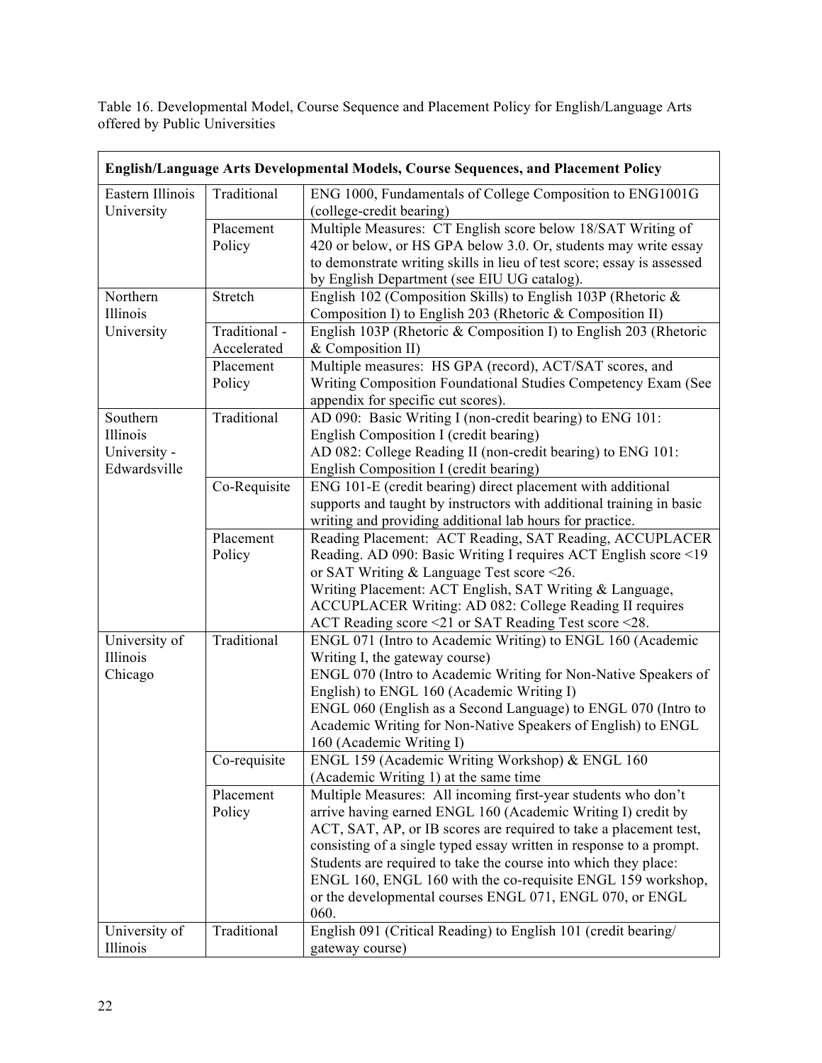Table 16. Developmental Model, Course Sequence and Placement Policy for English/Language Arts offered by Public Universities

| English/Language Arts Developmental Models, Course Sequences, and Placement Policy | | |
|---|---|---|
| Eastern Illinois University | Traditional | ENG 1000, Fundamentals of College Composition to ENG1001G (college-credit bearing) |
| | Placement Policy | Multiple Measures: CT English score below 18/SAT Writing of 420 or below, or HS GPA below 3.0. Or, students may write essay to demonstrate writing skills in lieu of test score; essay is assessed by English Department (see EIU UG catalog). |
| Northern Illinois University | Stretch | English 102 (Composition Skills) to English 103P (Rhetoric & Composition I) to English 203 (Rhetoric & Composition II) |
| | Traditional - Accelerated | English 103P (Rhetoric & Composition I) to English 203 (Rhetoric & Composition II) |
| | Placement Policy | Multiple measures: HS GPA (record), ACT/SAT scores, and Writing Composition Foundational Studies Competency Exam (See appendix for specific cut scores). |
| Southern Illinois University - Edwardsville | Traditional | AD 090: Basic Writing I (non-credit bearing) to ENG 101: English Composition I (credit bearing)<br>AD 082: College Reading II (non-credit bearing) to ENG 101: English Composition I (credit bearing) |
| | Co-Requisite | ENG 101-E (credit bearing) direct placement with additional supports and taught by instructors with additional training in basic writing and providing additional lab hours for practice. |
| | Placement Policy | Reading Placement: ACT Reading, SAT Reading, ACCUPLACER Reading. AD 090: Basic Writing I requires ACT English score <19 or SAT Writing & Language Test score <26.<br>Writing Placement: ACT English, SAT Writing & Language, ACCUPLACER Writing: AD 082: College Reading II requires ACT Reading score <21 or SAT Reading Test score <28. |
| University of Illinois Chicago | Traditional | ENGL 071 (Intro to Academic Writing) to ENGL 160 (Academic Writing I, the gateway course)<br>ENGL 070 (Intro to Academic Writing for Non-Native Speakers of English) to ENGL 160 (Academic Writing I)<br>ENGL 060 (English as a Second Language) to ENGL 070 (Intro to Academic Writing for Non-Native Speakers of English) to ENGL 160 (Academic Writing I) |
| | Co-requisite | ENGL 159 (Academic Writing Workshop) & ENGL 160 (Academic Writing 1) at the same time |
| | Placement Policy | Multiple Measures: All incoming first-year students who don't arrive having earned ENGL 160 (Academic Writing I) credit by ACT, SAT, AP, or IB scores are required to take a placement test, consisting of a single typed essay written in response to a prompt. Students are required to take the course into which they place: ENGL 160, ENGL 160 with the co-requisite ENGL 159 workshop, or the developmental courses ENGL 071, ENGL 070, or ENGL 060. |
| University of Illinois | Traditional | English 091 (Critical Reading) to English 101 (credit bearing/ gateway course) |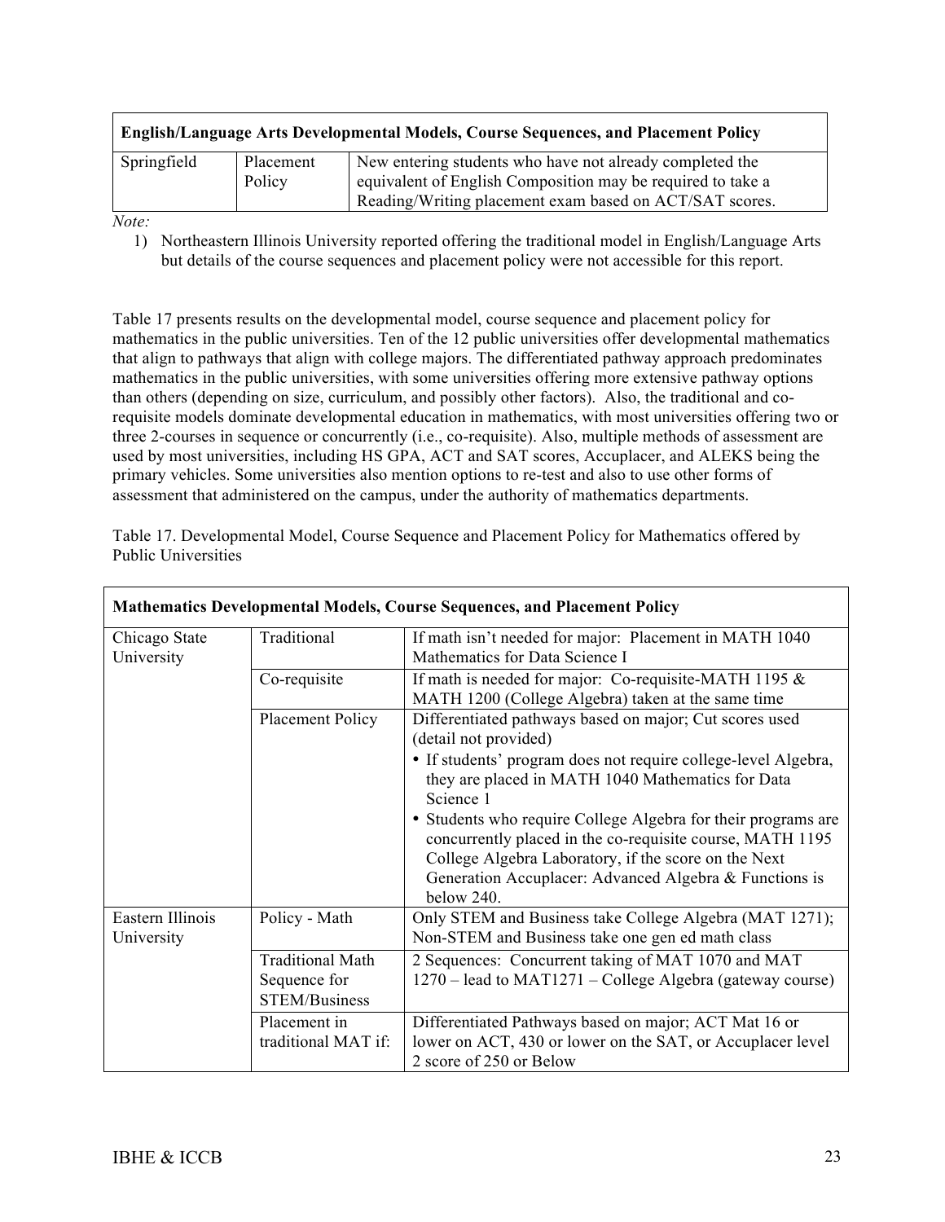| English/Language Arts Developmental Models, Course Sequences, and Placement Policy | | |
|---|---|---|
| Springfield | Placement Policy | New entering students who have not already completed the equivalent of English Composition may be required to take a Reading/Writing placement exam based on ACT/SAT scores. |

*Note:*

1) Northeastern Illinois University reported offering the traditional model in English/Language Arts but details of the course sequences and placement policy were not accessible for this report.

Table 17 presents results on the developmental model, course sequence and placement policy for mathematics in the public universities. Ten of the 12 public universities offer developmental mathematics that align to pathways that align with college majors. The differentiated pathway approach predominates mathematics in the public universities, with some universities offering more extensive pathway options than others (depending on size, curriculum, and possibly other factors). Also, the traditional and co-requisite models dominate developmental education in mathematics, with most universities offering two or three 2-courses in sequence or concurrently (i.e., co-requisite). Also, multiple methods of assessment are used by most universities, including HS GPA, ACT and SAT scores, Accuplacer, and ALEKS being the primary vehicles. Some universities also mention options to re-test and also to use other forms of assessment that administered on the campus, under the authority of mathematics departments.

Table 17. Developmental Model, Course Sequence and Placement Policy for Mathematics offered by Public Universities

| Mathematics Developmental Models, Course Sequences, and Placement Policy | | |
|---|---|---|
| Chicago State University | Traditional | If math isn't needed for major: Placement in MATH 1040 Mathematics for Data Science I |
| | Co-requisite | If math is needed for major: Co-requisite-MATH 1195 & MATH 1200 (College Algebra) taken at the same time |
| | Placement Policy | Differentiated pathways based on major; Cut scores used (detail not provided)<br>• If students' program does not require college-level Algebra, they are placed in MATH 1040 Mathematics for Data Science 1<br>• Students who require College Algebra for their programs are concurrently placed in the co-requisite course, MATH 1195 College Algebra Laboratory, if the score on the Next Generation Accuplacer: Advanced Algebra & Functions is below 240. |
| Eastern Illinois University | Policy - Math | Only STEM and Business take College Algebra (MAT 1271); Non-STEM and Business take one gen ed math class |
| | Traditional Math Sequence for STEM/Business | 2 Sequences: Concurrent taking of MAT 1070 and MAT 1270 – lead to MAT1271 – College Algebra (gateway course) |
| | Placement in traditional MAT if: | Differentiated Pathways based on major; ACT Mat 16 or lower on ACT, 430 or lower on the SAT, or Accuplacer level 2 score of 250 or Below |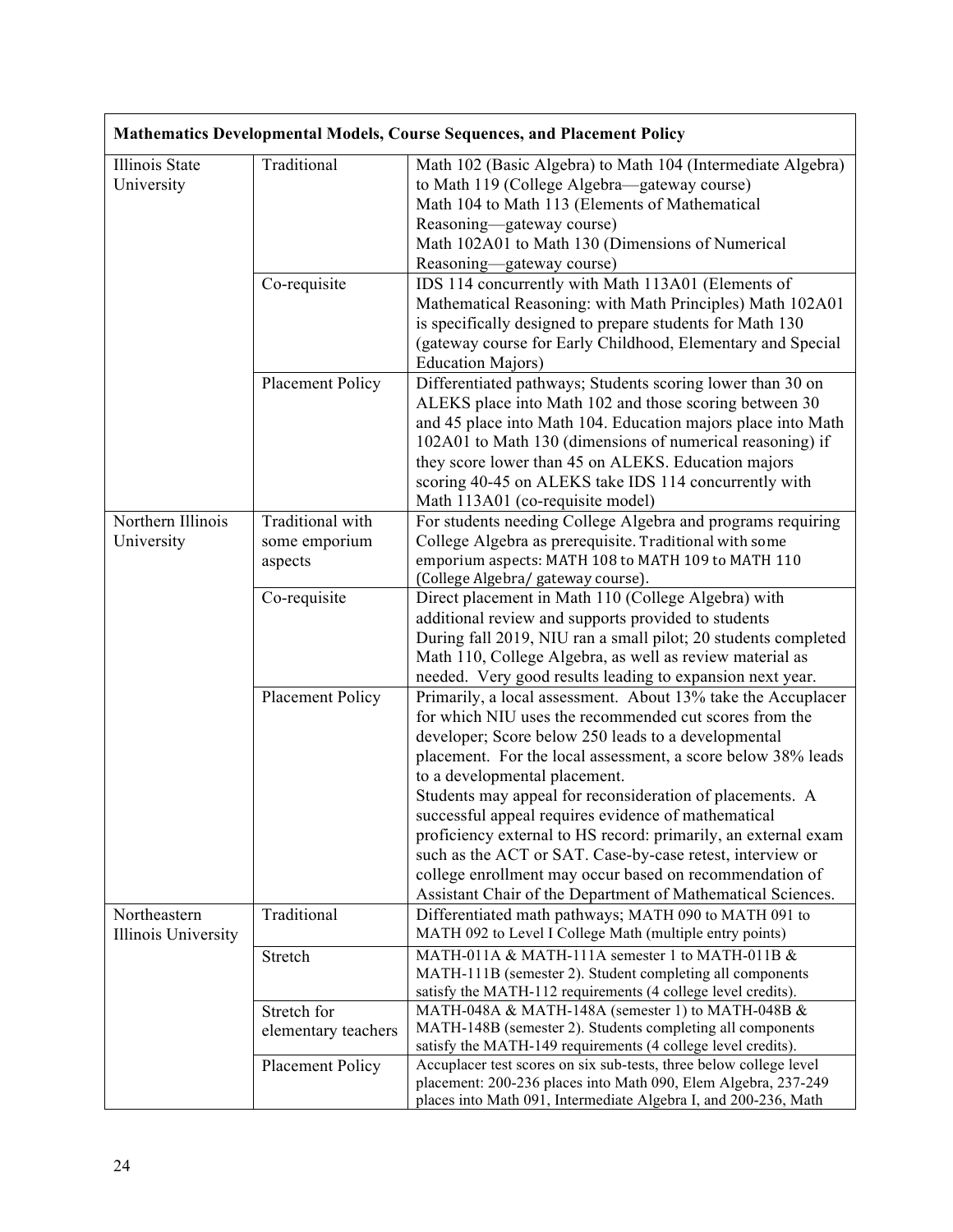| Mathematics Developmental Models, Course Sequences, and Placement Policy | | |
|---|---|---|
| Illinois State University | Traditional | Math 102 (Basic Algebra) to Math 104 (Intermediate Algebra) to Math 119 (College Algebra—gateway course)<br>Math 104 to Math 113 (Elements of Mathematical Reasoning—gateway course)<br>Math 102A01 to Math 130 (Dimensions of Numerical Reasoning—gateway course) |
| | Co-requisite | IDS 114 concurrently with Math 113A01 (Elements of Mathematical Reasoning: with Math Principles) Math 102A01 is specifically designed to prepare students for Math 130 (gateway course for Early Childhood, Elementary and Special Education Majors) |
| | Placement Policy | Differentiated pathways; Students scoring lower than 30 on ALEKS place into Math 102 and those scoring between 30 and 45 place into Math 104. Education majors place into Math 102A01 to Math 130 (dimensions of numerical reasoning) if they score lower than 45 on ALEKS. Education majors scoring 40-45 on ALEKS take IDS 114 concurrently with Math 113A01 (co-requisite model) |
| Northern Illinois University | Traditional with some emporium aspects | For students needing College Algebra and programs requiring College Algebra as prerequisite. Traditional with some emporium aspects: MATH 108 to MATH 109 to MATH 110 (College Algebra/ gateway course). |
| | Co-requisite | Direct placement in Math 110 (College Algebra) with additional review and supports provided to students<br>During fall 2019, NIU ran a small pilot; 20 students completed Math 110, College Algebra, as well as review material as needed. Very good results leading to expansion next year. |
| | Placement Policy | Primarily, a local assessment. About 13% take the Accuplacer for which NIU uses the recommended cut scores from the developer; Score below 250 leads to a developmental placement. For the local assessment, a score below 38% leads to a developmental placement.<br>Students may appeal for reconsideration of placements. A successful appeal requires evidence of mathematical proficiency external to HS record: primarily, an external exam such as the ACT or SAT. Case-by-case retest, interview or college enrollment may occur based on recommendation of Assistant Chair of the Department of Mathematical Sciences. |
| Northeastern Illinois University | Traditional | Differentiated math pathways; MATH 090 to MATH 091 to MATH 092 to Level I College Math (multiple entry points) |
| | Stretch | MATH-011A & MATH-111A semester 1 to MATH-011B & MATH-111B (semester 2). Student completing all components satisfy the MATH-112 requirements (4 college level credits). |
| | Stretch for elementary teachers | MATH-048A & MATH-148A (semester 1) to MATH-048B & MATH-148B (semester 2). Students completing all components satisfy the MATH-149 requirements (4 college level credits). |
| | Placement Policy | Accuplacer test scores on six sub-tests, three below college level placement: 200-236 places into Math 090, Elem Algebra, 237-249 places into Math 091, Intermediate Algebra I, and 200-236, Math |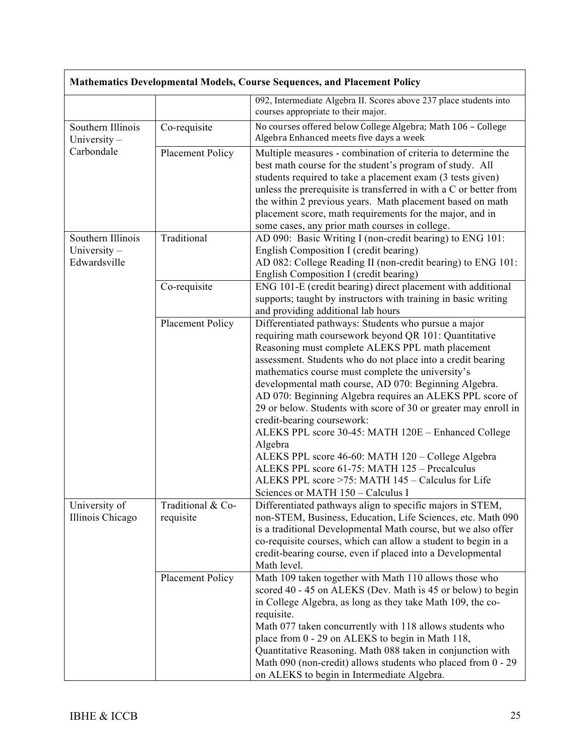| Mathematics Developmental Models, Course Sequences, and Placement Policy | | |
|---|---|---|
| | | 092, Intermediate Algebra II. Scores above 237 place students into courses appropriate to their major. |
| Southern Illinois University – Carbondale | Co-requisite | No courses offered below College Algebra; Math 106 – College Algebra Enhanced meets five days a week |
| | Placement Policy | Multiple measures - combination of criteria to determine the best math course for the student's program of study. All students required to take a placement exam (3 tests given) unless the prerequisite is transferred in with a C or better from the within 2 previous years. Math placement based on math placement score, math requirements for the major, and in some cases, any prior math courses in college. |
| Southern Illinois University – Edwardsville | Traditional | AD 090: Basic Writing I (non-credit bearing) to ENG 101: English Composition I (credit bearing)<br>AD 082: College Reading II (non-credit bearing) to ENG 101: English Composition I (credit bearing) |
| | Co-requisite | ENG 101-E (credit bearing) direct placement with additional supports; taught by instructors with training in basic writing and providing additional lab hours |
| | Placement Policy | Differentiated pathways: Students who pursue a major requiring math coursework beyond QR 101: Quantitative Reasoning must complete ALEKS PPL math placement assessment. Students who do not place into a credit bearing mathematics course must complete the university's developmental math course, AD 070: Beginning Algebra. AD 070: Beginning Algebra requires an ALEKS PPL score of 29 or below. Students with score of 30 or greater may enroll in credit-bearing coursework:<br>ALEKS PPL score 30-45: MATH 120E – Enhanced College Algebra<br>ALEKS PPL score 46-60: MATH 120 – College Algebra<br>ALEKS PPL score 61-75: MATH 125 – Precalculus<br>ALEKS PPL score >75: MATH 145 – Calculus for Life Sciences or MATH 150 – Calculus I |
| University of Illinois Chicago | Traditional & Co-requisite | Differentiated pathways align to specific majors in STEM, non-STEM, Business, Education, Life Sciences, etc. Math 090 is a traditional Developmental Math course, but we also offer co-requisite courses, which can allow a student to begin in a credit-bearing course, even if placed into a Developmental Math level. |
| | Placement Policy | Math 109 taken together with Math 110 allows those who scored 40 - 45 on ALEKS (Dev. Math is 45 or below) to begin in College Algebra, as long as they take Math 109, the co-requisite.<br>Math 077 taken concurrently with 118 allows students who place from 0 - 29 on ALEKS to begin in Math 118, Quantitative Reasoning. Math 088 taken in conjunction with Math 090 (non-credit) allows students who placed from 0 - 29 on ALEKS to begin in Intermediate Algebra. |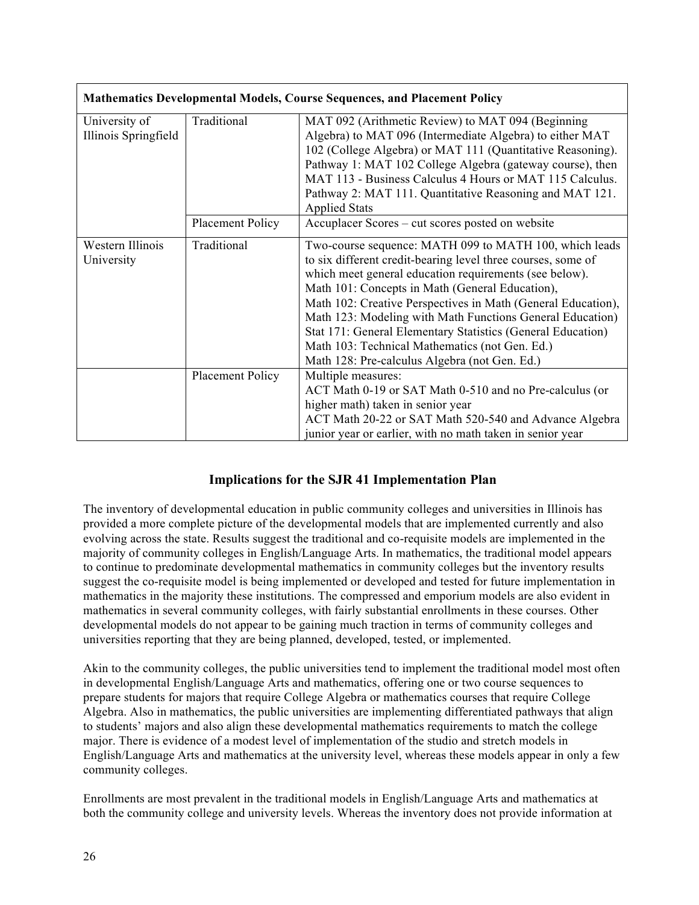| Mathematics Developmental Models, Course Sequences, and Placement Policy | | |
|---|---|---|
| University of Illinois Springfield | Traditional | MAT 092 (Arithmetic Review) to MAT 094 (Beginning Algebra) to MAT 096 (Intermediate Algebra) to either MAT 102 (College Algebra) or MAT 111 (Quantitative Reasoning). Pathway 1: MAT 102 College Algebra (gateway course), then MAT 113 - Business Calculus 4 Hours or MAT 115 Calculus. Pathway 2: MAT 111. Quantitative Reasoning and MAT 121. Applied Stats |
| | Placement Policy | Accuplacer Scores – cut scores posted on website |
| Western Illinois University | Traditional | Two-course sequence: MATH 099 to MATH 100, which leads to six different credit-bearing level three courses, some of which meet general education requirements (see below).<br>Math 101: Concepts in Math (General Education),<br>Math 102: Creative Perspectives in Math (General Education),<br>Math 123: Modeling with Math Functions General Education)<br>Stat 171: General Elementary Statistics (General Education)<br>Math 103: Technical Mathematics (not Gen. Ed.)<br>Math 128: Pre-calculus Algebra (not Gen. Ed.) |
| | Placement Policy | Multiple measures:<br>ACT Math 0-19 or SAT Math 0-510 and no Pre-calculus (or higher math) taken in senior year<br>ACT Math 20-22 or SAT Math 520-540 and Advance Algebra junior year or earlier, with no math taken in senior year |

## Implications for the SJR 41 Implementation Plan

The inventory of developmental education in public community colleges and universities in Illinois has provided a more complete picture of the developmental models that are implemented currently and also evolving across the state. Results suggest the traditional and co-requisite models are implemented in the majority of community colleges in English/Language Arts. In mathematics, the traditional model appears to continue to predominate developmental mathematics in community colleges but the inventory results suggest the co-requisite model is being implemented or developed and tested for future implementation in mathematics in the majority these institutions. The compressed and emporium models are also evident in mathematics in several community colleges, with fairly substantial enrollments in these courses. Other developmental models do not appear to be gaining much traction in terms of community colleges and universities reporting that they are being planned, developed, tested, or implemented.

Akin to the community colleges, the public universities tend to implement the traditional model most often in developmental English/Language Arts and mathematics, offering one or two course sequences to prepare students for majors that require College Algebra or mathematics courses that require College Algebra. Also in mathematics, the public universities are implementing differentiated pathways that align to students' majors and also align these developmental mathematics requirements to match the college major. There is evidence of a modest level of implementation of the studio and stretch models in English/Language Arts and mathematics at the university level, whereas these models appear in only a few community colleges.

Enrollments are most prevalent in the traditional models in English/Language Arts and mathematics at both the community college and university levels. Whereas the inventory does not provide information at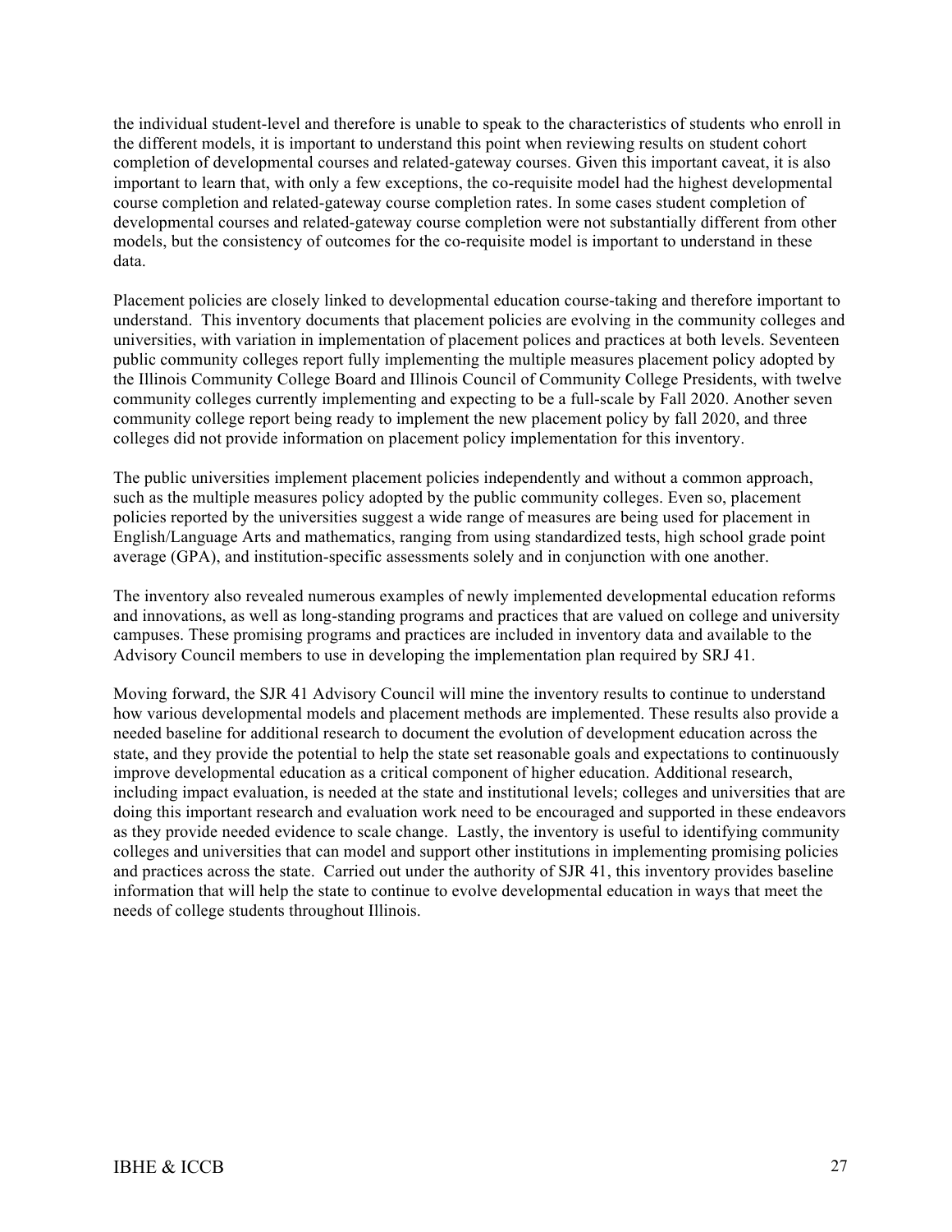the individual student-level and therefore is unable to speak to the characteristics of students who enroll in the different models, it is important to understand this point when reviewing results on student cohort completion of developmental courses and related-gateway courses. Given this important caveat, it is also important to learn that, with only a few exceptions, the co-requisite model had the highest developmental course completion and related-gateway course completion rates. In some cases student completion of developmental courses and related-gateway course completion were not substantially different from other models, but the consistency of outcomes for the co-requisite model is important to understand in these data.

Placement policies are closely linked to developmental education course-taking and therefore important to understand. This inventory documents that placement policies are evolving in the community colleges and universities, with variation in implementation of placement polices and practices at both levels. Seventeen public community colleges report fully implementing the multiple measures placement policy adopted by the Illinois Community College Board and Illinois Council of Community College Presidents, with twelve community colleges currently implementing and expecting to be a full-scale by Fall 2020. Another seven community college report being ready to implement the new placement policy by fall 2020, and three colleges did not provide information on placement policy implementation for this inventory.

The public universities implement placement policies independently and without a common approach, such as the multiple measures policy adopted by the public community colleges. Even so, placement policies reported by the universities suggest a wide range of measures are being used for placement in English/Language Arts and mathematics, ranging from using standardized tests, high school grade point average (GPA), and institution-specific assessments solely and in conjunction with one another.

The inventory also revealed numerous examples of newly implemented developmental education reforms and innovations, as well as long-standing programs and practices that are valued on college and university campuses. These promising programs and practices are included in inventory data and available to the Advisory Council members to use in developing the implementation plan required by SRJ 41.

Moving forward, the SJR 41 Advisory Council will mine the inventory results to continue to understand how various developmental models and placement methods are implemented. These results also provide a needed baseline for additional research to document the evolution of development education across the state, and they provide the potential to help the state set reasonable goals and expectations to continuously improve developmental education as a critical component of higher education. Additional research, including impact evaluation, is needed at the state and institutional levels; colleges and universities that are doing this important research and evaluation work need to be encouraged and supported in these endeavors as they provide needed evidence to scale change. Lastly, the inventory is useful to identifying community colleges and universities that can model and support other institutions in implementing promising policies and practices across the state. Carried out under the authority of SJR 41, this inventory provides baseline information that will help the state to continue to evolve developmental education in ways that meet the needs of college students throughout Illinois.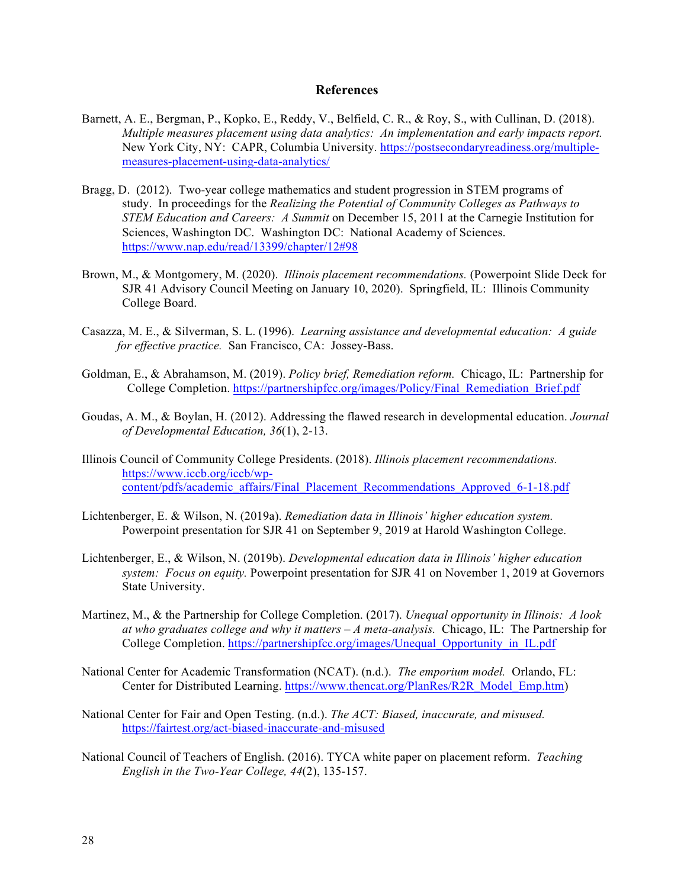## References

Barnett, A. E., Bergman, P., Kopko, E., Reddy, V., Belfield, C. R., & Roy, S., with Cullinan, D. (2018). *Multiple measures placement using data analytics: An implementation and early impacts report.* New York City, NY: CAPR, Columbia University. https://postsecondaryreadiness.org/multiple-measures-placement-using-data-analytics/

Bragg, D. (2012). Two-year college mathematics and student progression in STEM programs of study. In proceedings for the *Realizing the Potential of Community Colleges as Pathways to STEM Education and Careers: A Summit* on December 15, 2011 at the Carnegie Institution for Sciences, Washington DC. Washington DC: National Academy of Sciences. https://www.nap.edu/read/13399/chapter/12#98

Brown, M., & Montgomery, M. (2020). *Illinois placement recommendations.* (Powerpoint Slide Deck for SJR 41 Advisory Council Meeting on January 10, 2020). Springfield, IL: Illinois Community College Board.

Casazza, M. E., & Silverman, S. L. (1996). *Learning assistance and developmental education: A guide for effective practice.* San Francisco, CA: Jossey-Bass.

Goldman, E., & Abrahamson, M. (2019). *Policy brief, Remediation reform.* Chicago, IL: Partnership for College Completion. https://partnershipfcc.org/images/Policy/Final_Remediation_Brief.pdf

Goudas, A. M., & Boylan, H. (2012). Addressing the flawed research in developmental education. *Journal of Developmental Education, 36*(1), 2-13.

Illinois Council of Community College Presidents. (2018). *Illinois placement recommendations.* https://www.iccb.org/iccb/wp-content/pdfs/academic_affairs/Final_Placement_Recommendations_Approved_6-1-18.pdf

Lichtenberger, E. & Wilson, N. (2019a). *Remediation data in Illinois' higher education system.* Powerpoint presentation for SJR 41 on September 9, 2019 at Harold Washington College.

Lichtenberger, E., & Wilson, N. (2019b). *Developmental education data in Illinois' higher education system: Focus on equity.* Powerpoint presentation for SJR 41 on November 1, 2019 at Governors State University.

Martinez, M., & the Partnership for College Completion. (2017). *Unequal opportunity in Illinois: A look at who graduates college and why it matters – A meta-analysis.* Chicago, IL: The Partnership for College Completion. https://partnershipfcc.org/images/Unequal_Opportunity_in_IL.pdf

National Center for Academic Transformation (NCAT). (n.d.). *The emporium model.* Orlando, FL: Center for Distributed Learning. https://www.thencat.org/PlanRes/R2R_Model_Emp.htm)

National Center for Fair and Open Testing. (n.d.). *The ACT: Biased, inaccurate, and misused.* https://fairtest.org/act-biased-inaccurate-and-misused

National Council of Teachers of English. (2016). TYCA white paper on placement reform. *Teaching English in the Two-Year College, 44*(2), 135-157.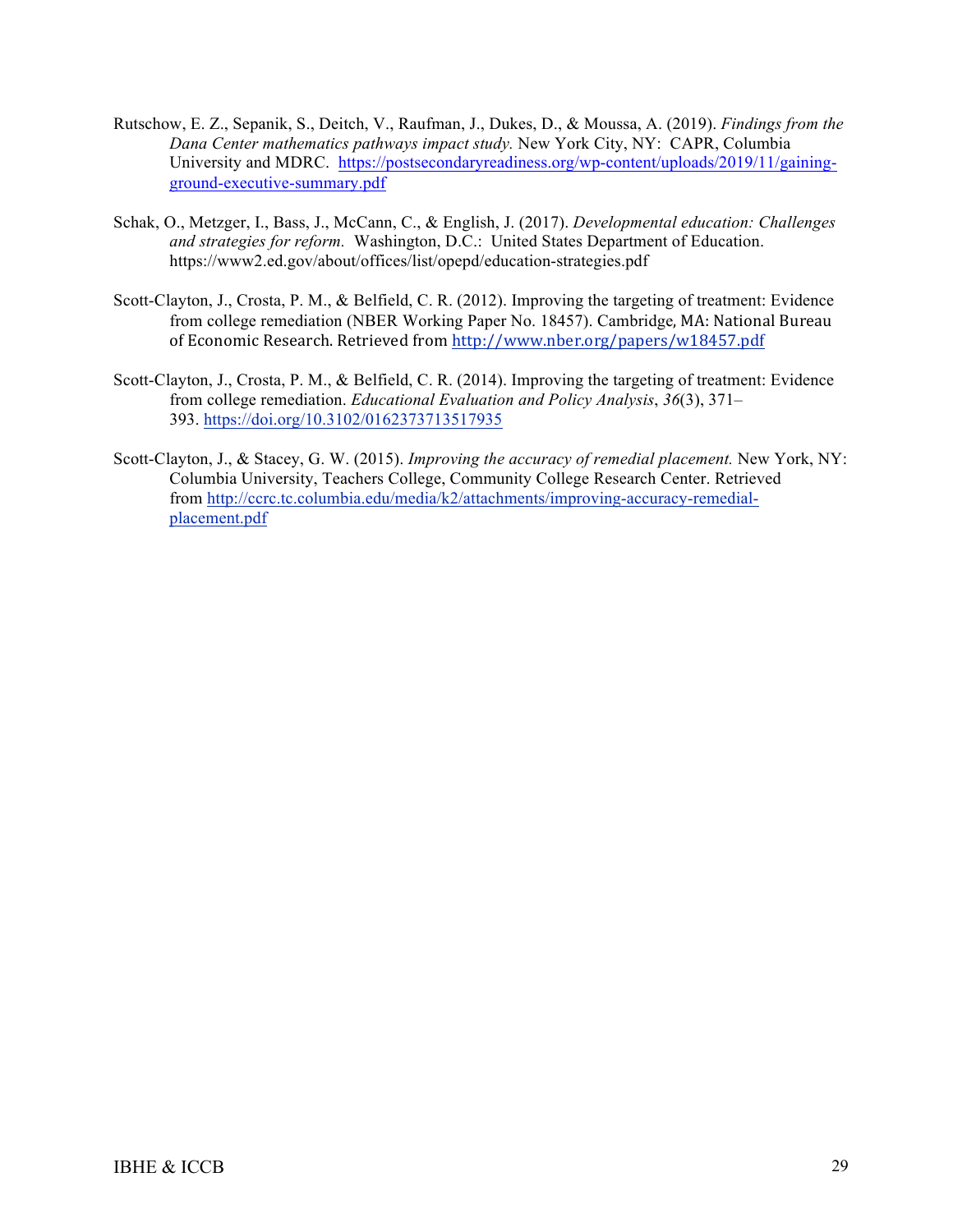Rutschow, E. Z., Sepanik, S., Deitch, V., Raufman, J., Dukes, D., & Moussa, A. (2019). *Findings from the Dana Center mathematics pathways impact study.* New York City, NY: CAPR, Columbia University and MDRC. https://postsecondaryreadiness.org/wp-content/uploads/2019/11/gaining-ground-executive-summary.pdf

Schak, O., Metzger, I., Bass, J., McCann, C., & English, J. (2017). *Developmental education: Challenges and strategies for reform.* Washington, D.C.: United States Department of Education. https://www2.ed.gov/about/offices/list/opepd/education-strategies.pdf

Scott-Clayton, J., Crosta, P. M., & Belfield, C. R. (2012). Improving the targeting of treatment: Evidence from college remediation (NBER Working Paper No. 18457). Cambridge, MA: National Bureau of Economic Research. Retrieved from http://www.nber.org/papers/w18457.pdf

Scott-Clayton, J., Crosta, P. M., & Belfield, C. R. (2014). Improving the targeting of treatment: Evidence from college remediation. *Educational Evaluation and Policy Analysis*, *36*(3), 371–393. https://doi.org/10.3102/0162373713517935

Scott-Clayton, J., & Stacey, G. W. (2015). *Improving the accuracy of remedial placement.* New York, NY: Columbia University, Teachers College, Community College Research Center. Retrieved from http://ccrc.tc.columbia.edu/media/k2/attachments/improving-accuracy-remedial-placement.pdf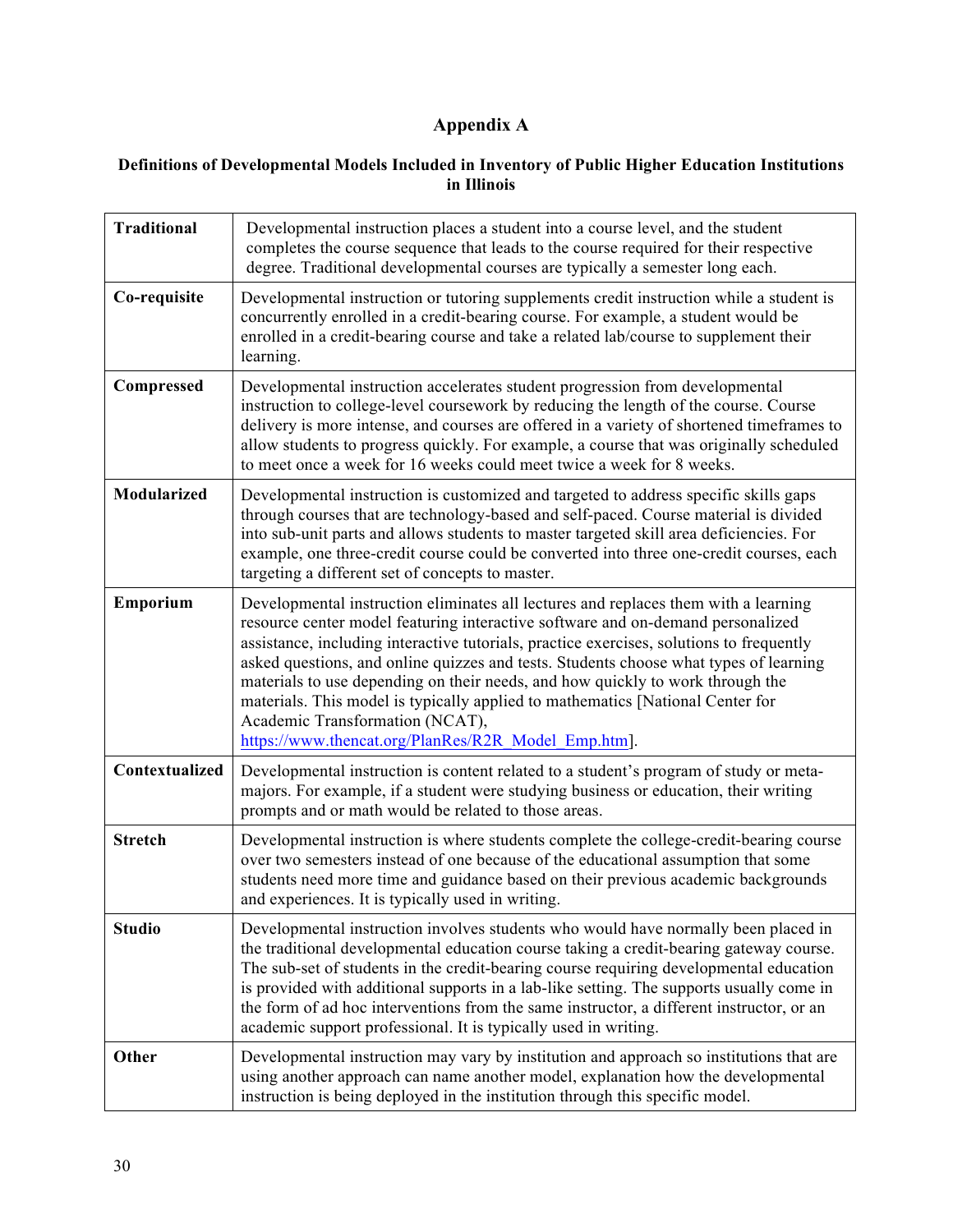# Appendix A

### Definitions of Developmental Models Included in Inventory of Public Higher Education Institutions in Illinois

| | |
|---|---|
| **Traditional** | Developmental instruction places a student into a course level, and the student completes the course sequence that leads to the course required for their respective degree. Traditional developmental courses are typically a semester long each. |
| **Co-requisite** | Developmental instruction or tutoring supplements credit instruction while a student is concurrently enrolled in a credit-bearing course. For example, a student would be enrolled in a credit-bearing course and take a related lab/course to supplement their learning. |
| **Compressed** | Developmental instruction accelerates student progression from developmental instruction to college-level coursework by reducing the length of the course. Course delivery is more intense, and courses are offered in a variety of shortened timeframes to allow students to progress quickly. For example, a course that was originally scheduled to meet once a week for 16 weeks could meet twice a week for 8 weeks. |
| **Modularized** | Developmental instruction is customized and targeted to address specific skills gaps through courses that are technology-based and self-paced. Course material is divided into sub-unit parts and allows students to master targeted skill area deficiencies. For example, one three-credit course could be converted into three one-credit courses, each targeting a different set of concepts to master. |
| **Emporium** | Developmental instruction eliminates all lectures and replaces them with a learning resource center model featuring interactive software and on-demand personalized assistance, including interactive tutorials, practice exercises, solutions to frequently asked questions, and online quizzes and tests. Students choose what types of learning materials to use depending on their needs, and how quickly to work through the materials. This model is typically applied to mathematics [National Center for Academic Transformation (NCAT), https://www.thencat.org/PlanRes/R2R_Model_Emp.htm]. |
| **Contextualized** | Developmental instruction is content related to a student's program of study or meta-majors. For example, if a student were studying business or education, their writing prompts and or math would be related to those areas. |
| **Stretch** | Developmental instruction is where students complete the college-credit-bearing course over two semesters instead of one because of the educational assumption that some students need more time and guidance based on their previous academic backgrounds and experiences. It is typically used in writing. |
| **Studio** | Developmental instruction involves students who would have normally been placed in the traditional developmental education course taking a credit-bearing gateway course. The sub-set of students in the credit-bearing course requiring developmental education is provided with additional supports in a lab-like setting. The supports usually come in the form of ad hoc interventions from the same instructor, a different instructor, or an academic support professional. It is typically used in writing. |
| **Other** | Developmental instruction may vary by institution and approach so institutions that are using another approach can name another model, explanation how the developmental instruction is being deployed in the institution through this specific model. |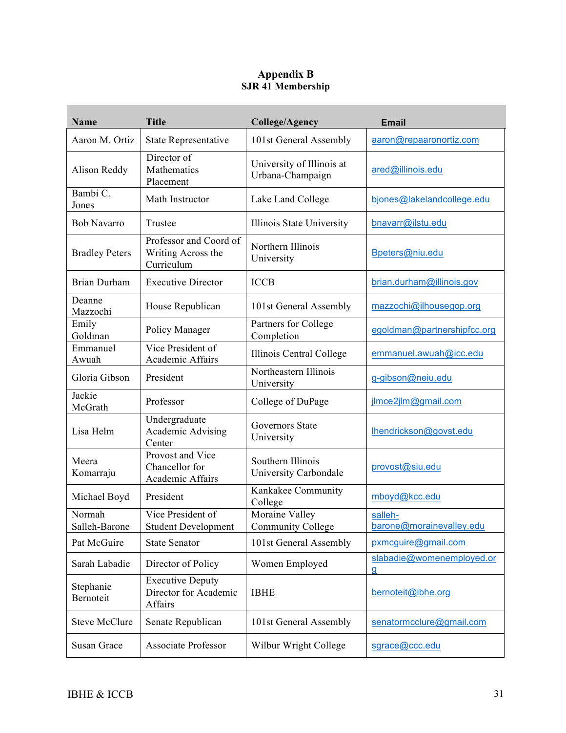# Appendix B
## SJR 41 Membership

| Name | Title | College/Agency | Email |
|---|---|---|---|
| Aaron M. Ortiz | State Representative | 101st General Assembly | aaron@repaaronortiz.com |
| Alison Reddy | Director of Mathematics Placement | University of Illinois at Urbana-Champaign | ared@illinois.edu |
| Bambi C. Jones | Math Instructor | Lake Land College | bjones@lakelandcollege.edu |
| Bob Navarro | Trustee | Illinois State University | bnavarr@ilstu.edu |
| Bradley Peters | Professor and Coord of Writing Across the Curriculum | Northern Illinois University | Bpeters@niu.edu |
| Brian Durham | Executive Director | ICCB | brian.durham@illinois.gov |
| Deanne Mazzochi | House Republican | 101st General Assembly | mazzochi@ilhousegop.org |
| Emily Goldman | Policy Manager | Partners for College Completion | egoldman@partnershipfcc.org |
| Emmanuel Awuah | Vice President of Academic Affairs | Illinois Central College | emmanuel.awuah@icc.edu |
| Gloria Gibson | President | Northeastern Illinois University | g-gibson@neiu.edu |
| Jackie McGrath | Professor | College of DuPage | jlmce2jlm@gmail.com |
| Lisa Helm | Undergraduate Academic Advising Center | Governors State University | lhendrickson@govst.edu |
| Meera Komarraju | Provost and Vice Chancellor for Academic Affairs | Southern Illinois University Carbondale | provost@siu.edu |
| Michael Boyd | President | Kankakee Community College | mboyd@kcc.edu |
| Normah Salleh-Barone | Vice President of Student Development | Moraine Valley Community College | salleh-barone@morainevalley.edu |
| Pat McGuire | State Senator | 101st General Assembly | pxmcguire@gmail.com |
| Sarah Labadie | Director of Policy | Women Employed | slabadie@womenemployed.org |
| Stephanie Bernoteit | Executive Deputy Director for Academic Affairs | IBHE | bernoteit@ibhe.org |
| Steve McClure | Senate Republican | 101st General Assembly | senatormcclure@gmail.com |
| Susan Grace | Associate Professor | Wilbur Wright College | sgrace@ccc.edu |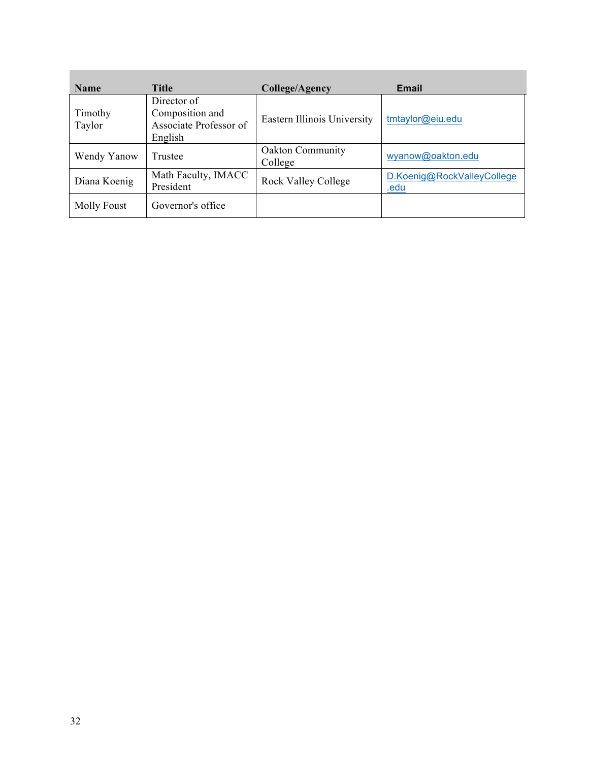| Name | Title | College/Agency | Email |
|---|---|---|---|
| Timothy Taylor | Director of Composition and Associate Professor of English | Eastern Illinois University | tmtaylor@eiu.edu |
| Wendy Yanow | Trustee | Oakton Community College | wyanow@oakton.edu |
| Diana Koenig | Math Faculty, IMACC President | Rock Valley College | D.Koenig@RockValleyCollege.edu |
| Molly Foust | Governor's office | | |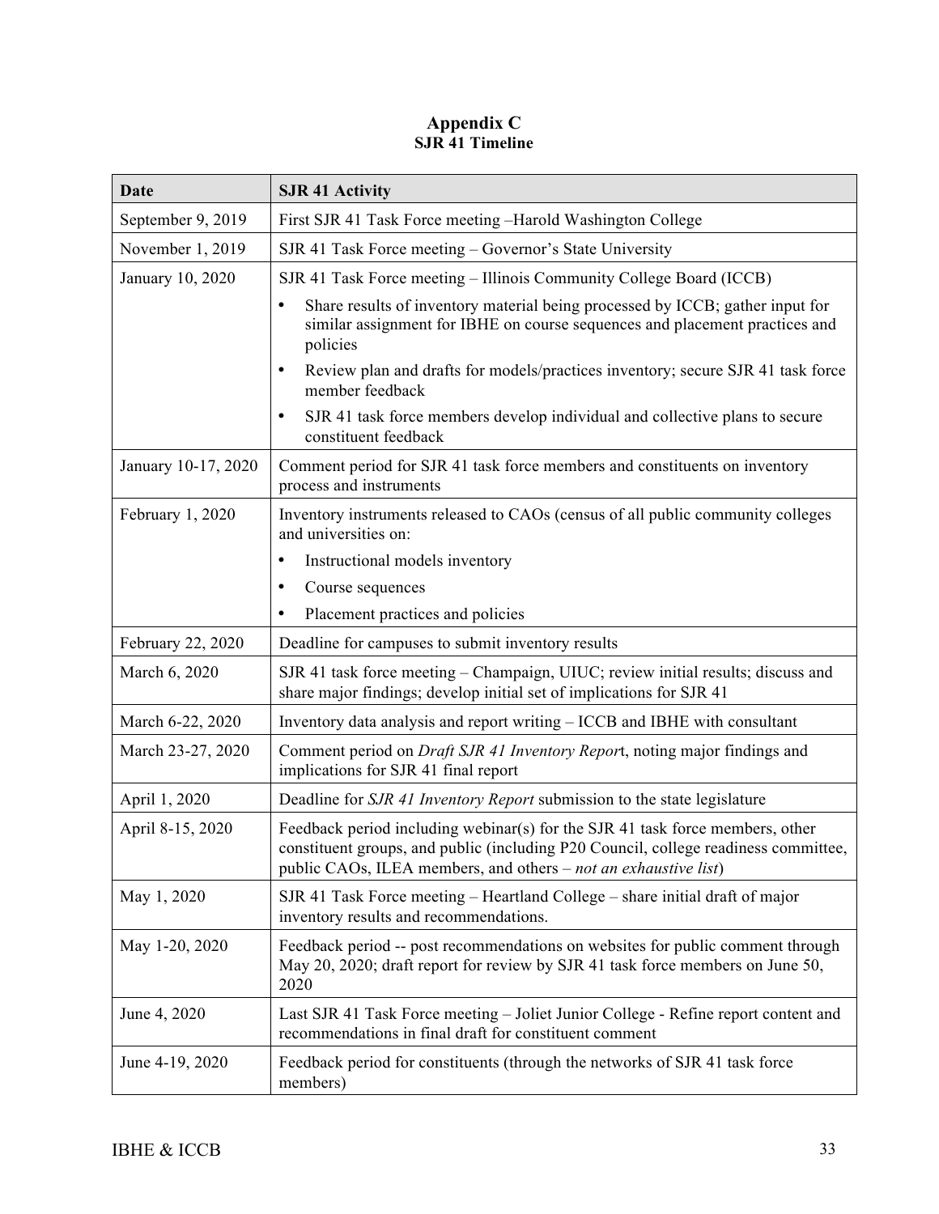# Appendix C
## SJR 41 Timeline

| Date | SJR 41 Activity |
|---|---|
| September 9, 2019 | First SJR 41 Task Force meeting –Harold Washington College |
| November 1, 2019 | SJR 41 Task Force meeting – Governor's State University |
| January 10, 2020 | SJR 41 Task Force meeting – Illinois Community College Board (ICCB)<br>• Share results of inventory material being processed by ICCB; gather input for similar assignment for IBHE on course sequences and placement practices and policies<br>• Review plan and drafts for models/practices inventory; secure SJR 41 task force member feedback<br>• SJR 41 task force members develop individual and collective plans to secure constituent feedback |
| January 10-17, 2020 | Comment period for SJR 41 task force members and constituents on inventory process and instruments |
| February 1, 2020 | Inventory instruments released to CAOs (census of all public community colleges and universities on:<br>• Instructional models inventory<br>• Course sequences<br>• Placement practices and policies |
| February 22, 2020 | Deadline for campuses to submit inventory results |
| March 6, 2020 | SJR 41 task force meeting – Champaign, UIUC; review initial results; discuss and share major findings; develop initial set of implications for SJR 41 |
| March 6-22, 2020 | Inventory data analysis and report writing – ICCB and IBHE with consultant |
| March 23-27, 2020 | Comment period on *Draft SJR 41 Inventory Repor*t, noting major findings and implications for SJR 41 final report |
| April 1, 2020 | Deadline for *SJR 41 Inventory Report* submission to the state legislature |
| April 8-15, 2020 | Feedback period including webinar(s) for the SJR 41 task force members, other constituent groups, and public (including P20 Council, college readiness committee, public CAOs, ILEA members, and others – *not an exhaustive list*) |
| May 1, 2020 | SJR 41 Task Force meeting – Heartland College – share initial draft of major inventory results and recommendations. |
| May 1-20, 2020 | Feedback period -- post recommendations on websites for public comment through May 20, 2020; draft report for review by SJR 41 task force members on June 50, 2020 |
| June 4, 2020 | Last SJR 41 Task Force meeting – Joliet Junior College - Refine report content and recommendations in final draft for constituent comment |
| June 4-19, 2020 | Feedback period for constituents (through the networks of SJR 41 task force members) |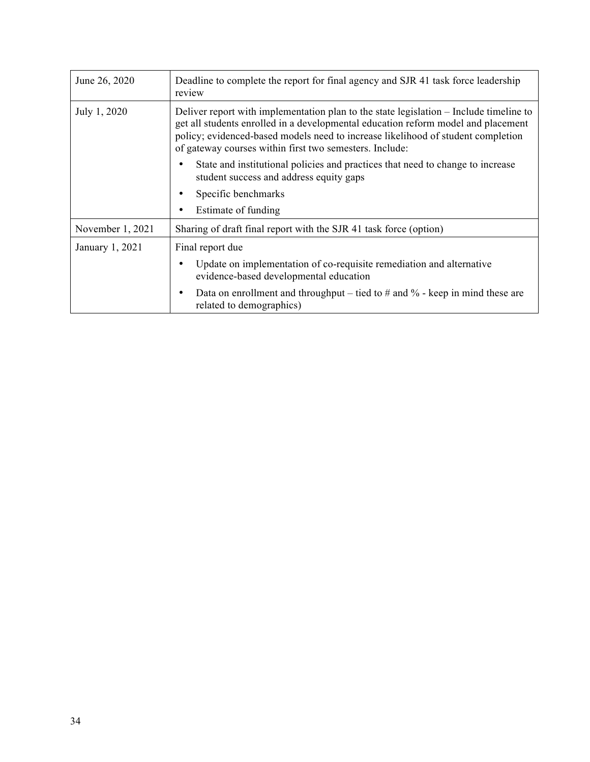| | |
|---|---|
| June 26, 2020 | Deadline to complete the report for final agency and SJR 41 task force leadership review |
| July 1, 2020 | Deliver report with implementation plan to the state legislation – Include timeline to get all students enrolled in a developmental education reform model and placement policy; evidenced-based models need to increase likelihood of student completion of gateway courses within first two semesters. Include:<br>• State and institutional policies and practices that need to change to increase student success and address equity gaps<br>• Specific benchmarks<br>• Estimate of funding |
| November 1, 2021 | Sharing of draft final report with the SJR 41 task force (option) |
| January 1, 2021 | Final report due<br>• Update on implementation of co-requisite remediation and alternative evidence-based developmental education<br>• Data on enrollment and throughput – tied to # and % - keep in mind these are related to demographics) |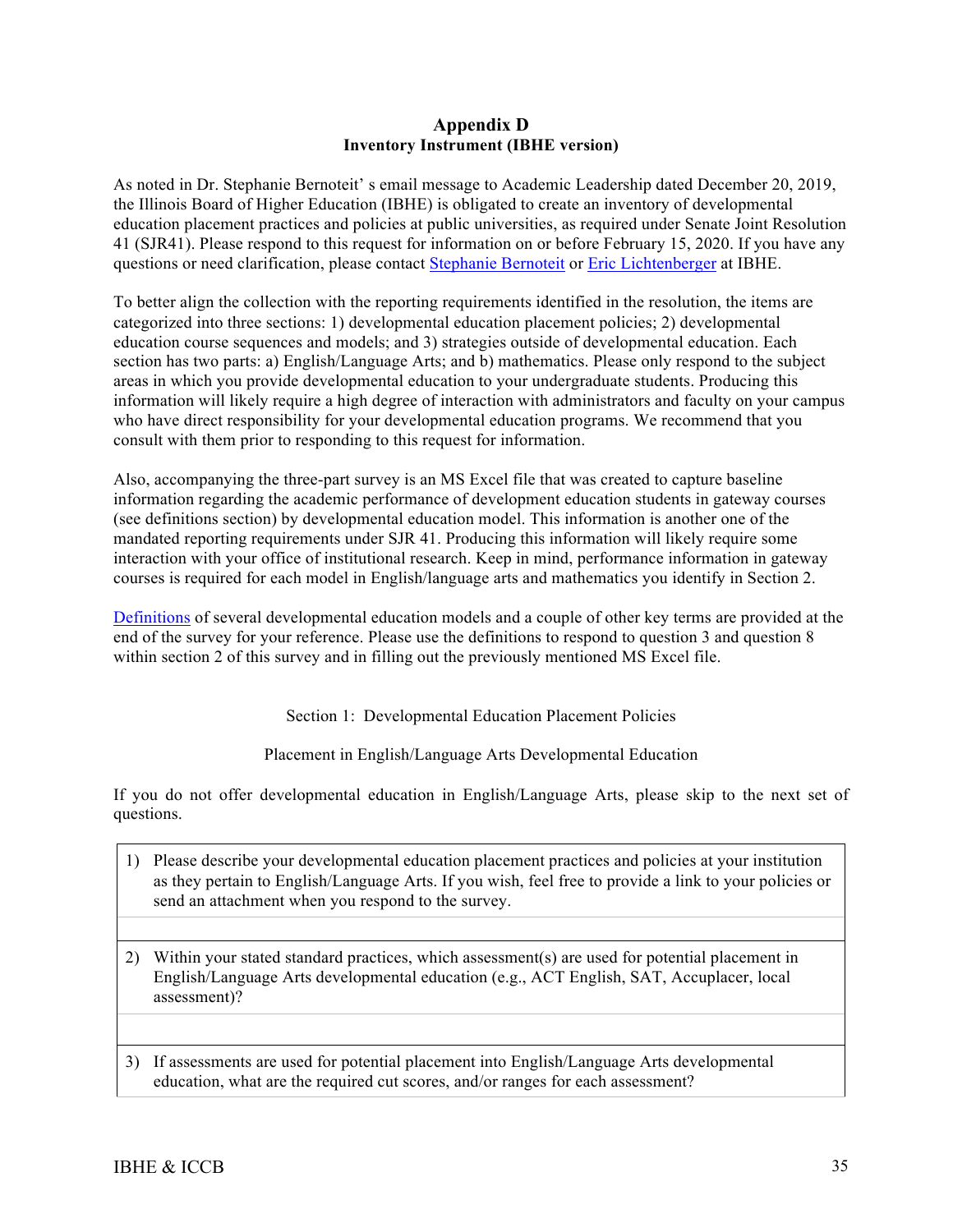## Appendix D
### Inventory Instrument (IBHE version)

As noted in Dr. Stephanie Bernoteit' s email message to Academic Leadership dated December 20, 2019, the Illinois Board of Higher Education (IBHE) is obligated to create an inventory of developmental education placement practices and policies at public universities, as required under Senate Joint Resolution 41 (SJR41). Please respond to this request for information on or before February 15, 2020. If you have any questions or need clarification, please contact Stephanie Bernoteit or Eric Lichtenberger at IBHE.

To better align the collection with the reporting requirements identified in the resolution, the items are categorized into three sections: 1) developmental education placement policies; 2) developmental education course sequences and models; and 3) strategies outside of developmental education. Each section has two parts: a) English/Language Arts; and b) mathematics. Please only respond to the subject areas in which you provide developmental education to your undergraduate students. Producing this information will likely require a high degree of interaction with administrators and faculty on your campus who have direct responsibility for your developmental education programs. We recommend that you consult with them prior to responding to this request for information.

Also, accompanying the three-part survey is an MS Excel file that was created to capture baseline information regarding the academic performance of development education students in gateway courses (see definitions section) by developmental education model. This information is another one of the mandated reporting requirements under SJR 41. Producing this information will likely require some interaction with your office of institutional research. Keep in mind, performance information in gateway courses is required for each model in English/language arts and mathematics you identify in Section 2.

Definitions of several developmental education models and a couple of other key terms are provided at the end of the survey for your reference. Please use the definitions to respond to question 3 and question 8 within section 2 of this survey and in filling out the previously mentioned MS Excel file.

Section 1: Developmental Education Placement Policies

Placement in English/Language Arts Developmental Education

If you do not offer developmental education in English/Language Arts, please skip to the next set of questions.

| 1) Please describe your developmental education placement practices and policies at your institution as they pertain to English/Language Arts. If you wish, feel free to provide a link to your policies or send an attachment when you respond to the survey. |
|---|
| |
| 2) Within your stated standard practices, which assessment(s) are used for potential placement in English/Language Arts developmental education (e.g., ACT English, SAT, Accuplacer, local assessment)? |
| |
| 3) If assessments are used for potential placement into English/Language Arts developmental education, what are the required cut scores, and/or ranges for each assessment? |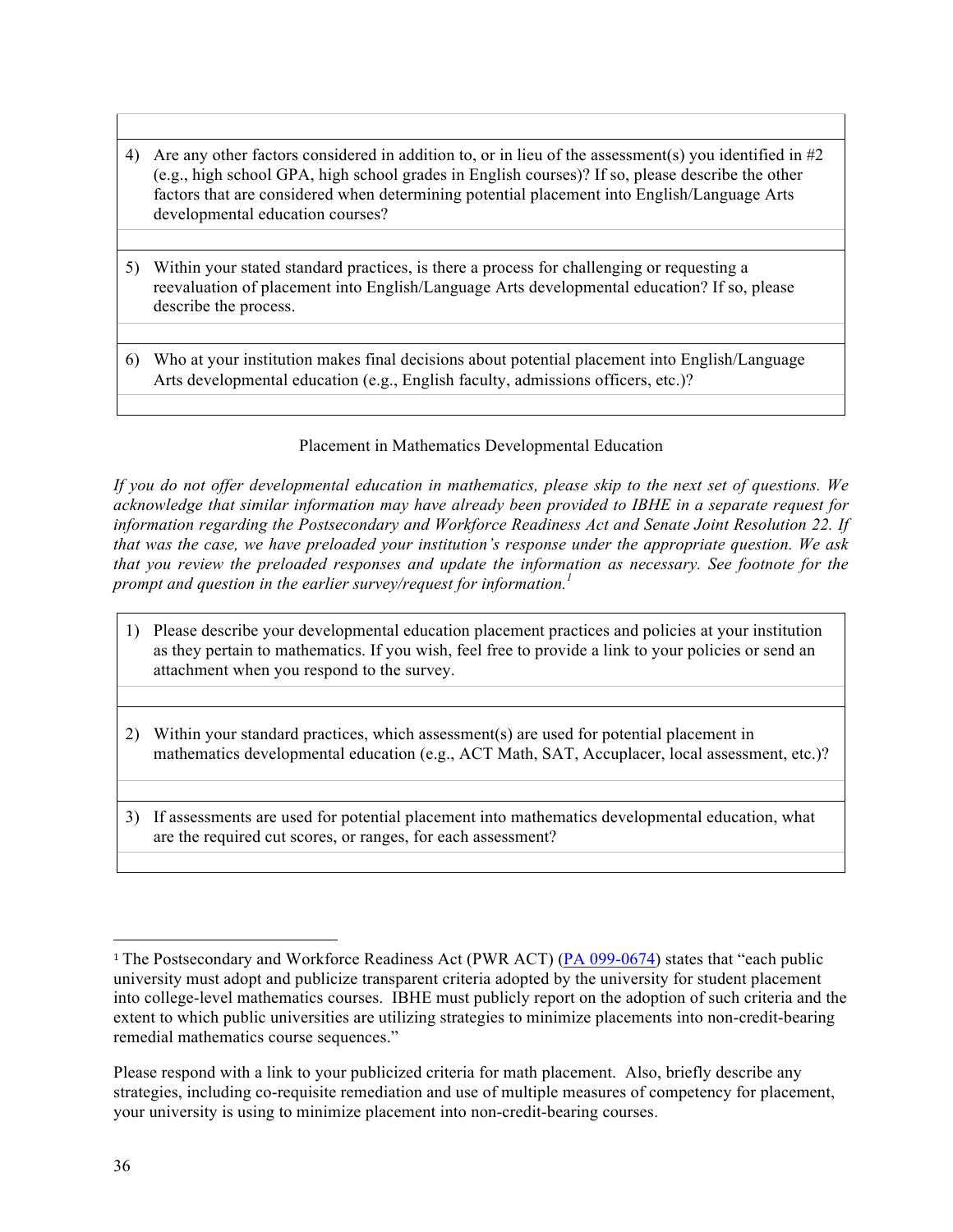| |
|---|
| 4) Are any other factors considered in addition to, or in lieu of the assessment(s) you identified in #2 (e.g., high school GPA, high school grades in English courses)? If so, please describe the other factors that are considered when determining potential placement into English/Language Arts developmental education courses? |
| |
| 5) Within your stated standard practices, is there a process for challenging or requesting a reevaluation of placement into English/Language Arts developmental education? If so, please describe the process. |
| |
| 6) Who at your institution makes final decisions about potential placement into English/Language Arts developmental education (e.g., English faculty, admissions officers, etc.)? |
| |

Placement in Mathematics Developmental Education

*If you do not offer developmental education in mathematics, please skip to the next set of questions. We acknowledge that similar information may have already been provided to IBHE in a separate request for information regarding the Postsecondary and Workforce Readiness Act and Senate Joint Resolution 22. If that was the case, we have preloaded your institution's response under the appropriate question. We ask that you review the preloaded responses and update the information as necessary. See footnote for the prompt and question in the earlier survey/request for information.*[1]

| |
|---|
| 1) Please describe your developmental education placement practices and policies at your institution as they pertain to mathematics. If you wish, feel free to provide a link to your policies or send an attachment when you respond to the survey. |
| |
| 2) Within your standard practices, which assessment(s) are used for potential placement in mathematics developmental education (e.g., ACT Math, SAT, Accuplacer, local assessment, etc.)? |
| |
| 3) If assessments are used for potential placement into mathematics developmental education, what are the required cut scores, or ranges, for each assessment? |
| |

---

[1] The Postsecondary and Workforce Readiness Act (PWR ACT) (PA 099-0674) states that "each public university must adopt and publicize transparent criteria adopted by the university for student placement into college-level mathematics courses. IBHE must publicly report on the adoption of such criteria and the extent to which public universities are utilizing strategies to minimize placements into non-credit-bearing remedial mathematics course sequences."

Please respond with a link to your publicized criteria for math placement. Also, briefly describe any strategies, including co-requisite remediation and use of multiple measures of competency for placement, your university is using to minimize placement into non-credit-bearing courses.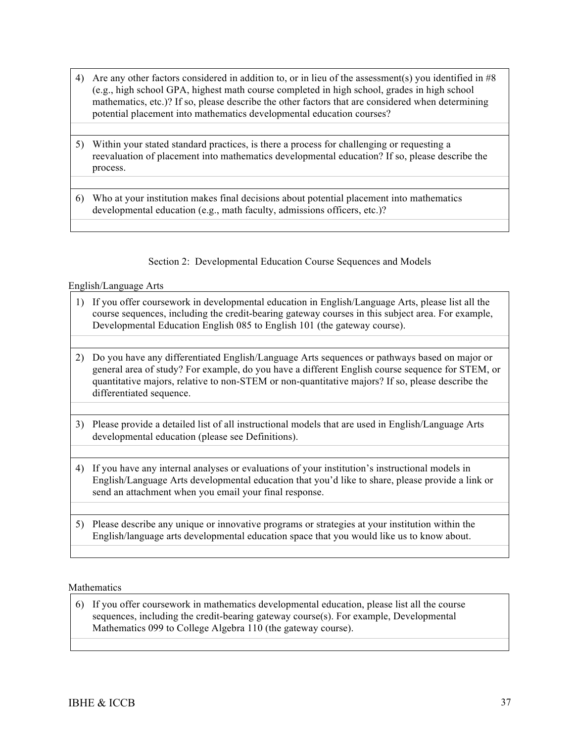4) Are any other factors considered in addition to, or in lieu of the assessment(s) you identified in #8 (e.g., high school GPA, highest math course completed in high school, grades in high school mathematics, etc.)? If so, please describe the other factors that are considered when determining potential placement into mathematics developmental education courses?

5) Within your stated standard practices, is there a process for challenging or requesting a reevaluation of placement into mathematics developmental education? If so, please describe the process.

6) Who at your institution makes final decisions about potential placement into mathematics developmental education (e.g., math faculty, admissions officers, etc.)?

## Section 2: Developmental Education Course Sequences and Models

### English/Language Arts

1) If you offer coursework in developmental education in English/Language Arts, please list all the course sequences, including the credit-bearing gateway courses in this subject area. For example, Developmental Education English 085 to English 101 (the gateway course).

2) Do you have any differentiated English/Language Arts sequences or pathways based on major or general area of study? For example, do you have a different English course sequence for STEM, or quantitative majors, relative to non-STEM or non-quantitative majors? If so, please describe the differentiated sequence.

3) Please provide a detailed list of all instructional models that are used in English/Language Arts developmental education (please see Definitions).

4) If you have any internal analyses or evaluations of your institution's instructional models in English/Language Arts developmental education that you'd like to share, please provide a link or send an attachment when you email your final response.

5) Please describe any unique or innovative programs or strategies at your institution within the English/language arts developmental education space that you would like us to know about.

### Mathematics

6) If you offer coursework in mathematics developmental education, please list all the course sequences, including the credit-bearing gateway course(s). For example, Developmental Mathematics 099 to College Algebra 110 (the gateway course).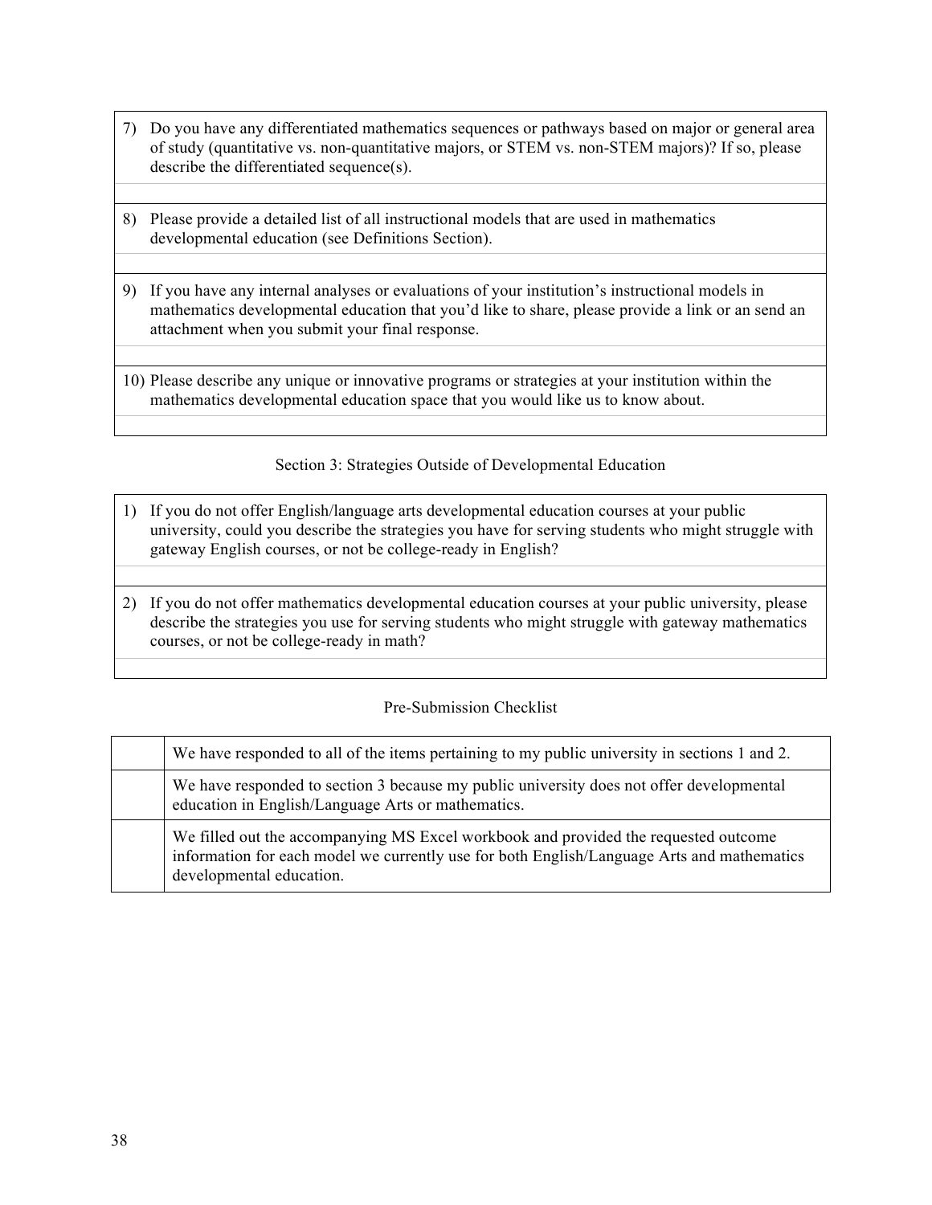7) Do you have any differentiated mathematics sequences or pathways based on major or general area of study (quantitative vs. non-quantitative majors, or STEM vs. non-STEM majors)? If so, please describe the differentiated sequence(s).

8) Please provide a detailed list of all instructional models that are used in mathematics developmental education (see Definitions Section).

9) If you have any internal analyses or evaluations of your institution's instructional models in mathematics developmental education that you'd like to share, please provide a link or an send an attachment when you submit your final response.

10) Please describe any unique or innovative programs or strategies at your institution within the mathematics developmental education space that you would like us to know about.

## Section 3: Strategies Outside of Developmental Education

1) If you do not offer English/language arts developmental education courses at your public university, could you describe the strategies you have for serving students who might struggle with gateway English courses, or not be college-ready in English?

2) If you do not offer mathematics developmental education courses at your public university, please describe the strategies you use for serving students who might struggle with gateway mathematics courses, or not be college-ready in math?

## Pre-Submission Checklist

| | |
|---|---|
| | We have responded to all of the items pertaining to my public university in sections 1 and 2. |
| | We have responded to section 3 because my public university does not offer developmental education in English/Language Arts or mathematics. |
| | We filled out the accompanying MS Excel workbook and provided the requested outcome information for each model we currently use for both English/Language Arts and mathematics developmental education. |